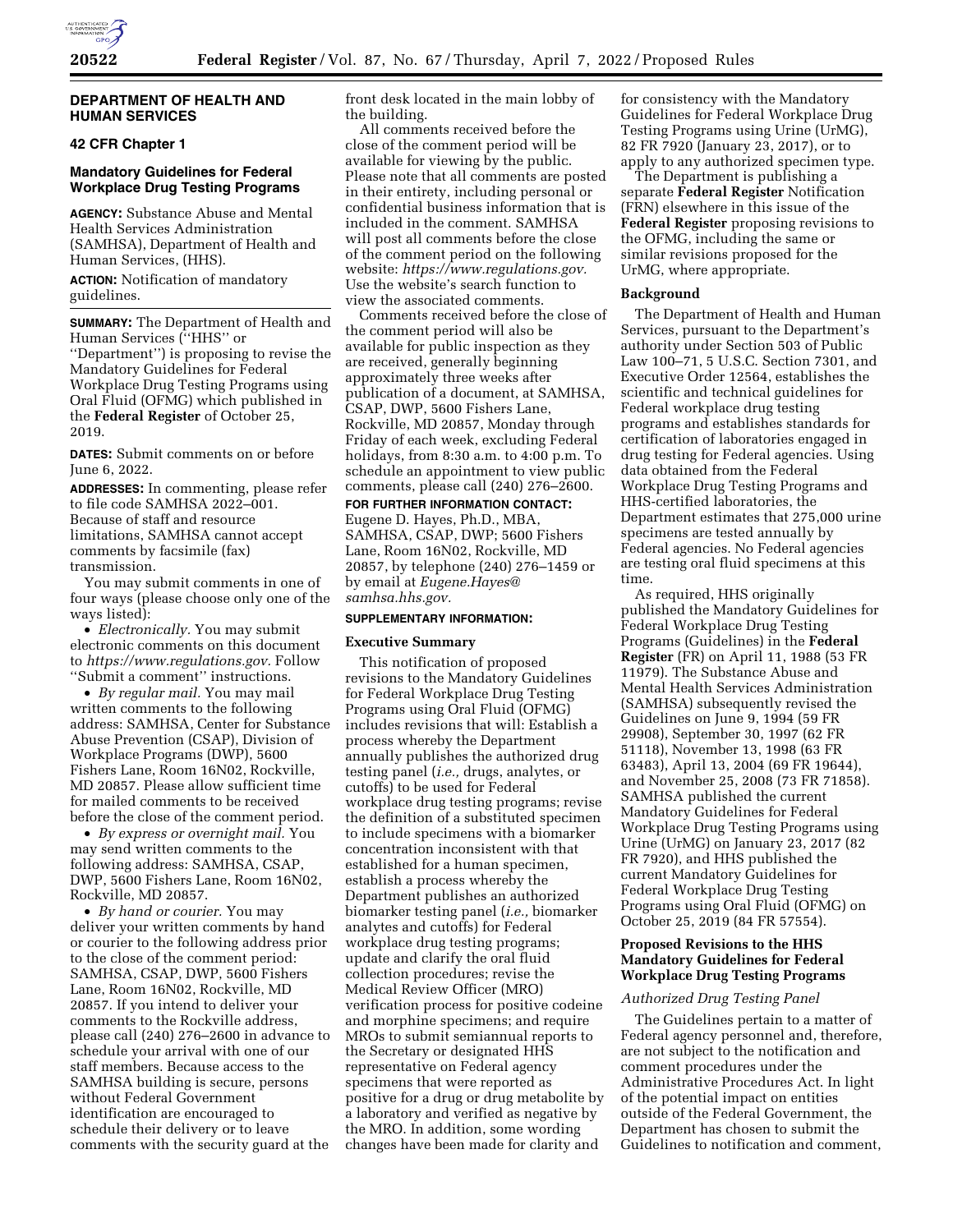**DEPARTMENT OF HEALTH AND HUMAN SERVICES**

**42 CFR Chapter 1**

**Mandatory Guidelines for Federal Workplace Drug Testing Programs**

**AGENCY:** Substance Abuse and Mental Health Services Administration (SAMHSA), Department of Health and Human Services, (HHS).

**ACTION:** Notification of mandatory guidelines.

**SUMMARY:** The Department of Health and Human Services (''HHS'' or ''Department'') is proposing to revise the Mandatory Guidelines for Federal Workplace Drug Testing Programs using Oral Fluid (OFMG) which published in the **Federal Register** of October 25, 2019.

**DATES:** Submit comments on or before June 6, 2022.

**ADDRESSES:** In commenting, please refer to file code SAMHSA 2022–001. Because of staff and resource limitations, SAMHSA cannot accept comments by facsimile (fax) transmission.

You may submit comments in one of four ways (please choose only one of the ways listed):

- *Electronically.* You may submit electronic comments on this document to *https://www.regulations.gov.* Follow ''Submit a comment'' instructions.
- *By regular mail.* You may mail written comments to the following address: SAMHSA, Center for Substance Abuse Prevention (CSAP), Division of Workplace Programs (DWP), 5600 Fishers Lane, Room 16N02, Rockville, MD 20857. Please allow sufficient time for mailed comments to be received before the close of the comment period.
- *By express or overnight mail.* You may send written comments to the following address: SAMHSA, CSAP, DWP, 5600 Fishers Lane, Room 16N02, Rockville, MD 20857.
- *By hand or courier.* You may deliver your written comments by hand or courier to the following address prior to the close of the comment period: SAMHSA, CSAP, DWP, 5600 Fishers Lane, Room 16N02, Rockville, MD 20857. If you intend to deliver your comments to the Rockville address, please call (240) 276–2600 in advance to schedule your arrival with one of our staff members. Because access to the SAMHSA building is secure, persons without Federal Government identification are encouraged to schedule their delivery or to leave comments with the security guard at the front desk located in the main lobby of the building.

All comments received before the close of the comment period will be available for viewing by the public. Please note that all comments are posted in their entirety, including personal or confidential business information that is included in the comment. SAMHSA will post all comments before the close of the comment period on the following website: *https://www.regulations.gov.* Use the website's search function to view the associated comments.

Comments received before the close of the comment period will also be available for public inspection as they are received, generally beginning approximately three weeks after publication of a document, at SAMHSA, CSAP, DWP, 5600 Fishers Lane, Rockville, MD 20857, Monday through Friday of each week, excluding Federal holidays, from 8:30 a.m. to 4:00 p.m. To schedule an appointment to view public comments, please call (240) 276–2600.

**FOR FURTHER INFORMATION CONTACT:** Eugene D. Hayes, Ph.D., MBA, SAMHSA, CSAP, DWP; 5600 Fishers Lane, Room 16N02, Rockville, MD 20857, by telephone (240) 276–1459 or by email at *Eugene.Hayes@samhsa.hhs.gov.*

**SUPPLEMENTARY INFORMATION:**

**Executive Summary**

This notification of proposed revisions to the Mandatory Guidelines for Federal Workplace Drug Testing Programs using Oral Fluid (OFMG) includes revisions that will: Establish a process whereby the Department annually publishes the authorized drug testing panel (*i.e.,* drugs, analytes, or cutoffs) to be used for Federal workplace drug testing programs; revise the definition of a substituted specimen to include specimens with a biomarker concentration inconsistent with that established for a human specimen, establish a process whereby the Department publishes an authorized biomarker testing panel (*i.e.,* biomarker analytes and cutoffs) for Federal workplace drug testing programs; update and clarify the oral fluid collection procedures; revise the Medical Review Officer (MRO) verification process for positive codeine and morphine specimens; and require MROs to submit semiannual reports to the Secretary or designated HHS representative on Federal agency specimens that were reported as positive for a drug or drug metabolite by a laboratory and verified as negative by the MRO. In addition, some wording changes have been made for clarity and for consistency with the Mandatory Guidelines for Federal Workplace Drug Testing Programs using Urine (UrMG), 82 FR 7920 (January 23, 2017), or to apply to any authorized specimen type.

The Department is publishing a separate **Federal Register** Notification (FRN) elsewhere in this issue of the **Federal Register** proposing revisions to the OFMG, including the same or similar revisions proposed for the UrMG, where appropriate.

**Background**

The Department of Health and Human Services, pursuant to the Department's authority under Section 503 of Public Law 100–71, 5 U.S.C. Section 7301, and Executive Order 12564, establishes the scientific and technical guidelines for Federal workplace drug testing programs and establishes standards for certification of laboratories engaged in drug testing for Federal agencies. Using data obtained from the Federal Workplace Drug Testing Programs and HHS-certified laboratories, the Department estimates that 275,000 urine specimens are tested annually by Federal agencies. No Federal agencies are testing oral fluid specimens at this time.

As required, HHS originally published the Mandatory Guidelines for Federal Workplace Drug Testing Programs (Guidelines) in the **Federal Register** (FR) on April 11, 1988 (53 FR 11979). The Substance Abuse and Mental Health Services Administration (SAMHSA) subsequently revised the Guidelines on June 9, 1994 (59 FR 29908), September 30, 1997 (62 FR 51118), November 13, 1998 (63 FR 63483), April 13, 2004 (69 FR 19644), and November 25, 2008 (73 FR 71858). SAMHSA published the current Mandatory Guidelines for Federal Workplace Drug Testing Programs using Urine (UrMG) on January 23, 2017 (82 FR 7920), and HHS published the current Mandatory Guidelines for Federal Workplace Drug Testing Programs using Oral Fluid (OFMG) on October 25, 2019 (84 FR 57554).

**Proposed Revisions to the HHS Mandatory Guidelines for Federal Workplace Drug Testing Programs**

*Authorized Drug Testing Panel*

The Guidelines pertain to a matter of Federal agency personnel and, therefore, are not subject to the notification and comment procedures under the Administrative Procedures Act. In light of the potential impact on entities outside of the Federal Government, the Department has chosen to submit the Guidelines to notification and comment,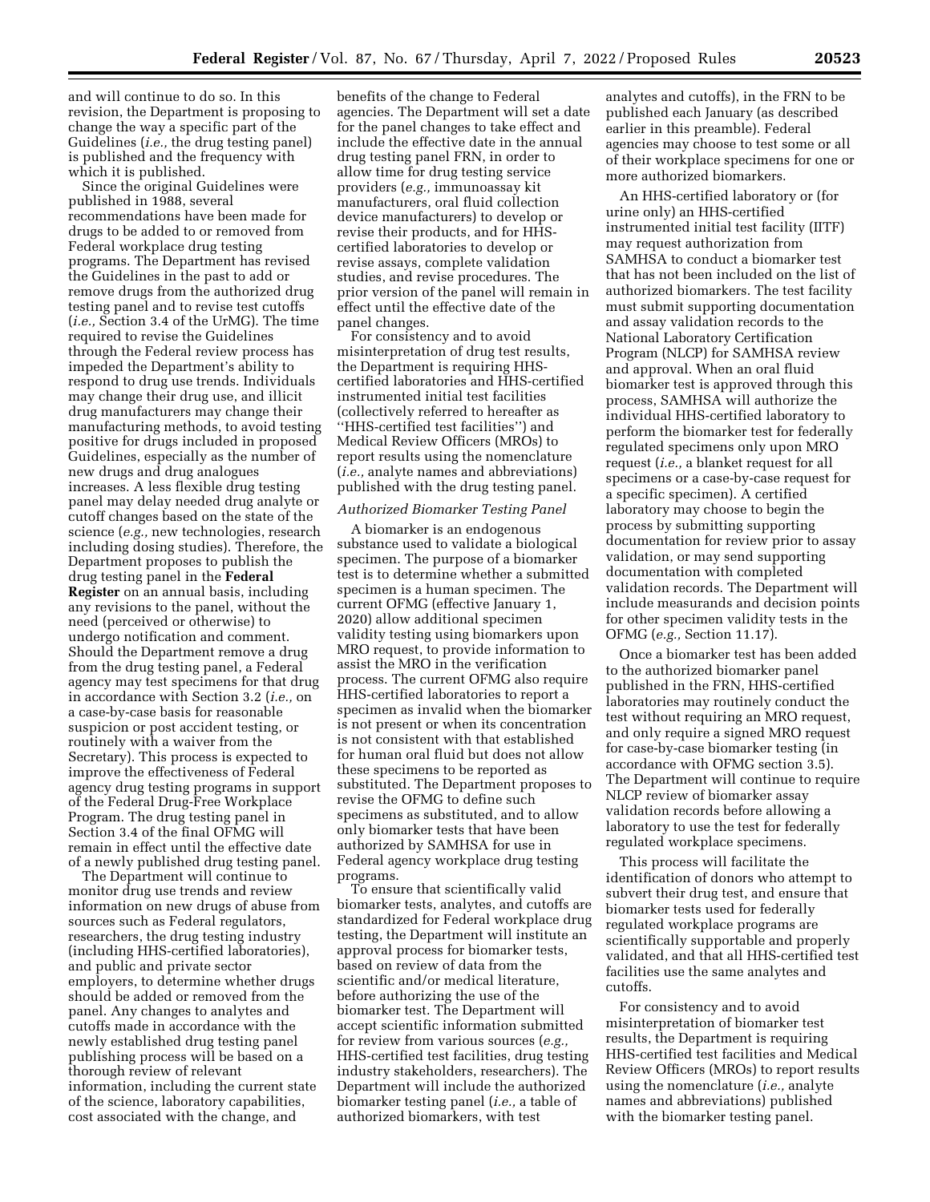and will continue to do so. In this revision, the Department is proposing to change the way a specific part of the Guidelines (*i.e.,* the drug testing panel) is published and the frequency with which it is published.

Since the original Guidelines were published in 1988, several recommendations have been made for drugs to be added to or removed from Federal workplace drug testing programs. The Department has revised the Guidelines in the past to add or remove drugs from the authorized drug testing panel and to revise test cutoffs (*i.e.,* Section 3.4 of the UrMG). The time required to revise the Guidelines through the Federal review process has impeded the Department's ability to respond to drug use trends. Individuals may change their drug use, and illicit drug manufacturers may change their manufacturing methods, to avoid testing positive for drugs included in proposed Guidelines, especially as the number of new drugs and drug analogues increases. A less flexible drug testing panel may delay needed drug analyte or cutoff changes based on the state of the science (*e.g.,* new technologies, research including dosing studies). Therefore, the Department proposes to publish the drug testing panel in the **Federal Register** on an annual basis, including any revisions to the panel, without the need (perceived or otherwise) to undergo notification and comment. Should the Department remove a drug from the drug testing panel, a Federal agency may test specimens for that drug in accordance with Section 3.2 (*i.e.,* on a case-by-case basis for reasonable suspicion or post accident testing, or routinely with a waiver from the Secretary). This process is expected to improve the effectiveness of Federal agency drug testing programs in support of the Federal Drug-Free Workplace Program. The drug testing panel in Section 3.4 of the final OFMG will remain in effect until the effective date of a newly published drug testing panel.

The Department will continue to monitor drug use trends and review information on new drugs of abuse from sources such as Federal regulators, researchers, the drug testing industry (including HHS-certified laboratories), and public and private sector employers, to determine whether drugs should be added or removed from the panel. Any changes to analytes and cutoffs made in accordance with the newly established drug testing panel publishing process will be based on a thorough review of relevant information, including the current state of the science, laboratory capabilities, cost associated with the change, and benefits of the change to Federal agencies. The Department will set a date for the panel changes to take effect and include the effective date in the annual drug testing panel FRN, in order to allow time for drug testing service providers (*e.g.,* immunoassay kit manufacturers, oral fluid collection device manufacturers) to develop or revise their products, and for HHS-certified laboratories to develop or revise assays, complete validation studies, and revise procedures. The prior version of the panel will remain in effect until the effective date of the panel changes.

For consistency and to avoid misinterpretation of drug test results, the Department is requiring HHS-certified laboratories and HHS-certified instrumented initial test facilities (collectively referred to hereafter as ''HHS-certified test facilities'') and Medical Review Officers (MROs) to report results using the nomenclature (*i.e.,* analyte names and abbreviations) published with the drug testing panel.

*Authorized Biomarker Testing Panel*

A biomarker is an endogenous substance used to validate a biological specimen. The purpose of a biomarker test is to determine whether a submitted specimen is a human specimen. The current OFMG (effective January 1, 2020) allow additional specimen validity testing using biomarkers upon MRO request, to provide information to assist the MRO in the verification process. The current OFMG also require HHS-certified laboratories to report a specimen as invalid when the biomarker is not present or when its concentration is not consistent with that established for human oral fluid but does not allow these specimens to be reported as substituted. The Department proposes to revise the OFMG to define such specimens as substituted, and to allow only biomarker tests that have been authorized by SAMHSA for use in Federal agency workplace drug testing programs.

To ensure that scientifically valid biomarker tests, analytes, and cutoffs are standardized for Federal workplace drug testing, the Department will institute an approval process for biomarker tests, based on review of data from the scientific and/or medical literature, before authorizing the use of the biomarker test. The Department will accept scientific information submitted for review from various sources (*e.g.,* HHS-certified test facilities, drug testing industry stakeholders, researchers). The Department will include the authorized biomarker testing panel (*i.e.,* a table of authorized biomarkers, with test analytes and cutoffs), in the FRN to be published each January (as described earlier in this preamble). Federal agencies may choose to test some or all of their workplace specimens for one or more authorized biomarkers.

An HHS-certified laboratory or (for urine only) an HHS-certified instrumented initial test facility (IITF) may request authorization from SAMHSA to conduct a biomarker test that has not been included on the list of authorized biomarkers. The test facility must submit supporting documentation and assay validation records to the National Laboratory Certification Program (NLCP) for SAMHSA review and approval. When an oral fluid biomarker test is approved through this process, SAMHSA will authorize the individual HHS-certified laboratory to perform the biomarker test for federally regulated specimens only upon MRO request (*i.e.,* a blanket request for all specimens or a case-by-case request for a specific specimen). A certified laboratory may choose to begin the process by submitting supporting documentation for review prior to assay validation, or may send supporting documentation with completed validation records. The Department will include measurands and decision points for other specimen validity tests in the OFMG (*e.g.,* Section 11.17).

Once a biomarker test has been added to the authorized biomarker panel published in the FRN, HHS-certified laboratories may routinely conduct the test without requiring an MRO request, and only require a signed MRO request for case-by-case biomarker testing (in accordance with OFMG section 3.5). The Department will continue to require NLCP review of biomarker assay validation records before allowing a laboratory to use the test for federally regulated workplace specimens.

This process will facilitate the identification of donors who attempt to subvert their drug test, and ensure that biomarker tests used for federally regulated workplace programs are scientifically supportable and properly validated, and that all HHS-certified test facilities use the same analytes and cutoffs.

For consistency and to avoid misinterpretation of biomarker test results, the Department is requiring HHS-certified test facilities and Medical Review Officers (MROs) to report results using the nomenclature (*i.e.,* analyte names and abbreviations) published with the biomarker testing panel.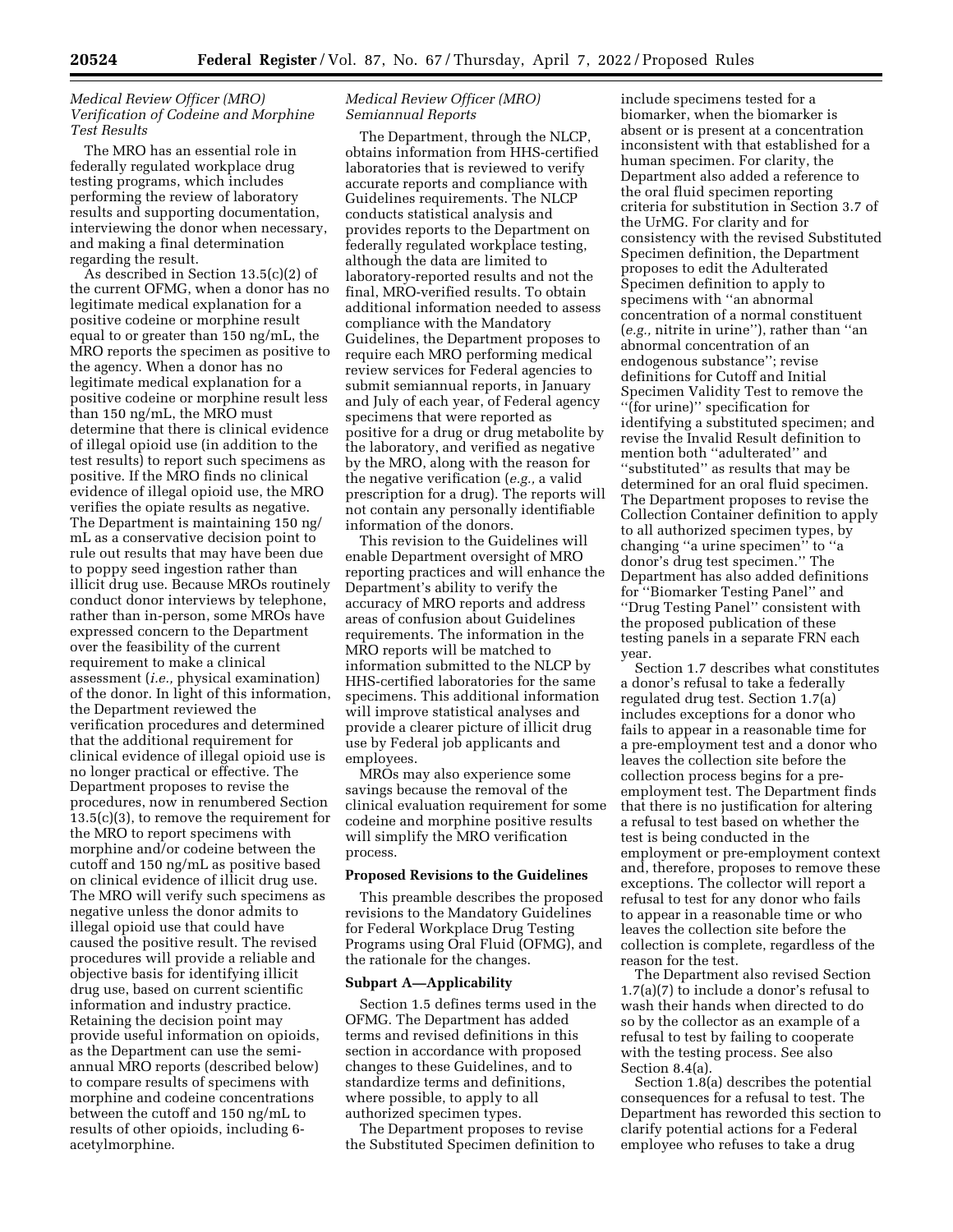### *Medical Review Officer (MRO) Verification of Codeine and Morphine Test Results*

The MRO has an essential role in federally regulated workplace drug testing programs, which includes performing the review of laboratory results and supporting documentation, interviewing the donor when necessary, and making a final determination regarding the result.

As described in Section 13.5(c)(2) of the current OFMG, when a donor has no legitimate medical explanation for a positive codeine or morphine result equal to or greater than 150 ng/mL, the MRO reports the specimen as positive to the agency. When a donor has no legitimate medical explanation for a positive codeine or morphine result less than 150 ng/mL, the MRO must determine that there is clinical evidence of illegal opioid use (in addition to the test results) to report such specimens as positive. If the MRO finds no clinical evidence of illegal opioid use, the MRO verifies the opiate results as negative. The Department is maintaining 150 ng/mL as a conservative decision point to rule out results that may have been due to poppy seed ingestion rather than illicit drug use. Because MROs routinely conduct donor interviews by telephone, rather than in-person, some MROs have expressed concern to the Department over the feasibility of the current requirement to make a clinical assessment (*i.e.,* physical examination) of the donor. In light of this information, the Department reviewed the verification procedures and determined that the additional requirement for clinical evidence of illegal opioid use is no longer practical or effective. The Department proposes to revise the procedures, now in renumbered Section 13.5(c)(3), to remove the requirement for the MRO to report specimens with morphine and/or codeine between the cutoff and 150 ng/mL as positive based on clinical evidence of illicit drug use. The MRO will verify such specimens as negative unless the donor admits to illegal opioid use that could have caused the positive result. The revised procedures will provide a reliable and objective basis for identifying illicit drug use, based on current scientific information and industry practice. Retaining the decision point may provide useful information on opioids, as the Department can use the semi-annual MRO reports (described below) to compare results of specimens with morphine and codeine concentrations between the cutoff and 150 ng/mL to results of other opioids, including 6-acetylmorphine.

### *Medical Review Officer (MRO) Semiannual Reports*

The Department, through the NLCP, obtains information from HHS-certified laboratories that is reviewed to verify accurate reports and compliance with Guidelines requirements. The NLCP conducts statistical analysis and provides reports to the Department on federally regulated workplace testing, although the data are limited to laboratory-reported results and not the final, MRO-verified results. To obtain additional information needed to assess compliance with the Mandatory Guidelines, the Department proposes to require each MRO performing medical review services for Federal agencies to submit semiannual reports, in January and July of each year, of Federal agency specimens that were reported as positive for a drug or drug metabolite by the laboratory, and verified as negative by the MRO, along with the reason for the negative verification (*e.g.,* a valid prescription for a drug). The reports will not contain any personally identifiable information of the donors.

This revision to the Guidelines will enable Department oversight of MRO reporting practices and will enhance the Department's ability to verify the accuracy of MRO reports and address areas of confusion about Guidelines requirements. The information in the MRO reports will be matched to information submitted to the NLCP by HHS-certified laboratories for the same specimens. This additional information will improve statistical analyses and provide a clearer picture of illicit drug use by Federal job applicants and employees.

MROs may also experience some savings because the removal of the clinical evaluation requirement for some codeine and morphine positive results will simplify the MRO verification process.

## Proposed Revisions to the Guidelines

This preamble describes the proposed revisions to the Mandatory Guidelines for Federal Workplace Drug Testing Programs using Oral Fluid (OFMG), and the rationale for the changes.

## Subpart A—Applicability

Section 1.5 defines terms used in the OFMG. The Department has added terms and revised definitions in this section in accordance with proposed changes to these Guidelines, and to standardize terms and definitions, where possible, to apply to all authorized specimen types.

The Department proposes to revise the Substituted Specimen definition to include specimens tested for a biomarker, when the biomarker is absent or is present at a concentration inconsistent with that established for a human specimen. For clarity, the Department also added a reference to the oral fluid specimen reporting criteria for substitution in Section 3.7 of the UrMG. For clarity and for consistency with the revised Substituted Specimen definition, the Department proposes to edit the Adulterated Specimen definition to apply to specimens with ''an abnormal concentration of a normal constituent (*e.g.,* nitrite in urine''), rather than ''an abnormal concentration of an endogenous substance''; revise definitions for Cutoff and Initial Specimen Validity Test to remove the ''(for urine)'' specification for identifying a substituted specimen; and revise the Invalid Result definition to mention both ''adulterated'' and ''substituted'' as results that may be determined for an oral fluid specimen. The Department proposes to revise the Collection Container definition to apply to all authorized specimen types, by changing ''a urine specimen'' to ''a donor's drug test specimen.'' The Department has also added definitions for ''Biomarker Testing Panel'' and ''Drug Testing Panel'' consistent with the proposed publication of these testing panels in a separate FRN each year.

Section 1.7 describes what constitutes a donor's refusal to take a federally regulated drug test. Section 1.7(a) includes exceptions for a donor who fails to appear in a reasonable time for a pre-employment test and a donor who leaves the collection site before the collection process begins for a pre-employment test. The Department finds that there is no justification for altering a refusal to test based on whether the test is being conducted in the employment or pre-employment context and, therefore, proposes to remove these exceptions. The collector will report a refusal to test for any donor who fails to appear in a reasonable time or who leaves the collection site before the collection is complete, regardless of the reason for the test.

The Department also revised Section 1.7(a)(7) to include a donor's refusal to wash their hands when directed to do so by the collector as an example of a refusal to test by failing to cooperate with the testing process. See also Section 8.4(a).

Section 1.8(a) describes the potential consequences for a refusal to test. The Department has reworded this section to clarify potential actions for a Federal employee who refuses to take a drug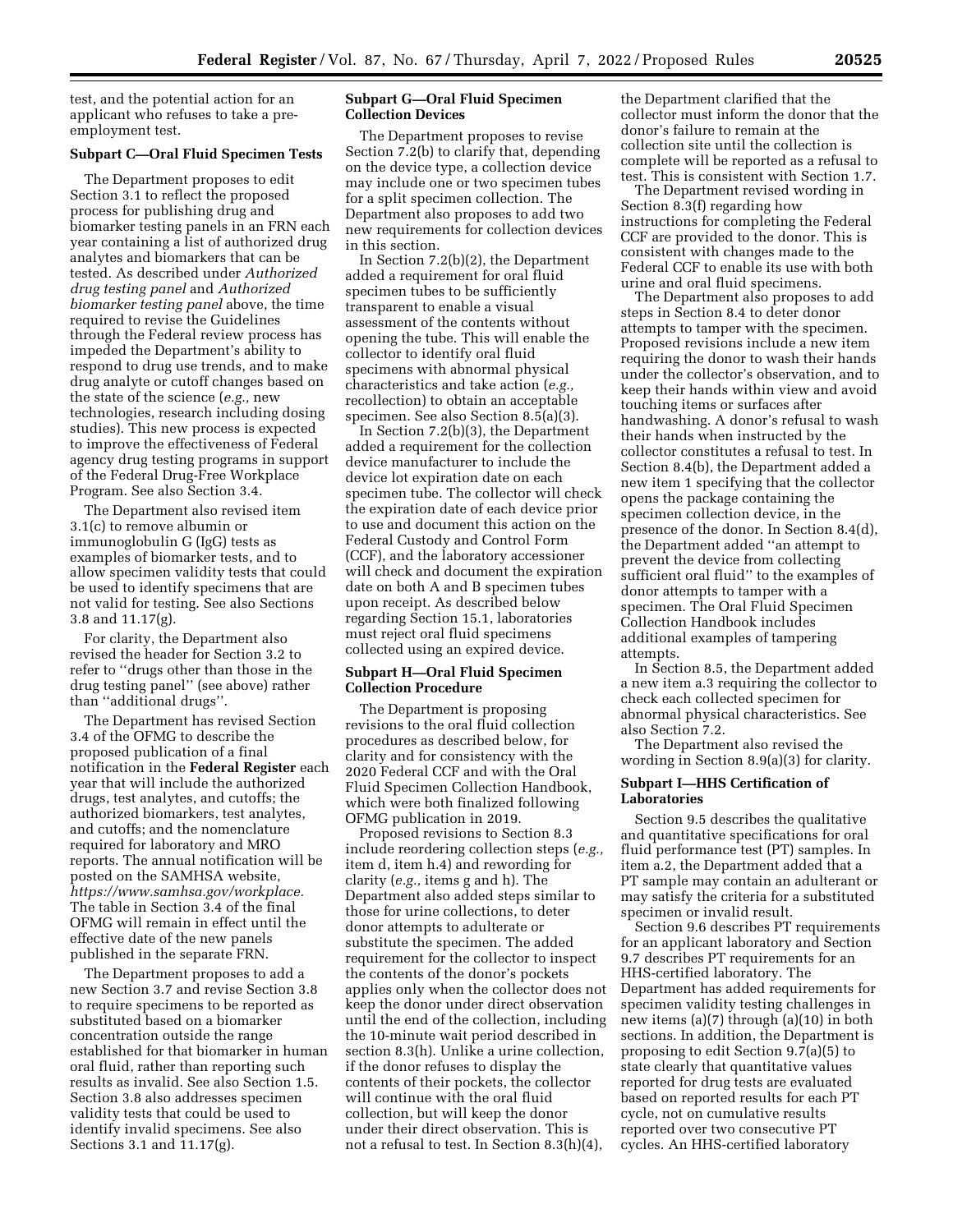test, and the potential action for an applicant who refuses to take a pre-employment test.

**Subpart C—Oral Fluid Specimen Tests**

The Department proposes to edit Section 3.1 to reflect the proposed process for publishing drug and biomarker testing panels in an FRN each year containing a list of authorized drug analytes and biomarkers that can be tested. As described under *Authorized drug testing panel* and *Authorized biomarker testing panel* above, the time required to revise the Guidelines through the Federal review process has impeded the Department's ability to respond to drug use trends, and to make drug analyte or cutoff changes based on the state of the science (*e.g.,* new technologies, research including dosing studies). This new process is expected to improve the effectiveness of Federal agency drug testing programs in support of the Federal Drug-Free Workplace Program. See also Section 3.4.

The Department also revised item 3.1(c) to remove albumin or immunoglobulin G (IgG) tests as examples of biomarker tests, and to allow specimen validity tests that could be used to identify specimens that are not valid for testing. See also Sections 3.8 and 11.17(g).

For clarity, the Department also revised the header for Section 3.2 to refer to ''drugs other than those in the drug testing panel'' (see above) rather than ''additional drugs''.

The Department has revised Section 3.4 of the OFMG to describe the proposed publication of a final notification in the **Federal Register** each year that will include the authorized drugs, test analytes, and cutoffs; the authorized biomarkers, test analytes, and cutoffs; and the nomenclature required for laboratory and MRO reports. The annual notification will be posted on the SAMHSA website, *https://www.samhsa.gov/workplace.* The table in Section 3.4 of the final OFMG will remain in effect until the effective date of the new panels published in the separate FRN.

The Department proposes to add a new Section 3.7 and revise Section 3.8 to require specimens to be reported as substituted based on a biomarker concentration outside the range established for that biomarker in human oral fluid, rather than reporting such results as invalid. See also Section 1.5. Section 3.8 also addresses specimen validity tests that could be used to identify invalid specimens. See also Sections 3.1 and 11.17(g).

**Subpart G—Oral Fluid Specimen Collection Devices**

The Department proposes to revise Section 7.2(b) to clarify that, depending on the device type, a collection device may include one or two specimen tubes for a split specimen collection. The Department also proposes to add two new requirements for collection devices in this section.

In Section 7.2(b)(2), the Department added a requirement for oral fluid specimen tubes to be sufficiently transparent to enable a visual assessment of the contents without opening the tube. This will enable the collector to identify oral fluid specimens with abnormal physical characteristics and take action (*e.g.,* recollection) to obtain an acceptable specimen. See also Section 8.5(a)(3).

In Section 7.2(b)(3), the Department added a requirement for the collection device manufacturer to include the device lot expiration date on each specimen tube. The collector will check the expiration date of each device prior to use and document this action on the Federal Custody and Control Form (CCF), and the laboratory accessioner will check and document the expiration date on both A and B specimen tubes upon receipt. As described below regarding Section 15.1, laboratories must reject oral fluid specimens collected using an expired device.

**Subpart H—Oral Fluid Specimen Collection Procedure**

The Department is proposing revisions to the oral fluid collection procedures as described below, for clarity and for consistency with the 2020 Federal CCF and with the Oral Fluid Specimen Collection Handbook, which were both finalized following OFMG publication in 2019.

Proposed revisions to Section 8.3 include reordering collection steps (*e.g.,* item d, item h.4) and rewording for clarity (*e.g.,* items g and h). The Department also added steps similar to those for urine collections, to deter donor attempts to adulterate or substitute the specimen. The added requirement for the collector to inspect the contents of the donor's pockets applies only when the collector does not keep the donor under direct observation until the end of the collection, including the 10-minute wait period described in section 8.3(h). Unlike a urine collection, if the donor refuses to display the contents of their pockets, the collector will continue with the oral fluid collection, but will keep the donor under their direct observation. This is not a refusal to test. In Section 8.3(h)(4), the Department clarified that the collector must inform the donor that the donor's failure to remain at the collection site until the collection is complete will be reported as a refusal to test. This is consistent with Section 1.7.

The Department revised wording in Section 8.3(f) regarding how instructions for completing the Federal CCF are provided to the donor. This is consistent with changes made to the Federal CCF to enable its use with both urine and oral fluid specimens.

The Department also proposes to add steps in Section 8.4 to deter donor attempts to tamper with the specimen. Proposed revisions include a new item requiring the donor to wash their hands under the collector's observation, and to keep their hands within view and avoid touching items or surfaces after handwashing. A donor's refusal to wash their hands when instructed by the collector constitutes a refusal to test. In Section 8.4(b), the Department added a new item 1 specifying that the collector opens the package containing the specimen collection device, in the presence of the donor. In Section 8.4(d), the Department added ''an attempt to prevent the device from collecting sufficient oral fluid'' to the examples of donor attempts to tamper with a specimen. The Oral Fluid Specimen Collection Handbook includes additional examples of tampering attempts.

In Section 8.5, the Department added a new item a.3 requiring the collector to check each collected specimen for abnormal physical characteristics. See also Section 7.2.

The Department also revised the wording in Section 8.9(a)(3) for clarity.

**Subpart I—HHS Certification of Laboratories**

Section 9.5 describes the qualitative and quantitative specifications for oral fluid performance test (PT) samples. In item a.2, the Department added that a PT sample may contain an adulterant or may satisfy the criteria for a substituted specimen or invalid result.

Section 9.6 describes PT requirements for an applicant laboratory and Section 9.7 describes PT requirements for an HHS-certified laboratory. The Department has added requirements for specimen validity testing challenges in new items (a)(7) through (a)(10) in both sections. In addition, the Department is proposing to edit Section 9.7(a)(5) to state clearly that quantitative values reported for drug tests are evaluated based on reported results for each PT cycle, not on cumulative results reported over two consecutive PT cycles. An HHS-certified laboratory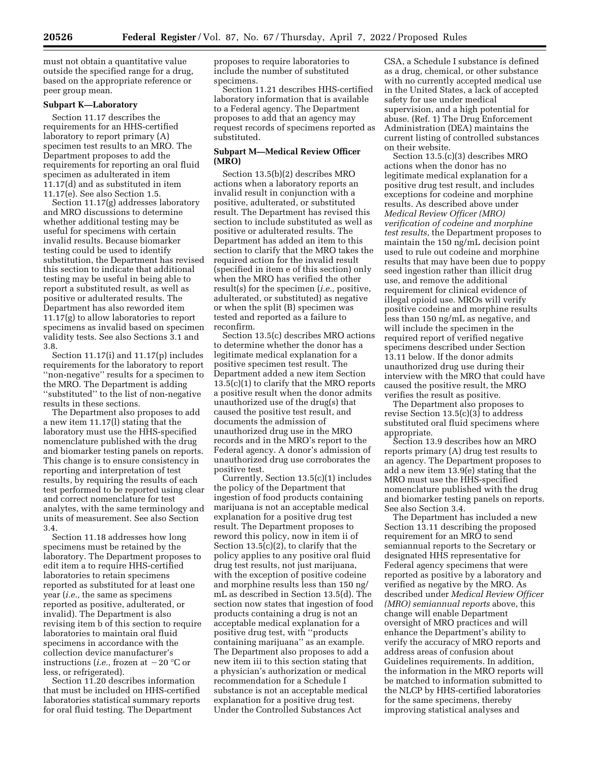must not obtain a quantitative value outside the specified range for a drug, based on the appropriate reference or peer group mean.

**Subpart K—Laboratory**

Section 11.17 describes the requirements for an HHS-certified laboratory to report primary (A) specimen test results to an MRO. The Department proposes to add the requirements for reporting an oral fluid specimen as adulterated in item 11.17(d) and as substituted in item 11.17(e). See also Section 1.5.

Section 11.17(g) addresses laboratory and MRO discussions to determine whether additional testing may be useful for specimens with certain invalid results. Because biomarker testing could be used to identify substitution, the Department has revised this section to indicate that additional testing may be useful in being able to report a substituted result, as well as positive or adulterated results. The Department has also reworded item 11.17(g) to allow laboratories to report specimens as invalid based on specimen validity tests. See also Sections 3.1 and 3.8.

Section 11.17(i) and 11.17(p) includes requirements for the laboratory to report ''non-negative'' results for a specimen to the MRO. The Department is adding ''substituted'' to the list of non-negative results in these sections.

The Department also proposes to add a new item 11.17(l) stating that the laboratory must use the HHS-specified nomenclature published with the drug and biomarker testing panels on reports. This change is to ensure consistency in reporting and interpretation of test results, by requiring the results of each test performed to be reported using clear and correct nomenclature for test analytes, with the same terminology and units of measurement. See also Section 3.4.

Section 11.18 addresses how long specimens must be retained by the laboratory. The Department proposes to edit item a to require HHS-certified laboratories to retain specimens reported as substituted for at least one year (*i.e.,* the same as specimens reported as positive, adulterated, or invalid). The Department is also revising item b of this section to require laboratories to maintain oral fluid specimens in accordance with the collection device manufacturer's instructions (*i.e.,* frozen at −20 °C or less, or refrigerated).

Section 11.20 describes information that must be included on HHS-certified laboratories statistical summary reports for oral fluid testing. The Department proposes to require laboratories to include the number of substituted specimens.

Section 11.21 describes HHS-certified laboratory information that is available to a Federal agency. The Department proposes to add that an agency may request records of specimens reported as substituted.

**Subpart M—Medical Review Officer (MRO)**

Section 13.5(b)(2) describes MRO actions when a laboratory reports an invalid result in conjunction with a positive, adulterated, or substituted result. The Department has revised this section to include substituted as well as positive or adulterated results. The Department has added an item to this section to clarify that the MRO takes the required action for the invalid result (specified in item e of this section) only when the MRO has verified the other result(s) for the specimen (*i.e.,* positive, adulterated, or substituted) as negative or when the split (B) specimen was tested and reported as a failure to reconfirm.

Section 13.5(c) describes MRO actions to determine whether the donor has a legitimate medical explanation for a positive specimen test result. The Department added a new item Section 13.5(c)(1) to clarify that the MRO reports a positive result when the donor admits unauthorized use of the drug(s) that caused the positive test result, and documents the admission of unauthorized drug use in the MRO records and in the MRO's report to the Federal agency. A donor's admission of unauthorized drug use corroborates the positive test.

Currently, Section 13.5(c)(1) includes the policy of the Department that ingestion of food products containing marijuana is not an acceptable medical explanation for a positive drug test result. The Department proposes to reword this policy, now in item ii of Section 13.5(c)(2), to clarify that the policy applies to any positive oral fluid drug test results, not just marijuana, with the exception of positive codeine and morphine results less than 150 ng/mL as described in Section 13.5(d). The section now states that ingestion of food products containing a drug is not an acceptable medical explanation for a positive drug test, with ''products containing marijuana'' as an example. The Department also proposes to add a new item iii to this section stating that a physician's authorization or medical recommendation for a Schedule I substance is not an acceptable medical explanation for a positive drug test. Under the Controlled Substances Act CSA, a Schedule I substance is defined as a drug, chemical, or other substance with no currently accepted medical use in the United States, a lack of accepted safety for use under medical supervision, and a high potential for abuse. (Ref. 1) The Drug Enforcement Administration (DEA) maintains the current listing of controlled substances on their website.

Section 13.5.(c)(3) describes MRO actions when the donor has no legitimate medical explanation for a positive drug test result, and includes exceptions for codeine and morphine results. As described above under *Medical Review Officer (MRO) verification of codeine and morphine test results,* the Department proposes to maintain the 150 ng/mL decision point used to rule out codeine and morphine results that may have been due to poppy seed ingestion rather than illicit drug use, and remove the additional requirement for clinical evidence of illegal opioid use. MROs will verify positive codeine and morphine results less than 150 ng/mL as negative, and will include the specimen in the required report of verified negative specimens described under Section 13.11 below. If the donor admits unauthorized drug use during their interview with the MRO that could have caused the positive result, the MRO verifies the result as positive.

The Department also proposes to revise Section 13.5(c)(3) to address substituted oral fluid specimens where appropriate.

Section 13.9 describes how an MRO reports primary (A) drug test results to an agency. The Department proposes to add a new item 13.9(e) stating that the MRO must use the HHS-specified nomenclature published with the drug and biomarker testing panels on reports. See also Section 3.4.

The Department has included a new Section 13.11 describing the proposed requirement for an MRO to send semiannual reports to the Secretary or designated HHS representative for Federal agency specimens that were reported as positive by a laboratory and verified as negative by the MRO. As described under *Medical Review Officer (MRO) semiannual reports* above, this change will enable Department oversight of MRO practices and will enhance the Department's ability to verify the accuracy of MRO reports and address areas of confusion about Guidelines requirements. In addition, the information in the MRO reports will be matched to information submitted to the NLCP by HHS-certified laboratories for the same specimens, thereby improving statistical analyses and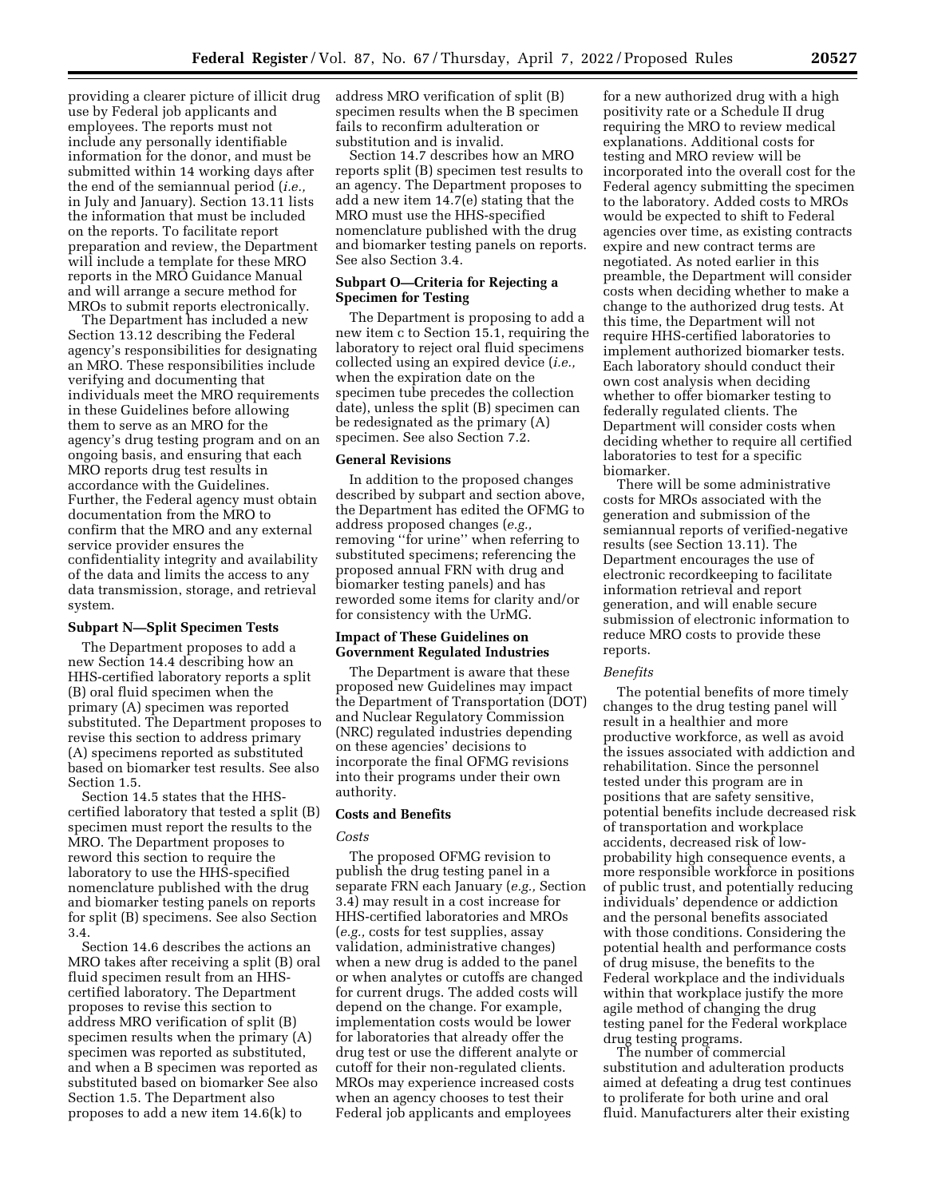providing a clearer picture of illicit drug use by Federal job applicants and employees. The reports must not include any personally identifiable information for the donor, and must be submitted within 14 working days after the end of the semiannual period (*i.e.,* in July and January). Section 13.11 lists the information that must be included on the reports. To facilitate report preparation and review, the Department will include a template for these MRO reports in the MRO Guidance Manual and will arrange a secure method for MROs to submit reports electronically.

The Department has included a new Section 13.12 describing the Federal agency's responsibilities for designating an MRO. These responsibilities include verifying and documenting that individuals meet the MRO requirements in these Guidelines before allowing them to serve as an MRO for the agency's drug testing program and on an ongoing basis, and ensuring that each MRO reports drug test results in accordance with the Guidelines. Further, the Federal agency must obtain documentation from the MRO to confirm that the MRO and any external service provider ensures the confidentiality integrity and availability of the data and limits the access to any data transmission, storage, and retrieval system.

**Subpart N—Split Specimen Tests**

The Department proposes to add a new Section 14.4 describing how an HHS-certified laboratory reports a split (B) oral fluid specimen when the primary (A) specimen was reported substituted. The Department proposes to revise this section to address primary (A) specimens reported as substituted based on biomarker test results. See also Section 1.5.

Section 14.5 states that the HHS-certified laboratory that tested a split (B) specimen must report the results to the MRO. The Department proposes to reword this section to require the laboratory to use the HHS-specified nomenclature published with the drug and biomarker testing panels on reports for split (B) specimens. See also Section 3.4.

Section 14.6 describes the actions an MRO takes after receiving a split (B) oral fluid specimen result from an HHS-certified laboratory. The Department proposes to revise this section to address MRO verification of split (B) specimen results when the primary (A) specimen was reported as substituted, and when a B specimen was reported as substituted based on biomarker See also Section 1.5. The Department also proposes to add a new item 14.6(k) to address MRO verification of split (B) specimen results when the B specimen fails to reconfirm adulteration or substitution and is invalid.

Section 14.7 describes how an MRO reports split (B) specimen test results to an agency. The Department proposes to add a new item 14.7(e) stating that the MRO must use the HHS-specified nomenclature published with the drug and biomarker testing panels on reports. See also Section 3.4.

**Subpart O—Criteria for Rejecting a Specimen for Testing**

The Department is proposing to add a new item c to Section 15.1, requiring the laboratory to reject oral fluid specimens collected using an expired device (*i.e.,* when the expiration date on the specimen tube precedes the collection date), unless the split (B) specimen can be redesignated as the primary (A) specimen. See also Section 7.2.

**General Revisions**

In addition to the proposed changes described by subpart and section above, the Department has edited the OFMG to address proposed changes (*e.g.,* removing ''for urine'' when referring to substituted specimens; referencing the proposed annual FRN with drug and biomarker testing panels) and has reworded some items for clarity and/or for consistency with the UrMG.

**Impact of These Guidelines on Government Regulated Industries**

The Department is aware that these proposed new Guidelines may impact the Department of Transportation (DOT) and Nuclear Regulatory Commission (NRC) regulated industries depending on these agencies' decisions to incorporate the final OFMG revisions into their programs under their own authority.

**Costs and Benefits**

*Costs*

The proposed OFMG revision to publish the drug testing panel in a separate FRN each January (*e.g.,* Section 3.4) may result in a cost increase for HHS-certified laboratories and MROs (*e.g.,* costs for test supplies, assay validation, administrative changes) when a new drug is added to the panel or when analytes or cutoffs are changed for current drugs. The added costs will depend on the change. For example, implementation costs would be lower for laboratories that already offer the drug test or use the different analyte or cutoff for their non-regulated clients. MROs may experience increased costs when an agency chooses to test their Federal job applicants and employees for a new authorized drug with a high positivity rate or a Schedule II drug requiring the MRO to review medical explanations. Additional costs for testing and MRO review will be incorporated into the overall cost for the Federal agency submitting the specimen to the laboratory. Added costs to MROs would be expected to shift to Federal agencies over time, as existing contracts expire and new contract terms are negotiated. As noted earlier in this preamble, the Department will consider costs when deciding whether to make a change to the authorized drug tests. At this time, the Department will not require HHS-certified laboratories to implement authorized biomarker tests. Each laboratory should conduct their own cost analysis when deciding whether to offer biomarker testing to federally regulated clients. The Department will consider costs when deciding whether to require all certified laboratories to test for a specific biomarker.

There will be some administrative costs for MROs associated with the generation and submission of the semiannual reports of verified-negative results (see Section 13.11). The Department encourages the use of electronic recordkeeping to facilitate information retrieval and report generation, and will enable secure submission of electronic information to reduce MRO costs to provide these reports.

*Benefits*

The potential benefits of more timely changes to the drug testing panel will result in a healthier and more productive workforce, as well as avoid the issues associated with addiction and rehabilitation. Since the personnel tested under this program are in positions that are safety sensitive, potential benefits include decreased risk of transportation and workplace accidents, decreased risk of low-probability high consequence events, a more responsible workforce in positions of public trust, and potentially reducing individuals' dependence or addiction and the personal benefits associated with those conditions. Considering the potential health and performance costs of drug misuse, the benefits to the Federal workplace and the individuals within that workplace justify the more agile method of changing the drug testing panel for the Federal workplace drug testing programs.

The number of commercial substitution and adulteration products aimed at defeating a drug test continues to proliferate for both urine and oral fluid. Manufacturers alter their existing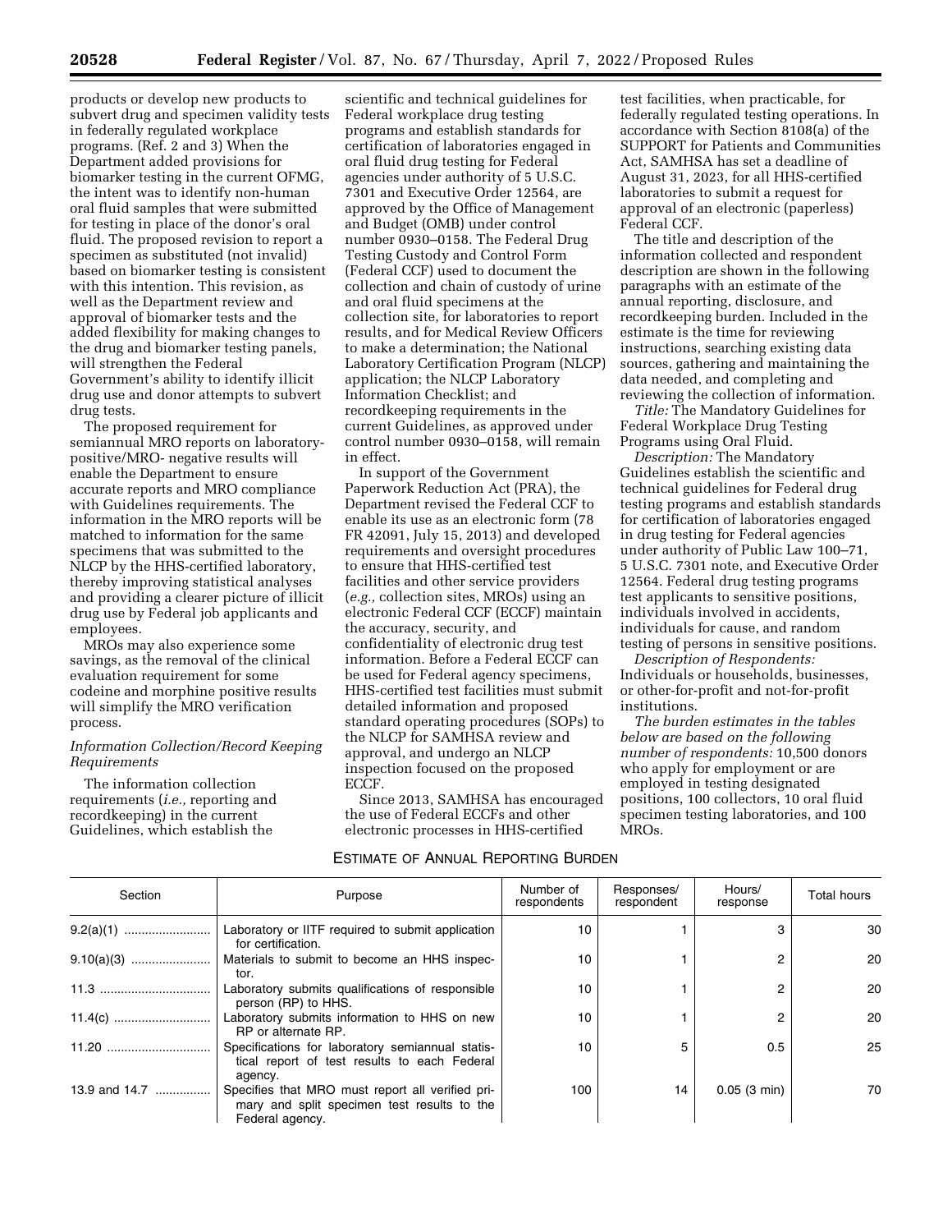products or develop new products to subvert drug and specimen validity tests in federally regulated workplace programs. (Ref. 2 and 3) When the Department added provisions for biomarker testing in the current OFMG, the intent was to identify non-human oral fluid samples that were submitted for testing in place of the donor's oral fluid. The proposed revision to report a specimen as substituted (not invalid) based on biomarker testing is consistent with this intention. This revision, as well as the Department review and approval of biomarker tests and the added flexibility for making changes to the drug and biomarker testing panels, will strengthen the Federal Government's ability to identify illicit drug use and donor attempts to subvert drug tests.

The proposed requirement for semiannual MRO reports on laboratory-positive/MRO- negative results will enable the Department to ensure accurate reports and MRO compliance with Guidelines requirements. The information in the MRO reports will be matched to information for the same specimens that was submitted to the NLCP by the HHS-certified laboratory, thereby improving statistical analyses and providing a clearer picture of illicit drug use by Federal job applicants and employees.

MROs may also experience some savings, as the removal of the clinical evaluation requirement for some codeine and morphine positive results will simplify the MRO verification process.

*Information Collection/Record Keeping Requirements*

The information collection requirements (*i.e.,* reporting and recordkeeping) in the current Guidelines, which establish the scientific and technical guidelines for Federal workplace drug testing programs and establish standards for certification of laboratories engaged in oral fluid drug testing for Federal agencies under authority of 5 U.S.C. 7301 and Executive Order 12564, are approved by the Office of Management and Budget (OMB) under control number 0930–0158. The Federal Drug Testing Custody and Control Form (Federal CCF) used to document the collection and chain of custody of urine and oral fluid specimens at the collection site, for laboratories to report results, and for Medical Review Officers to make a determination; the National Laboratory Certification Program (NLCP) application; the NLCP Laboratory Information Checklist; and recordkeeping requirements in the current Guidelines, as approved under control number 0930–0158, will remain in effect.

In support of the Government Paperwork Reduction Act (PRA), the Department revised the Federal CCF to enable its use as an electronic form (78 FR 42091, July 15, 2013) and developed requirements and oversight procedures to ensure that HHS-certified test facilities and other service providers (*e.g.,* collection sites, MROs) using an electronic Federal CCF (ECCF) maintain the accuracy, security, and confidentiality of electronic drug test information. Before a Federal ECCF can be used for Federal agency specimens, HHS-certified test facilities must submit detailed information and proposed standard operating procedures (SOPs) to the NLCP for SAMHSA review and approval, and undergo an NLCP inspection focused on the proposed ECCF.

Since 2013, SAMHSA has encouraged the use of Federal ECCFs and other electronic processes in HHS-certified test facilities, when practicable, for federally regulated testing operations. In accordance with Section 8108(a) of the SUPPORT for Patients and Communities Act, SAMHSA has set a deadline of August 31, 2023, for all HHS-certified laboratories to submit a request for approval of an electronic (paperless) Federal CCF.

The title and description of the information collected and respondent description are shown in the following paragraphs with an estimate of the annual reporting, disclosure, and recordkeeping burden. Included in the estimate is the time for reviewing instructions, searching existing data sources, gathering and maintaining the data needed, and completing and reviewing the collection of information.

*Title:* The Mandatory Guidelines for Federal Workplace Drug Testing Programs using Oral Fluid.

*Description:* The Mandatory Guidelines establish the scientific and technical guidelines for Federal drug testing programs and establish standards for certification of laboratories engaged in drug testing for Federal agencies under authority of Public Law 100–71, 5 U.S.C. 7301 note, and Executive Order 12564. Federal drug testing programs test applicants to sensitive positions, individuals involved in accidents, individuals for cause, and random testing of persons in sensitive positions.

*Description of Respondents:* Individuals or households, businesses, or other-for-profit and not-for-profit institutions.

*The burden estimates in the tables below are based on the following number of respondents:* 10,500 donors who apply for employment or are employed in testing designated positions, 100 collectors, 10 oral fluid specimen testing laboratories, and 100 MROs.

ESTIMATE OF ANNUAL REPORTING BURDEN

| Section | Purpose | Number of respondents | Responses/ respondent | Hours/ response | Total hours |
|---|---|---|---|---|---|
| 9.2(a)(1) | Laboratory or IITF required to submit application for certification. | 10 | 1 | 3 | 30 |
| 9.10(a)(3) | Materials to submit to become an HHS inspector. | 10 | 1 | 2 | 20 |
| 11.3 | Laboratory submits qualifications of responsible person (RP) to HHS. | 10 | 1 | 2 | 20 |
| 11.4(c) | Laboratory submits information to HHS on new RP or alternate RP. | 10 | 1 | 2 | 20 |
| 11.20 | Specifications for laboratory semiannual statistical report of test results to each Federal agency. | 10 | 5 | 0.5 | 25 |
| 13.9 and 14.7 | Specifies that MRO must report all verified primary and split specimen test results to the Federal agency. | 100 | 14 | 0.05 (3 min) | 70 |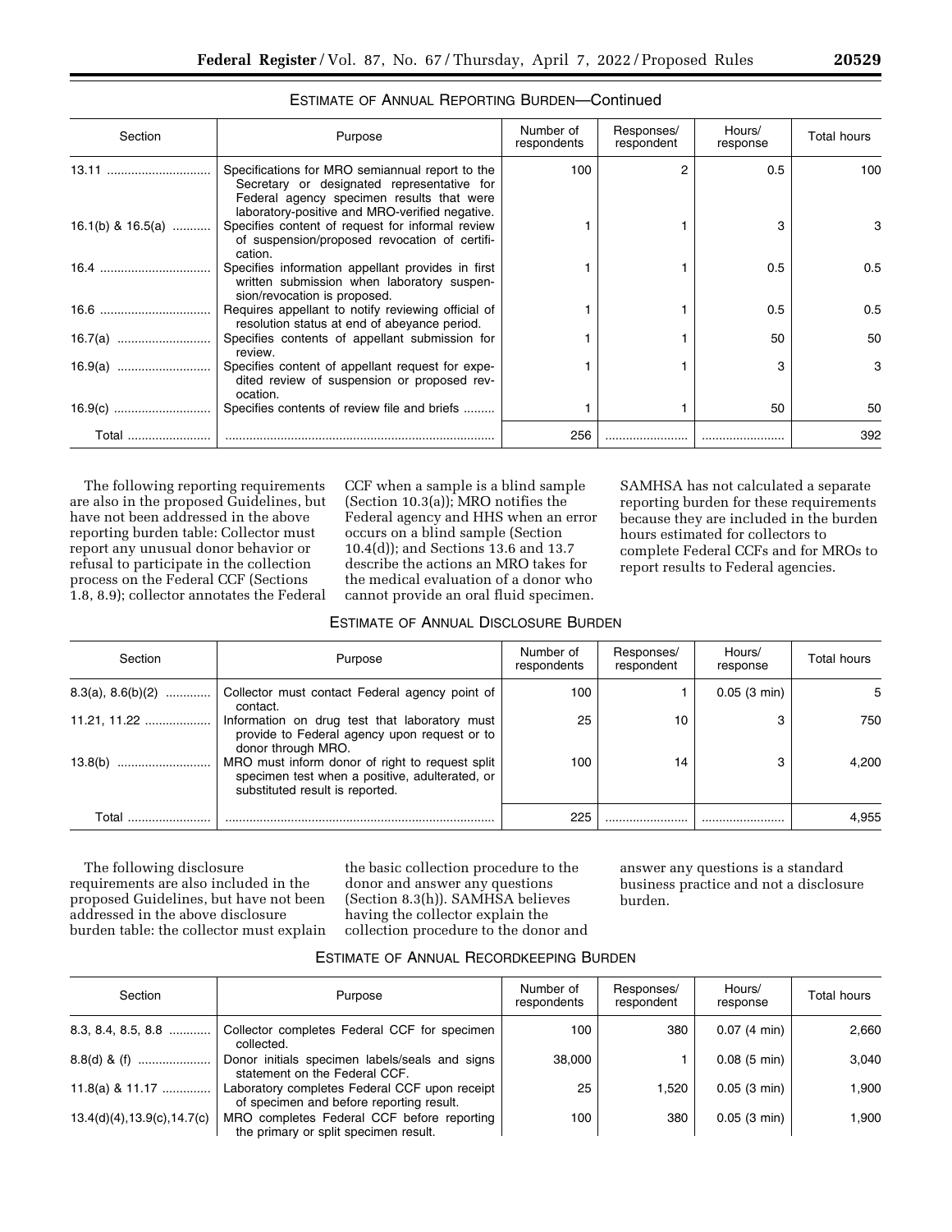ESTIMATE OF ANNUAL REPORTING BURDEN—Continued

| Section | Purpose | Number of respondents | Responses/ respondent | Hours/ response | Total hours |
|---|---|---|---|---|---|
| 13.11 | Specifications for MRO semiannual report to the Secretary or designated representative for Federal agency specimen results that were laboratory-positive and MRO-verified negative. | 100 | 2 | 0.5 | 100 |
| 16.1(b) & 16.5(a) | Specifies content of request for informal review of suspension/proposed revocation of certification. | 1 | 1 | 3 | 3 |
| 16.4 | Specifies information appellant provides in first written submission when laboratory suspension/revocation is proposed. | 1 | 1 | 0.5 | 0.5 |
| 16.6 | Requires appellant to notify reviewing official of resolution status at end of abeyance period. | 1 | 1 | 0.5 | 0.5 |
| 16.7(a) | Specifies contents of appellant submission for review. | 1 | 1 | 50 | 50 |
| 16.9(a) | Specifies content of appellant request for expedited review of suspension or proposed revocation. | 1 | 1 | 3 | 3 |
| 16.9(c) | Specifies contents of review file and briefs | 1 | 1 | 50 | 50 |
| Total | | 256 | | | 392 |

The following reporting requirements are also in the proposed Guidelines, but have not been addressed in the above reporting burden table: Collector must report any unusual donor behavior or refusal to participate in the collection process on the Federal CCF (Sections 1.8, 8.9); collector annotates the Federal CCF when a sample is a blind sample (Section 10.3(a)); MRO notifies the Federal agency and HHS when an error occurs on a blind sample (Section 10.4(d)); and Sections 13.6 and 13.7 describe the actions an MRO takes for the medical evaluation of a donor who cannot provide an oral fluid specimen. SAMHSA has not calculated a separate reporting burden for these requirements because they are included in the burden hours estimated for collectors to complete Federal CCFs and for MROs to report results to Federal agencies.

ESTIMATE OF ANNUAL DISCLOSURE BURDEN

| Section | Purpose | Number of respondents | Responses/ respondent | Hours/ response | Total hours |
|---|---|---|---|---|---|
| 8.3(a), 8.6(b)(2) | Collector must contact Federal agency point of contact. | 100 | 1 | 0.05 (3 min) | 5 |
| 11.21, 11.22 | Information on drug test that laboratory must provide to Federal agency upon request or to donor through MRO. | 25 | 10 | 3 | 750 |
| 13.8(b) | MRO must inform donor of right to request split specimen test when a positive, adulterated, or substituted result is reported. | 100 | 14 | 3 | 4,200 |
| Total | | 225 | | | 4,955 |

The following disclosure requirements are also included in the proposed Guidelines, but have not been addressed in the above disclosure burden table: the collector must explain the basic collection procedure to the donor and answer any questions (Section 8.3(h)). SAMHSA believes having the collector explain the collection procedure to the donor and answer any questions is a standard business practice and not a disclosure burden.

ESTIMATE OF ANNUAL RECORDKEEPING BURDEN

| Section | Purpose | Number of respondents | Responses/ respondent | Hours/ response | Total hours |
|---|---|---|---|---|---|
| 8.3, 8.4, 8.5, 8.8 | Collector completes Federal CCF for specimen collected. | 100 | 380 | 0.07 (4 min) | 2,660 |
| 8.8(d) & (f) | Donor initials specimen labels/seals and signs statement on the Federal CCF. | 38,000 | 1 | 0.08 (5 min) | 3,040 |
| 11.8(a) & 11.17 | Laboratory completes Federal CCF upon receipt of specimen and before reporting result. | 25 | 1,520 | 0.05 (3 min) | 1,900 |
| 13.4(d)(4),13.9(c),14.7(c) | MRO completes Federal CCF before reporting the primary or split specimen result. | 100 | 380 | 0.05 (3 min) | 1,900 |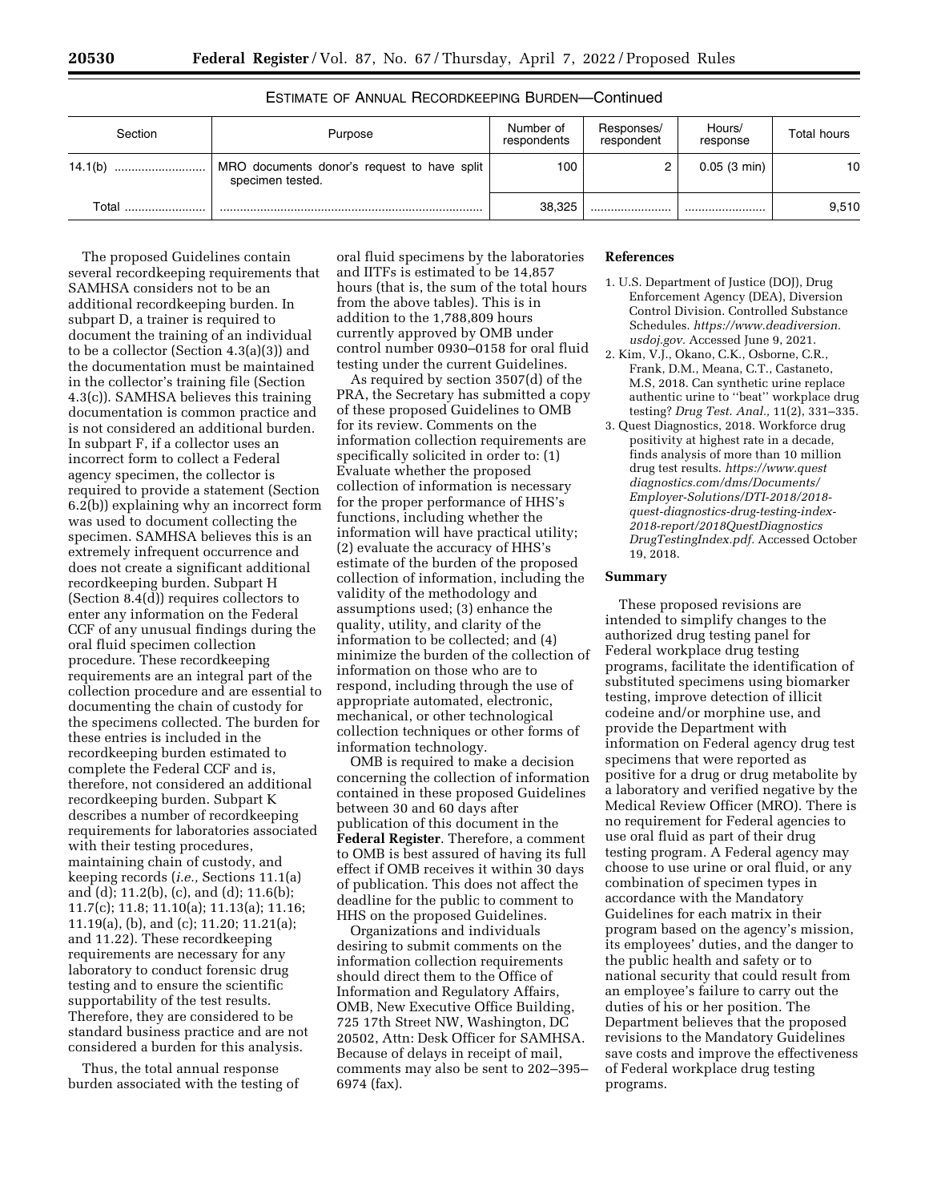ESTIMATE OF ANNUAL RECORDKEEPING BURDEN—Continued

| Section | Purpose | Number of respondents | Responses/ respondent | Hours/ response | Total hours |
|---|---|---|---|---|---|
| 14.1(b) | MRO documents donor's request to have split specimen tested. | 100 | 2 | 0.05 (3 min) | 10 |
| Total | | 38,325 | | | 9,510 |

The proposed Guidelines contain several recordkeeping requirements that SAMHSA considers not to be an additional recordkeeping burden. In subpart D, a trainer is required to document the training of an individual to be a collector (Section 4.3(a)(3)) and the documentation must be maintained in the collector's training file (Section 4.3(c)). SAMHSA believes this training documentation is common practice and is not considered an additional burden. In subpart F, if a collector uses an incorrect form to collect a Federal agency specimen, the collector is required to provide a statement (Section 6.2(b)) explaining why an incorrect form was used to document collecting the specimen. SAMHSA believes this is an extremely infrequent occurrence and does not create a significant additional recordkeeping burden. Subpart H (Section 8.4(d)) requires collectors to enter any information on the Federal CCF of any unusual findings during the oral fluid specimen collection procedure. These recordkeeping requirements are an integral part of the collection procedure and are essential to documenting the chain of custody for the specimens collected. The burden for these entries is included in the recordkeeping burden estimated to complete the Federal CCF and is, therefore, not considered an additional recordkeeping burden. Subpart K describes a number of recordkeeping requirements for laboratories associated with their testing procedures, maintaining chain of custody, and keeping records (*i.e.,* Sections 11.1(a) and (d); 11.2(b), (c), and (d); 11.6(b); 11.7(c); 11.8; 11.10(a); 11.13(a); 11.16; 11.19(a), (b), and (c); 11.20; 11.21(a); and 11.22). These recordkeeping requirements are necessary for any laboratory to conduct forensic drug testing and to ensure the scientific supportability of the test results. Therefore, they are considered to be standard business practice and are not considered a burden for this analysis.

Thus, the total annual response burden associated with the testing of oral fluid specimens by the laboratories and IITFs is estimated to be 14,857 hours (that is, the sum of the total hours from the above tables). This is in addition to the 1,788,809 hours currently approved by OMB under control number 0930–0158 for oral fluid testing under the current Guidelines.

As required by section 3507(d) of the PRA, the Secretary has submitted a copy of these proposed Guidelines to OMB for its review. Comments on the information collection requirements are specifically solicited in order to: (1) Evaluate whether the proposed collection of information is necessary for the proper performance of HHS's functions, including whether the information will have practical utility; (2) evaluate the accuracy of HHS's estimate of the burden of the proposed collection of information, including the validity of the methodology and assumptions used; (3) enhance the quality, utility, and clarity of the information to be collected; and (4) minimize the burden of the collection of information on those who are to respond, including through the use of appropriate automated, electronic, mechanical, or other technological collection techniques or other forms of information technology.

OMB is required to make a decision concerning the collection of information contained in these proposed Guidelines between 30 and 60 days after publication of this document in the **Federal Register**. Therefore, a comment to OMB is best assured of having its full effect if OMB receives it within 30 days of publication. This does not affect the deadline for the public to comment to HHS on the proposed Guidelines.

Organizations and individuals desiring to submit comments on the information collection requirements should direct them to the Office of Information and Regulatory Affairs, OMB, New Executive Office Building, 725 17th Street NW, Washington, DC 20502, Attn: Desk Officer for SAMHSA. Because of delays in receipt of mail, comments may also be sent to 202–395–6974 (fax).

**References**

1. U.S. Department of Justice (DOJ), Drug Enforcement Agency (DEA), Diversion Control Division. Controlled Substance Schedules. *https://www.deadiversion.usdoj.gov.* Accessed June 9, 2021.
2. Kim, V.J., Okano, C.K., Osborne, C.R., Frank, D.M., Meana, C.T., Castaneto, M.S, 2018. Can synthetic urine replace authentic urine to "beat" workplace drug testing? *Drug Test. Anal.,* 11(2), 331–335.
3. Quest Diagnostics, 2018. Workforce drug positivity at highest rate in a decade, finds analysis of more than 10 million drug test results. *https://www.questdiagnostics.com/dms/Documents/Employer-Solutions/DTI-2018/2018-quest-diagnostics-drug-testing-index-2018-report/2018QuestDiagnosticsDrugTestingIndex.pdf.* Accessed October 19, 2018.

**Summary**

These proposed revisions are intended to simplify changes to the authorized drug testing panel for Federal workplace drug testing programs, facilitate the identification of substituted specimens using biomarker testing, improve detection of illicit codeine and/or morphine use, and provide the Department with information on Federal agency drug test specimens that were reported as positive for a drug or drug metabolite by a laboratory and verified negative by the Medical Review Officer (MRO). There is no requirement for Federal agencies to use oral fluid as part of their drug testing program. A Federal agency may choose to use urine or oral fluid, or any combination of specimen types in accordance with the Mandatory Guidelines for each matrix in their program based on the agency's mission, its employees' duties, and the danger to the public health and safety or to national security that could result from an employee's failure to carry out the duties of his or her position. The Department believes that the proposed revisions to the Mandatory Guidelines save costs and improve the effectiveness of Federal workplace drug testing programs.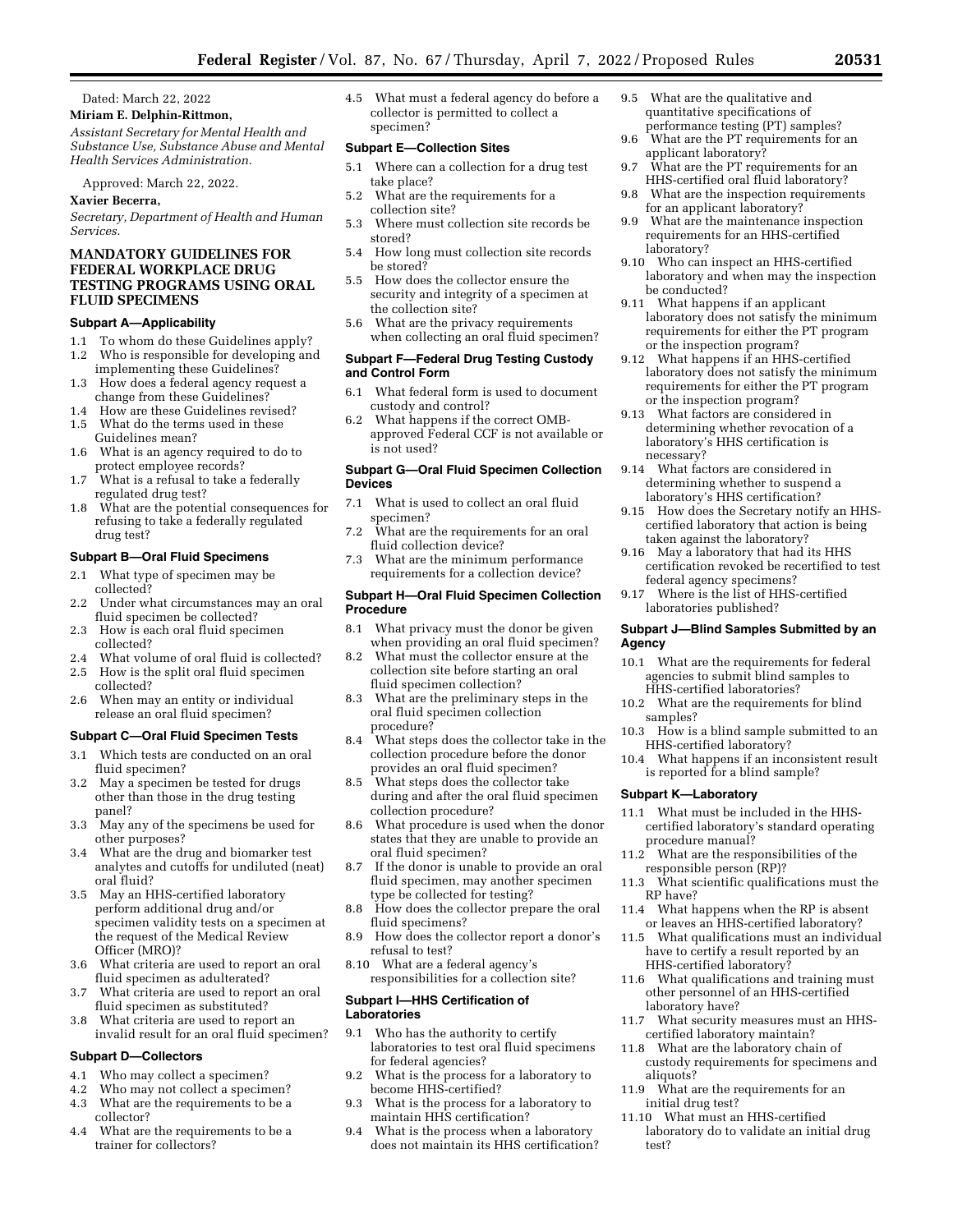Dated: March 22, 2022

**Miriam E. Delphin-Rittmon,**

*Assistant Secretary for Mental Health and Substance Use, Substance Abuse and Mental Health Services Administration.*

Approved: March 22, 2022.

**Xavier Becerra,**

*Secretary, Department of Health and Human Services.*

## MANDATORY GUIDELINES FOR FEDERAL WORKPLACE DRUG TESTING PROGRAMS USING ORAL FLUID SPECIMENS

### Subpart A—Applicability

1.1 To whom do these Guidelines apply?
1.2 Who is responsible for developing and implementing these Guidelines?
1.3 How does a federal agency request a change from these Guidelines?
1.4 How are these Guidelines revised?
1.5 What do the terms used in these Guidelines mean?
1.6 What is an agency required to do to protect employee records?
1.7 What is a refusal to take a federally regulated drug test?
1.8 What are the potential consequences for refusing to take a federally regulated drug test?

### Subpart B—Oral Fluid Specimens

2.1 What type of specimen may be collected?
2.2 Under what circumstances may an oral fluid specimen be collected?
2.3 How is each oral fluid specimen collected?
2.4 What volume of oral fluid is collected?
2.5 How is the split oral fluid specimen collected?
2.6 When may an entity or individual release an oral fluid specimen?

### Subpart C—Oral Fluid Specimen Tests

3.1 Which tests are conducted on an oral fluid specimen?
3.2 May a specimen be tested for drugs other than those in the drug testing panel?
3.3 May any of the specimens be used for other purposes?
3.4 What are the drug and biomarker test analytes and cutoffs for undiluted (neat) oral fluid?
3.5 May an HHS-certified laboratory perform additional drug and/or specimen validity tests on a specimen at the request of the Medical Review Officer (MRO)?
3.6 What criteria are used to report an oral fluid specimen as adulterated?
3.7 What criteria are used to report an oral fluid specimen as substituted?
3.8 What criteria are used to report an invalid result for an oral fluid specimen?

### Subpart D—Collectors

4.1 Who may collect a specimen?
4.2 Who may not collect a specimen?
4.3 What are the requirements to be a collector?
4.4 What are the requirements to be a trainer for collectors?
4.5 What must a federal agency do before a collector is permitted to collect a specimen?

### Subpart E—Collection Sites

5.1 Where can a collection for a drug test take place?
5.2 What are the requirements for a collection site?
5.3 Where must collection site records be stored?
5.4 How long must collection site records be stored?
5.5 How does the collector ensure the security and integrity of a specimen at the collection site?
5.6 What are the privacy requirements when collecting an oral fluid specimen?

### Subpart F—Federal Drug Testing Custody and Control Form

6.1 What federal form is used to document custody and control?
6.2 What happens if the correct OMB-approved Federal CCF is not available or is not used?

### Subpart G—Oral Fluid Specimen Collection Devices

7.1 What is used to collect an oral fluid specimen?
7.2 What are the requirements for an oral fluid collection device?
7.3 What are the minimum performance requirements for a collection device?

### Subpart H—Oral Fluid Specimen Collection Procedure

8.1 What privacy must the donor be given when providing an oral fluid specimen?
8.2 What must the collector ensure at the collection site before starting an oral fluid specimen collection?
8.3 What are the preliminary steps in the oral fluid specimen collection procedure?
8.4 What steps does the collector take in the collection procedure before the donor provides an oral fluid specimen?
8.5 What steps does the collector take during and after the oral fluid specimen collection procedure?
8.6 What procedure is used when the donor states that they are unable to provide an oral fluid specimen?
8.7 If the donor is unable to provide an oral fluid specimen, may another specimen type be collected for testing?
8.8 How does the collector prepare the oral fluid specimens?
8.9 How does the collector report a donor's refusal to test?
8.10 What are a federal agency's responsibilities for a collection site?

### Subpart I—HHS Certification of Laboratories

9.1 Who has the authority to certify laboratories to test oral fluid specimens for federal agencies?
9.2 What is the process for a laboratory to become HHS-certified?
9.3 What is the process for a laboratory to maintain HHS certification?
9.4 What is the process when a laboratory does not maintain its HHS certification?
9.5 What are the qualitative and quantitative specifications of performance testing (PT) samples?
9.6 What are the PT requirements for an applicant laboratory?
9.7 What are the PT requirements for an HHS-certified oral fluid laboratory?
9.8 What are the inspection requirements for an applicant laboratory?
9.9 What are the maintenance inspection requirements for an HHS-certified laboratory?
9.10 Who can inspect an HHS-certified laboratory and when may the inspection be conducted?
9.11 What happens if an applicant laboratory does not satisfy the minimum requirements for either the PT program or the inspection program?
9.12 What happens if an HHS-certified laboratory does not satisfy the minimum requirements for either the PT program or the inspection program?
9.13 What factors are considered in determining whether revocation of a laboratory's HHS certification is necessary?
9.14 What factors are considered in determining whether to suspend a laboratory's HHS certification?
9.15 How does the Secretary notify an HHS-certified laboratory that action is being taken against the laboratory?
9.16 May a laboratory that had its HHS certification revoked be recertified to test federal agency specimens?
9.17 Where is the list of HHS-certified laboratories published?

### Subpart J—Blind Samples Submitted by an Agency

10.1 What are the requirements for federal agencies to submit blind samples to HHS-certified laboratories?
10.2 What are the requirements for blind samples?
10.3 How is a blind sample submitted to an HHS-certified laboratory?
10.4 What happens if an inconsistent result is reported for a blind sample?

### Subpart K—Laboratory

11.1 What must be included in the HHS-certified laboratory's standard operating procedure manual?
11.2 What are the responsibilities of the responsible person (RP)?
11.3 What scientific qualifications must the RP have?
11.4 What happens when the RP is absent or leaves an HHS-certified laboratory?
11.5 What qualifications must an individual have to certify a result reported by an HHS-certified laboratory?
11.6 What qualifications and training must other personnel of an HHS-certified laboratory have?
11.7 What security measures must an HHS-certified laboratory maintain?
11.8 What are the laboratory chain of custody requirements for specimens and aliquots?
11.9 What are the requirements for an initial drug test?
11.10 What must an HHS-certified laboratory do to validate an initial drug test?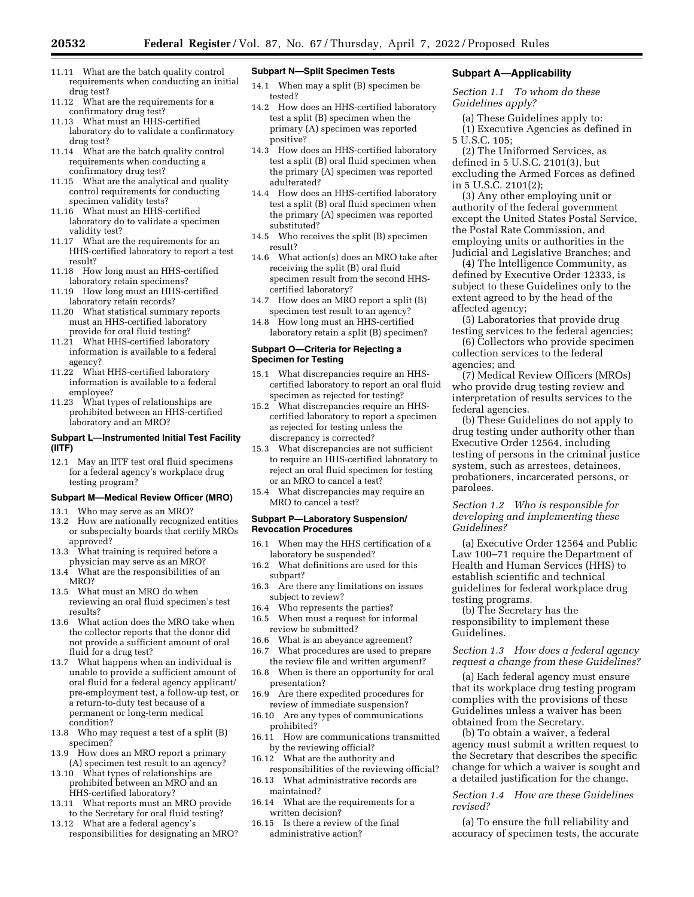11.11 What are the batch quality control requirements when conducting an initial drug test?

11.12 What are the requirements for a confirmatory drug test?

11.13 What must an HHS-certified laboratory do to validate a confirmatory drug test?

11.14 What are the batch quality control requirements when conducting a confirmatory drug test?

11.15 What are the analytical and quality control requirements for conducting specimen validity tests?

11.16 What must an HHS-certified laboratory do to validate a specimen validity test?

11.17 What are the requirements for an HHS-certified laboratory to report a test result?

11.18 How long must an HHS-certified laboratory retain specimens?

11.19 How long must an HHS-certified laboratory retain records?

11.20 What statistical summary reports must an HHS-certified laboratory provide for oral fluid testing?

11.21 What HHS-certified laboratory information is available to a federal agency?

11.22 What HHS-certified laboratory information is available to a federal employee?

11.23 What types of relationships are prohibited between an HHS-certified laboratory and an MRO?

**Subpart L—Instrumented Initial Test Facility (IITF)**

12.1 May an IITF test oral fluid specimens for a federal agency's workplace drug testing program?

**Subpart M—Medical Review Officer (MRO)**

13.1 Who may serve as an MRO?

13.2 How are nationally recognized entities or subspecialty boards that certify MROs approved?

13.3 What training is required before a physician may serve as an MRO?

13.4 What are the responsibilities of an MRO?

13.5 What must an MRO do when reviewing an oral fluid specimen's test results?

13.6 What action does the MRO take when the collector reports that the donor did not provide a sufficient amount of oral fluid for a drug test?

13.7 What happens when an individual is unable to provide a sufficient amount of oral fluid for a federal agency applicant/pre-employment test, a follow-up test, or a return-to-duty test because of a permanent or long-term medical condition?

13.8 Who may request a test of a split (B) specimen?

13.9 How does an MRO report a primary (A) specimen test result to an agency?

13.10 What types of relationships are prohibited between an MRO and an HHS-certified laboratory?

13.11 What reports must an MRO provide to the Secretary for oral fluid testing?

13.12 What are a federal agency's responsibilities for designating an MRO?

**Subpart N—Split Specimen Tests**

14.1 When may a split (B) specimen be tested?

14.2 How does an HHS-certified laboratory test a split (B) specimen when the primary (A) specimen was reported positive?

14.3 How does an HHS-certified laboratory test a split (B) oral fluid specimen when the primary (A) specimen was reported adulterated?

14.4 How does an HHS-certified laboratory test a split (B) oral fluid specimen when the primary (A) specimen was reported substituted?

14.5 Who receives the split (B) specimen result?

14.6 What action(s) does an MRO take after receiving the split (B) oral fluid specimen result from the second HHS-certified laboratory?

14.7 How does an MRO report a split (B) specimen test result to an agency?

14.8 How long must an HHS-certified laboratory retain a split (B) specimen?

**Subpart O—Criteria for Rejecting a Specimen for Testing**

15.1 What discrepancies require an HHS-certified laboratory to report an oral fluid specimen as rejected for testing?

15.2 What discrepancies require an HHS-certified laboratory to report a specimen as rejected for testing unless the discrepancy is corrected?

15.3 What discrepancies are not sufficient to require an HHS-certified laboratory to reject an oral fluid specimen for testing or an MRO to cancel a test?

15.4 What discrepancies may require an MRO to cancel a test?

**Subpart P—Laboratory Suspension/Revocation Procedures**

16.1 When may the HHS certification of a laboratory be suspended?

16.2 What definitions are used for this subpart?

16.3 Are there any limitations on issues subject to review?

16.4 Who represents the parties?

16.5 When must a request for informal review be submitted?

16.6 What is an abeyance agreement?

16.7 What procedures are used to prepare the review file and written argument?

16.8 When is there an opportunity for oral presentation?

16.9 Are there expedited procedures for review of immediate suspension?

16.10 Are any types of communications prohibited?

16.11 How are communications transmitted by the reviewing official?

16.12 What are the authority and responsibilities of the reviewing official?

16.13 What administrative records are maintained?

16.14 What are the requirements for a written decision?

16.15 Is there a review of the final administrative action?

## Subpart A—Applicability

*Section 1.1 To whom do these Guidelines apply?*

(a) These Guidelines apply to:

(1) Executive Agencies as defined in 5 U.S.C. 105;

(2) The Uniformed Services, as defined in 5 U.S.C. 2101(3), but excluding the Armed Forces as defined in 5 U.S.C. 2101(2);

(3) Any other employing unit or authority of the federal government except the United States Postal Service, the Postal Rate Commission, and employing units or authorities in the Judicial and Legislative Branches; and

(4) The Intelligence Community, as defined by Executive Order 12333, is subject to these Guidelines only to the extent agreed to by the head of the affected agency;

(5) Laboratories that provide drug testing services to the federal agencies;

(6) Collectors who provide specimen collection services to the federal agencies; and

(7) Medical Review Officers (MROs) who provide drug testing review and interpretation of results services to the federal agencies.

(b) These Guidelines do not apply to drug testing under authority other than Executive Order 12564, including testing of persons in the criminal justice system, such as arrestees, detainees, probationers, incarcerated persons, or parolees.

*Section 1.2 Who is responsible for developing and implementing these Guidelines?*

(a) Executive Order 12564 and Public Law 100–71 require the Department of Health and Human Services (HHS) to establish scientific and technical guidelines for federal workplace drug testing programs.

(b) The Secretary has the responsibility to implement these Guidelines.

*Section 1.3 How does a federal agency request a change from these Guidelines?*

(a) Each federal agency must ensure that its workplace drug testing program complies with the provisions of these Guidelines unless a waiver has been obtained from the Secretary.

(b) To obtain a waiver, a federal agency must submit a written request to the Secretary that describes the specific change for which a waiver is sought and a detailed justification for the change.

*Section 1.4 How are these Guidelines revised?*

(a) To ensure the full reliability and accuracy of specimen tests, the accurate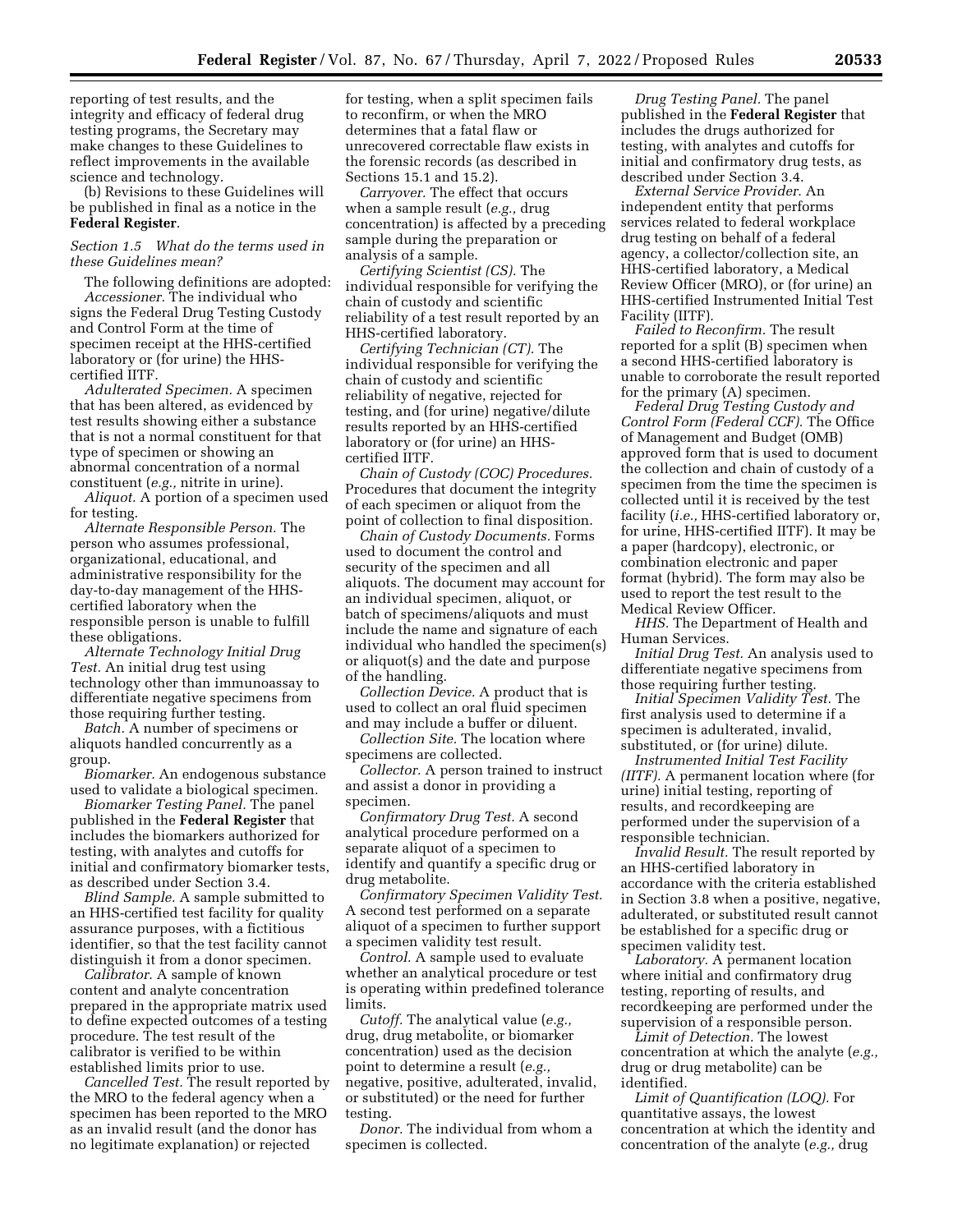reporting of test results, and the integrity and efficacy of federal drug testing programs, the Secretary may make changes to these Guidelines to reflect improvements in the available science and technology.

(b) Revisions to these Guidelines will be published in final as a notice in the **Federal Register**.

*Section 1.5 What do the terms used in these Guidelines mean?*

The following definitions are adopted:

*Accessioner.* The individual who signs the Federal Drug Testing Custody and Control Form at the time of specimen receipt at the HHS-certified laboratory or (for urine) the HHS-certified IITF.

*Adulterated Specimen.* A specimen that has been altered, as evidenced by test results showing either a substance that is not a normal constituent for that type of specimen or showing an abnormal concentration of a normal constituent (*e.g.,* nitrite in urine).

*Aliquot.* A portion of a specimen used for testing.

*Alternate Responsible Person.* The person who assumes professional, organizational, educational, and administrative responsibility for the day-to-day management of the HHS-certified laboratory when the responsible person is unable to fulfill these obligations.

*Alternate Technology Initial Drug Test.* An initial drug test using technology other than immunoassay to differentiate negative specimens from those requiring further testing.

*Batch.* A number of specimens or aliquots handled concurrently as a group.

*Biomarker.* An endogenous substance used to validate a biological specimen.

*Biomarker Testing Panel.* The panel published in the **Federal Register** that includes the biomarkers authorized for testing, with analytes and cutoffs for initial and confirmatory biomarker tests, as described under Section 3.4.

*Blind Sample.* A sample submitted to an HHS-certified test facility for quality assurance purposes, with a fictitious identifier, so that the test facility cannot distinguish it from a donor specimen.

*Calibrator.* A sample of known content and analyte concentration prepared in the appropriate matrix used to define expected outcomes of a testing procedure. The test result of the calibrator is verified to be within established limits prior to use.

*Cancelled Test.* The result reported by the MRO to the federal agency when a specimen has been reported to the MRO as an invalid result (and the donor has no legitimate explanation) or rejected for testing, when a split specimen fails to reconfirm, or when the MRO determines that a fatal flaw or unrecovered correctable flaw exists in the forensic records (as described in Sections 15.1 and 15.2).

*Carryover.* The effect that occurs when a sample result (*e.g.,* drug concentration) is affected by a preceding sample during the preparation or analysis of a sample.

*Certifying Scientist (CS).* The individual responsible for verifying the chain of custody and scientific reliability of a test result reported by an HHS-certified laboratory.

*Certifying Technician (CT).* The individual responsible for verifying the chain of custody and scientific reliability of negative, rejected for testing, and (for urine) negative/dilute results reported by an HHS-certified laboratory or (for urine) an HHS-certified IITF.

*Chain of Custody (COC) Procedures.* Procedures that document the integrity of each specimen or aliquot from the point of collection to final disposition.

*Chain of Custody Documents.* Forms used to document the control and security of the specimen and all aliquots. The document may account for an individual specimen, aliquot, or batch of specimens/aliquots and must include the name and signature of each individual who handled the specimen(s) or aliquot(s) and the date and purpose of the handling.

*Collection Device.* A product that is used to collect an oral fluid specimen and may include a buffer or diluent.

*Collection Site.* The location where specimens are collected.

*Collector.* A person trained to instruct and assist a donor in providing a specimen.

*Confirmatory Drug Test.* A second analytical procedure performed on a separate aliquot of a specimen to identify and quantify a specific drug or drug metabolite.

*Confirmatory Specimen Validity Test.* A second test performed on a separate aliquot of a specimen to further support a specimen validity test result.

*Control.* A sample used to evaluate whether an analytical procedure or test is operating within predefined tolerance limits.

*Cutoff.* The analytical value (*e.g.,* drug, drug metabolite, or biomarker concentration) used as the decision point to determine a result (*e.g.,* negative, positive, adulterated, invalid, or substituted) or the need for further testing.

*Donor.* The individual from whom a specimen is collected.

*Drug Testing Panel.* The panel published in the **Federal Register** that includes the drugs authorized for testing, with analytes and cutoffs for initial and confirmatory drug tests, as described under Section 3.4.

*External Service Provider.* An independent entity that performs services related to federal workplace drug testing on behalf of a federal agency, a collector/collection site, an HHS-certified laboratory, a Medical Review Officer (MRO), or (for urine) an HHS-certified Instrumented Initial Test Facility (IITF).

*Failed to Reconfirm.* The result reported for a split (B) specimen when a second HHS-certified laboratory is unable to corroborate the result reported for the primary (A) specimen.

*Federal Drug Testing Custody and Control Form (Federal CCF).* The Office of Management and Budget (OMB) approved form that is used to document the collection and chain of custody of a specimen from the time the specimen is collected until it is received by the test facility (*i.e.,* HHS-certified laboratory or, for urine, HHS-certified IITF). It may be a paper (hardcopy), electronic, or combination electronic and paper format (hybrid). The form may also be used to report the test result to the Medical Review Officer.

*HHS.* The Department of Health and Human Services.

*Initial Drug Test.* An analysis used to differentiate negative specimens from those requiring further testing.

*Initial Specimen Validity Test.* The first analysis used to determine if a specimen is adulterated, invalid, substituted, or (for urine) dilute.

*Instrumented Initial Test Facility (IITF).* A permanent location where (for urine) initial testing, reporting of results, and recordkeeping are performed under the supervision of a responsible technician.

*Invalid Result.* The result reported by an HHS-certified laboratory in accordance with the criteria established in Section 3.8 when a positive, negative, adulterated, or substituted result cannot be established for a specific drug or specimen validity test.

*Laboratory.* A permanent location where initial and confirmatory drug testing, reporting of results, and recordkeeping are performed under the supervision of a responsible person.

*Limit of Detection.* The lowest concentration at which the analyte (*e.g.,* drug or drug metabolite) can be identified.

*Limit of Quantification (LOQ).* For quantitative assays, the lowest concentration at which the identity and concentration of the analyte (*e.g.,* drug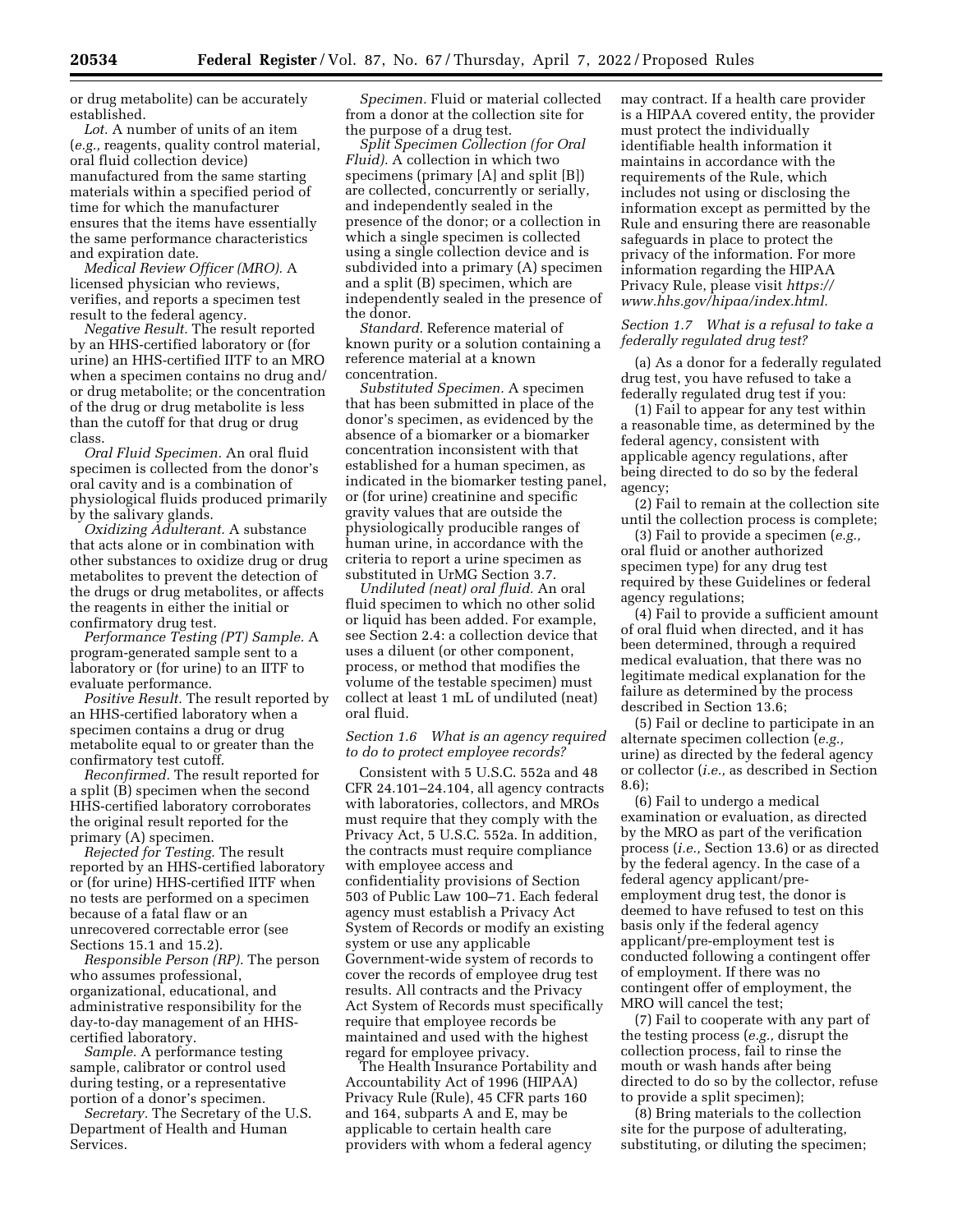or drug metabolite) can be accurately established.

*Lot.* A number of units of an item (*e.g.,* reagents, quality control material, oral fluid collection device) manufactured from the same starting materials within a specified period of time for which the manufacturer ensures that the items have essentially the same performance characteristics and expiration date.

*Medical Review Officer (MRO).* A licensed physician who reviews, verifies, and reports a specimen test result to the federal agency.

*Negative Result.* The result reported by an HHS-certified laboratory or (for urine) an HHS-certified IITF to an MRO when a specimen contains no drug and/or drug metabolite; or the concentration of the drug or drug metabolite is less than the cutoff for that drug or drug class.

*Oral Fluid Specimen.* An oral fluid specimen is collected from the donor's oral cavity and is a combination of physiological fluids produced primarily by the salivary glands.

*Oxidizing Adulterant.* A substance that acts alone or in combination with other substances to oxidize drug or drug metabolites to prevent the detection of the drugs or drug metabolites, or affects the reagents in either the initial or confirmatory drug test.

*Performance Testing (PT) Sample.* A program-generated sample sent to a laboratory or (for urine) to an IITF to evaluate performance.

*Positive Result.* The result reported by an HHS-certified laboratory when a specimen contains a drug or drug metabolite equal to or greater than the confirmatory test cutoff.

*Reconfirmed.* The result reported for a split (B) specimen when the second HHS-certified laboratory corroborates the original result reported for the primary (A) specimen.

*Rejected for Testing.* The result reported by an HHS-certified laboratory or (for urine) HHS-certified IITF when no tests are performed on a specimen because of a fatal flaw or an unrecovered correctable error (see Sections 15.1 and 15.2).

*Responsible Person (RP).* The person who assumes professional, organizational, educational, and administrative responsibility for the day-to-day management of an HHS-certified laboratory.

*Sample.* A performance testing sample, calibrator or control used during testing, or a representative portion of a donor's specimen.

*Secretary.* The Secretary of the U.S. Department of Health and Human Services.

*Specimen.* Fluid or material collected from a donor at the collection site for the purpose of a drug test.

*Split Specimen Collection (for Oral Fluid).* A collection in which two specimens (primary [A] and split [B]) are collected, concurrently or serially, and independently sealed in the presence of the donor; or a collection in which a single specimen is collected using a single collection device and is subdivided into a primary (A) specimen and a split (B) specimen, which are independently sealed in the presence of the donor.

*Standard.* Reference material of known purity or a solution containing a reference material at a known concentration.

*Substituted Specimen.* A specimen that has been submitted in place of the donor's specimen, as evidenced by the absence of a biomarker or a biomarker concentration inconsistent with that established for a human specimen, as indicated in the biomarker testing panel, or (for urine) creatinine and specific gravity values that are outside the physiologically producible ranges of human urine, in accordance with the criteria to report a urine specimen as substituted in UrMG Section 3.7.

*Undiluted (neat) oral fluid.* An oral fluid specimen to which no other solid or liquid has been added. For example, see Section 2.4: a collection device that uses a diluent (or other component, process, or method that modifies the volume of the testable specimen) must collect at least 1 mL of undiluted (neat) oral fluid.

*Section 1.6 What is an agency required to do to protect employee records?*

Consistent with 5 U.S.C. 552a and 48 CFR 24.101–24.104, all agency contracts with laboratories, collectors, and MROs must require that they comply with the Privacy Act, 5 U.S.C. 552a. In addition, the contracts must require compliance with employee access and confidentiality provisions of Section 503 of Public Law 100–71. Each federal agency must establish a Privacy Act System of Records or modify an existing system or use any applicable Government-wide system of records to cover the records of employee drug test results. All contracts and the Privacy Act System of Records must specifically require that employee records be maintained and used with the highest regard for employee privacy.

The Health Insurance Portability and Accountability Act of 1996 (HIPAA) Privacy Rule (Rule), 45 CFR parts 160 and 164, subparts A and E, may be applicable to certain health care providers with whom a federal agency may contract. If a health care provider is a HIPAA covered entity, the provider must protect the individually identifiable health information it maintains in accordance with the requirements of the Rule, which includes not using or disclosing the information except as permitted by the Rule and ensuring there are reasonable safeguards in place to protect the privacy of the information. For more information regarding the HIPAA Privacy Rule, please visit *https://www.hhs.gov/hipaa/index.html.*

*Section 1.7 What is a refusal to take a federally regulated drug test?*

(a) As a donor for a federally regulated drug test, you have refused to take a federally regulated drug test if you:

(1) Fail to appear for any test within a reasonable time, as determined by the federal agency, consistent with applicable agency regulations, after being directed to do so by the federal agency;

(2) Fail to remain at the collection site until the collection process is complete;

(3) Fail to provide a specimen (*e.g.,* oral fluid or another authorized specimen type) for any drug test required by these Guidelines or federal agency regulations;

(4) Fail to provide a sufficient amount of oral fluid when directed, and it has been determined, through a required medical evaluation, that there was no legitimate medical explanation for the failure as determined by the process described in Section 13.6;

(5) Fail or decline to participate in an alternate specimen collection (*e.g.,* urine) as directed by the federal agency or collector (*i.e.,* as described in Section 8.6);

(6) Fail to undergo a medical examination or evaluation, as directed by the MRO as part of the verification process (*i.e.,* Section 13.6) or as directed by the federal agency. In the case of a federal agency applicant/pre-employment drug test, the donor is deemed to have refused to test on this basis only if the federal agency applicant/pre-employment test is conducted following a contingent offer of employment. If there was no contingent offer of employment, the MRO will cancel the test;

(7) Fail to cooperate with any part of the testing process (*e.g.,* disrupt the collection process, fail to rinse the mouth or wash hands after being directed to do so by the collector, refuse to provide a split specimen);

(8) Bring materials to the collection site for the purpose of adulterating, substituting, or diluting the specimen;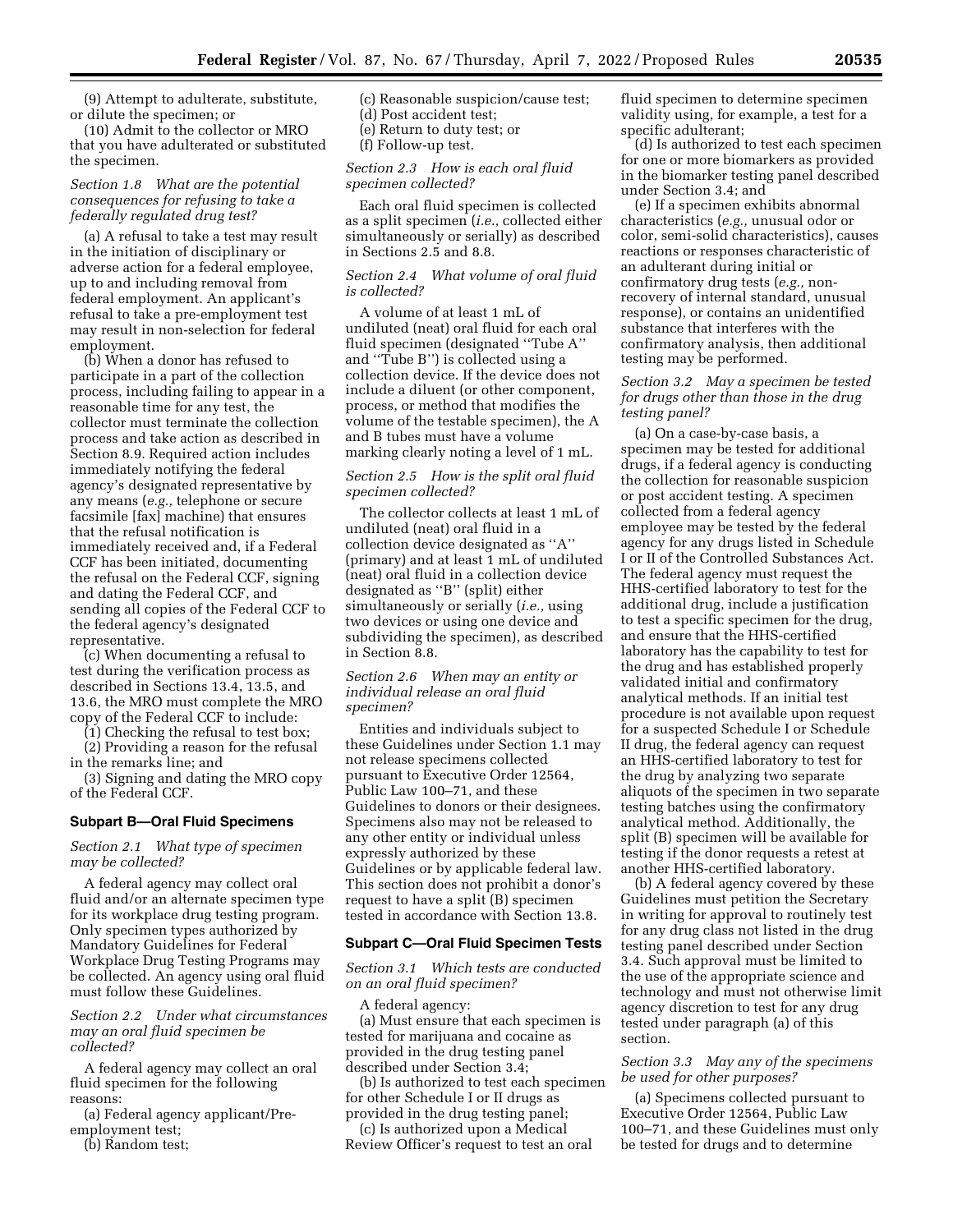(9) Attempt to adulterate, substitute, or dilute the specimen; or

(10) Admit to the collector or MRO that you have adulterated or substituted the specimen.

*Section 1.8 What are the potential consequences for refusing to take a federally regulated drug test?*

(a) A refusal to take a test may result in the initiation of disciplinary or adverse action for a federal employee, up to and including removal from federal employment. An applicant's refusal to take a pre-employment test may result in non-selection for federal employment.

(b) When a donor has refused to participate in a part of the collection process, including failing to appear in a reasonable time for any test, the collector must terminate the collection process and take action as described in Section 8.9. Required action includes immediately notifying the federal agency's designated representative by any means (*e.g.,* telephone or secure facsimile [fax] machine) that ensures that the refusal notification is immediately received and, if a Federal CCF has been initiated, documenting the refusal on the Federal CCF, signing and dating the Federal CCF, and sending all copies of the Federal CCF to the federal agency's designated representative.

(c) When documenting a refusal to test during the verification process as described in Sections 13.4, 13.5, and 13.6, the MRO must complete the MRO copy of the Federal CCF to include:

(1) Checking the refusal to test box;

(2) Providing a reason for the refusal in the remarks line; and

(3) Signing and dating the MRO copy of the Federal CCF.

### Subpart B—Oral Fluid Specimens

*Section 2.1 What type of specimen may be collected?*

A federal agency may collect oral fluid and/or an alternate specimen type for its workplace drug testing program. Only specimen types authorized by Mandatory Guidelines for Federal Workplace Drug Testing Programs may be collected. An agency using oral fluid must follow these Guidelines.

*Section 2.2 Under what circumstances may an oral fluid specimen be collected?*

A federal agency may collect an oral fluid specimen for the following reasons:

(a) Federal agency applicant/Pre-employment test;

(b) Random test;

(c) Reasonable suspicion/cause test;

(d) Post accident test;

(e) Return to duty test; or

(f) Follow-up test.

*Section 2.3 How is each oral fluid specimen collected?*

Each oral fluid specimen is collected as a split specimen (*i.e.,* collected either simultaneously or serially) as described in Sections 2.5 and 8.8.

*Section 2.4 What volume of oral fluid is collected?*

A volume of at least 1 mL of undiluted (neat) oral fluid for each oral fluid specimen (designated "Tube A" and "Tube B") is collected using a collection device. If the device does not include a diluent (or other component, process, or method that modifies the volume of the testable specimen), the A and B tubes must have a volume marking clearly noting a level of 1 mL.

*Section 2.5 How is the split oral fluid specimen collected?*

The collector collects at least 1 mL of undiluted (neat) oral fluid in a collection device designated as "A" (primary) and at least 1 mL of undiluted (neat) oral fluid in a collection device designated as "B" (split) either simultaneously or serially (*i.e.,* using two devices or using one device and subdividing the specimen), as described in Section 8.8.

*Section 2.6 When may an entity or individual release an oral fluid specimen?*

Entities and individuals subject to these Guidelines under Section 1.1 may not release specimens collected pursuant to Executive Order 12564, Public Law 100–71, and these Guidelines to donors or their designees. Specimens also may not be released to any other entity or individual unless expressly authorized by these Guidelines or by applicable federal law. This section does not prohibit a donor's request to have a split (B) specimen tested in accordance with Section 13.8.

### Subpart C—Oral Fluid Specimen Tests

*Section 3.1 Which tests are conducted on an oral fluid specimen?*

A federal agency:

(a) Must ensure that each specimen is tested for marijuana and cocaine as provided in the drug testing panel described under Section 3.4;

(b) Is authorized to test each specimen for other Schedule I or II drugs as provided in the drug testing panel;

(c) Is authorized upon a Medical Review Officer's request to test an oral fluid specimen to determine specimen validity using, for example, a test for a specific adulterant;

(d) Is authorized to test each specimen for one or more biomarkers as provided in the biomarker testing panel described under Section 3.4; and

(e) If a specimen exhibits abnormal characteristics (*e.g.,* unusual odor or color, semi-solid characteristics), causes reactions or responses characteristic of an adulterant during initial or confirmatory drug tests (*e.g.,* non-recovery of internal standard, unusual response), or contains an unidentified substance that interferes with the confirmatory analysis, then additional testing may be performed.

*Section 3.2 May a specimen be tested for drugs other than those in the drug testing panel?*

(a) On a case-by-case basis, a specimen may be tested for additional drugs, if a federal agency is conducting the collection for reasonable suspicion or post accident testing. A specimen collected from a federal agency employee may be tested by the federal agency for any drugs listed in Schedule I or II of the Controlled Substances Act. The federal agency must request the HHS-certified laboratory to test for the additional drug, include a justification to test a specific specimen for the drug, and ensure that the HHS-certified laboratory has the capability to test for the drug and has established properly validated initial and confirmatory analytical methods. If an initial test procedure is not available upon request for a suspected Schedule I or Schedule II drug, the federal agency can request an HHS-certified laboratory to test for the drug by analyzing two separate aliquots of the specimen in two separate testing batches using the confirmatory analytical method. Additionally, the split (B) specimen will be available for testing if the donor requests a retest at another HHS-certified laboratory.

(b) A federal agency covered by these Guidelines must petition the Secretary in writing for approval to routinely test for any drug class not listed in the drug testing panel described under Section 3.4. Such approval must be limited to the use of the appropriate science and technology and must not otherwise limit agency discretion to test for any drug tested under paragraph (a) of this section.

*Section 3.3 May any of the specimens be used for other purposes?*

(a) Specimens collected pursuant to Executive Order 12564, Public Law 100–71, and these Guidelines must only be tested for drugs and to determine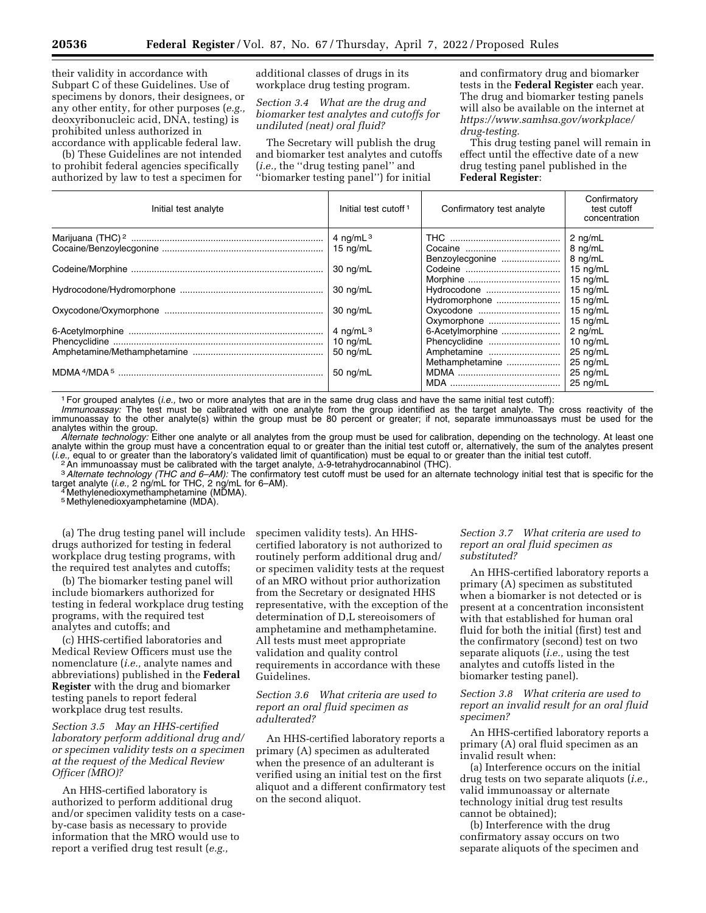their validity in accordance with Subpart C of these Guidelines. Use of specimens by donors, their designees, or any other entity, for other purposes (*e.g.,* deoxyribonucleic acid, DNA, testing) is prohibited unless authorized in accordance with applicable federal law.

(b) These Guidelines are not intended to prohibit federal agencies specifically authorized by law to test a specimen for additional classes of drugs in its workplace drug testing program.

*Section 3.4 What are the drug and biomarker test analytes and cutoffs for undiluted (neat) oral fluid?*

The Secretary will publish the drug and biomarker test analytes and cutoffs (*i.e.,* the ''drug testing panel'' and ''biomarker testing panel'') for initial and confirmatory drug and biomarker tests in the **Federal Register** each year. The drug and biomarker testing panels will also be available on the internet at *https://www.samhsa.gov/workplace/drug-testing.*

This drug testing panel will remain in effect until the effective date of a new drug testing panel published in the **Federal Register**:

| Initial test analyte | Initial test cutoff [1] | Confirmatory test analyte | Confirmatory test cutoff concentration |
|---|---|---|---|
| Marijuana (THC) [2] | 4 ng/mL [3] | THC | 2 ng/mL |
| Cocaine/Benzoylecgonine | 15 ng/mL | Cocaine | 8 ng/mL |
| | | Benzoylecgonine | 8 ng/mL |
| Codeine/Morphine | 30 ng/mL | Codeine | 15 ng/mL |
| | | Morphine | 15 ng/mL |
| Hydrocodone/Hydromorphone | 30 ng/mL | Hydrocodone | 15 ng/mL |
| | | Hydromorphone | 15 ng/mL |
| Oxycodone/Oxymorphone | 30 ng/mL | Oxycodone | 15 ng/mL |
| | | Oxymorphone | 15 ng/mL |
| 6-Acetylmorphine | 4 ng/mL [3] | 6-Acetylmorphine | 2 ng/mL |
| Phencyclidine | 10 ng/mL | Phencyclidine | 10 ng/mL |
| Amphetamine/Methamphetamine | 50 ng/mL | Amphetamine | 25 ng/mL |
| | | Methamphetamine | 25 ng/mL |
| MDMA [4]/MDA [5] | 50 ng/mL | MDMA | 25 ng/mL |
| | | MDA | 25 ng/mL |

[1] For grouped analytes (*i.e.,* two or more analytes that are in the same drug class and have the same initial test cutoff):

*Immunoassay:* The test must be calibrated with one analyte from the group identified as the target analyte. The cross reactivity of the immunoassay to the other analyte(s) within the group must be 80 percent or greater; if not, separate immunoassays must be used for the analytes within the group.

*Alternate technology:* Either one analyte or all analytes from the group must be used for calibration, depending on the technology. At least one analyte within the group must have a concentration equal to or greater than the initial test cutoff or, alternatively, the sum of the analytes present (*i.e.,* equal to or greater than the laboratory's validated limit of quantification) must be equal to or greater than the initial test cutoff.

[2] An immunoassay must be calibrated with the target analyte, Δ-9-tetrahydrocannabinol (THC).

[3] *Alternate technology (THC and 6–AM):* The confirmatory test cutoff must be used for an alternate technology initial test that is specific for the target analyte (*i.e.,* 2 ng/mL for THC, 2 ng/mL for 6–AM).

[4] Methylenedioxymethamphetamine (MDMA).

[5] Methylenedioxyamphetamine (MDA).

(a) The drug testing panel will include drugs authorized for testing in federal workplace drug testing programs, with the required test analytes and cutoffs;

(b) The biomarker testing panel will include biomarkers authorized for testing in federal workplace drug testing programs, with the required test analytes and cutoffs; and

(c) HHS-certified laboratories and Medical Review Officers must use the nomenclature (*i.e.,* analyte names and abbreviations) published in the **Federal Register** with the drug and biomarker testing panels to report federal workplace drug test results.

*Section 3.5 May an HHS-certified laboratory perform additional drug and/or specimen validity tests on a specimen at the request of the Medical Review Officer (MRO)?*

An HHS-certified laboratory is authorized to perform additional drug and/or specimen validity tests on a case-by-case basis as necessary to provide information that the MRO would use to report a verified drug test result (*e.g.,* specimen validity tests). An HHS-certified laboratory is not authorized to routinely perform additional drug and/or specimen validity tests at the request of an MRO without prior authorization from the Secretary or designated HHS representative, with the exception of the determination of D,L stereoisomers of amphetamine and methamphetamine. All tests must meet appropriate validation and quality control requirements in accordance with these Guidelines.

*Section 3.6 What criteria are used to report an oral fluid specimen as adulterated?*

An HHS-certified laboratory reports a primary (A) specimen as adulterated when the presence of an adulterant is verified using an initial test on the first aliquot and a different confirmatory test on the second aliquot.

*Section 3.7 What criteria are used to report an oral fluid specimen as substituted?*

An HHS-certified laboratory reports a primary (A) specimen as substituted when a biomarker is not detected or is present at a concentration inconsistent with that established for human oral fluid for both the initial (first) test and the confirmatory (second) test on two separate aliquots (*i.e.,* using the test analytes and cutoffs listed in the biomarker testing panel).

*Section 3.8 What criteria are used to report an invalid result for an oral fluid specimen?*

An HHS-certified laboratory reports a primary (A) oral fluid specimen as an invalid result when:

(a) Interference occurs on the initial drug tests on two separate aliquots (*i.e.,* valid immunoassay or alternate technology initial drug test results cannot be obtained);

(b) Interference with the drug confirmatory assay occurs on two separate aliquots of the specimen and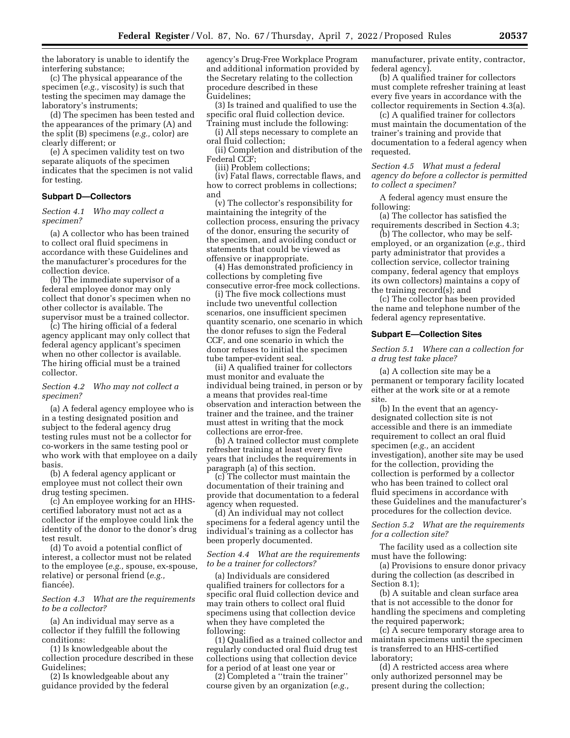the laboratory is unable to identify the interfering substance;

(c) The physical appearance of the specimen (*e.g.,* viscosity) is such that testing the specimen may damage the laboratory's instruments;

(d) The specimen has been tested and the appearances of the primary (A) and the split (B) specimens (*e.g.,* color) are clearly different; or

(e) A specimen validity test on two separate aliquots of the specimen indicates that the specimen is not valid for testing.

### Subpart D—Collectors

*Section 4.1 Who may collect a specimen?*

(a) A collector who has been trained to collect oral fluid specimens in accordance with these Guidelines and the manufacturer's procedures for the collection device.

(b) The immediate supervisor of a federal employee donor may only collect that donor's specimen when no other collector is available. The supervisor must be a trained collector.

(c) The hiring official of a federal agency applicant may only collect that federal agency applicant's specimen when no other collector is available. The hiring official must be a trained collector.

*Section 4.2 Who may not collect a specimen?*

(a) A federal agency employee who is in a testing designated position and subject to the federal agency drug testing rules must not be a collector for co-workers in the same testing pool or who work with that employee on a daily basis.

(b) A federal agency applicant or employee must not collect their own drug testing specimen.

(c) An employee working for an HHS-certified laboratory must not act as a collector if the employee could link the identity of the donor to the donor's drug test result.

(d) To avoid a potential conflict of interest, a collector must not be related to the employee (*e.g.,* spouse, ex-spouse, relative) or personal friend (*e.g.,* fiancée).

*Section 4.3 What are the requirements to be a collector?*

(a) An individual may serve as a collector if they fulfill the following conditions:

(1) Is knowledgeable about the collection procedure described in these Guidelines;

(2) Is knowledgeable about any guidance provided by the federal agency's Drug-Free Workplace Program and additional information provided by the Secretary relating to the collection procedure described in these Guidelines;

(3) Is trained and qualified to use the specific oral fluid collection device. Training must include the following:

(i) All steps necessary to complete an oral fluid collection;

(ii) Completion and distribution of the Federal CCF;

(iii) Problem collections;

(iv) Fatal flaws, correctable flaws, and how to correct problems in collections; and

(v) The collector's responsibility for maintaining the integrity of the collection process, ensuring the privacy of the donor, ensuring the security of the specimen, and avoiding conduct or statements that could be viewed as offensive or inappropriate.

(4) Has demonstrated proficiency in collections by completing five consecutive error-free mock collections.

(i) The five mock collections must include two uneventful collection scenarios, one insufficient specimen quantity scenario, one scenario in which the donor refuses to sign the Federal CCF, and one scenario in which the donor refuses to initial the specimen tube tamper-evident seal.

(ii) A qualified trainer for collectors must monitor and evaluate the individual being trained, in person or by a means that provides real-time observation and interaction between the trainer and the trainee, and the trainer must attest in writing that the mock collections are error-free.

(b) A trained collector must complete refresher training at least every five years that includes the requirements in paragraph (a) of this section.

(c) The collector must maintain the documentation of their training and provide that documentation to a federal agency when requested.

(d) An individual may not collect specimens for a federal agency until the individual's training as a collector has been properly documented.

*Section 4.4 What are the requirements to be a trainer for collectors?*

(a) Individuals are considered qualified trainers for collectors for a specific oral fluid collection device and may train others to collect oral fluid specimens using that collection device when they have completed the following:

(1) Qualified as a trained collector and regularly conducted oral fluid drug test collections using that collection device for a period of at least one year or

(2) Completed a "train the trainer" course given by an organization (*e.g.,* manufacturer, private entity, contractor, federal agency).

(b) A qualified trainer for collectors must complete refresher training at least every five years in accordance with the collector requirements in Section 4.3(a).

(c) A qualified trainer for collectors must maintain the documentation of the trainer's training and provide that documentation to a federal agency when requested.

*Section 4.5 What must a federal agency do before a collector is permitted to collect a specimen?*

A federal agency must ensure the following:

(a) The collector has satisfied the requirements described in Section 4.3;

(b) The collector, who may be self-employed, or an organization (*e.g.,* third party administrator that provides a collection service, collector training company, federal agency that employs its own collectors) maintains a copy of the training record(s); and

(c) The collector has been provided the name and telephone number of the federal agency representative.

### Subpart E—Collection Sites

*Section 5.1 Where can a collection for a drug test take place?*

(a) A collection site may be a permanent or temporary facility located either at the work site or at a remote site.

(b) In the event that an agency-designated collection site is not accessible and there is an immediate requirement to collect an oral fluid specimen (*e.g.,* an accident investigation), another site may be used for the collection, providing the collection is performed by a collector who has been trained to collect oral fluid specimens in accordance with these Guidelines and the manufacturer's procedures for the collection device.

*Section 5.2 What are the requirements for a collection site?*

The facility used as a collection site must have the following:

(a) Provisions to ensure donor privacy during the collection (as described in Section 8.1);

(b) A suitable and clean surface area that is not accessible to the donor for handling the specimens and completing the required paperwork;

(c) A secure temporary storage area to maintain specimens until the specimen is transferred to an HHS-certified laboratory;

(d) A restricted access area where only authorized personnel may be present during the collection;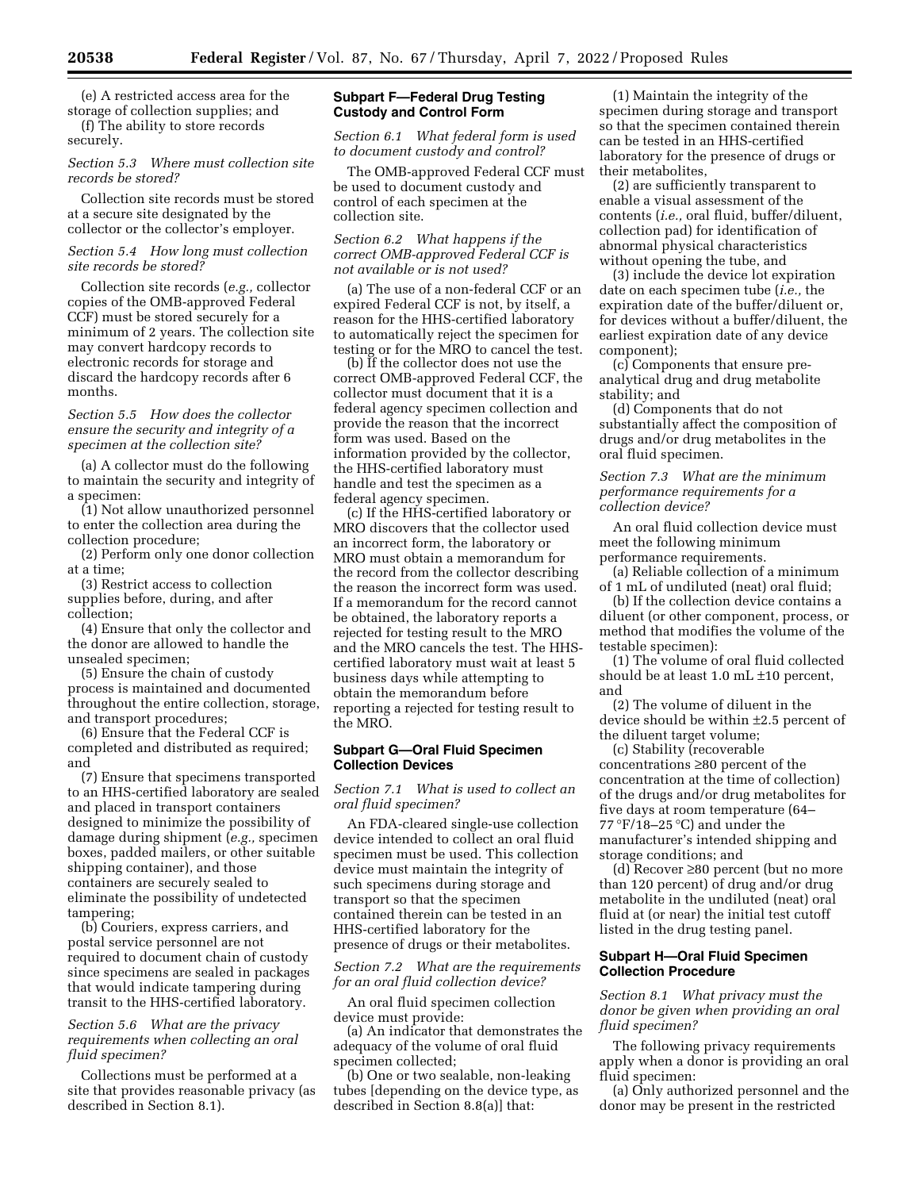(e) A restricted access area for the storage of collection supplies; and

(f) The ability to store records securely.

*Section 5.3 Where must collection site records be stored?*

Collection site records must be stored at a secure site designated by the collector or the collector's employer.

*Section 5.4 How long must collection site records be stored?*

Collection site records (*e.g.,* collector copies of the OMB-approved Federal CCF) must be stored securely for a minimum of 2 years. The collection site may convert hardcopy records to electronic records for storage and discard the hardcopy records after 6 months.

*Section 5.5 How does the collector ensure the security and integrity of a specimen at the collection site?*

(a) A collector must do the following to maintain the security and integrity of a specimen:

(1) Not allow unauthorized personnel to enter the collection area during the collection procedure;

(2) Perform only one donor collection at a time;

(3) Restrict access to collection supplies before, during, and after collection;

(4) Ensure that only the collector and the donor are allowed to handle the unsealed specimen;

(5) Ensure the chain of custody process is maintained and documented throughout the entire collection, storage, and transport procedures;

(6) Ensure that the Federal CCF is completed and distributed as required; and

(7) Ensure that specimens transported to an HHS-certified laboratory are sealed and placed in transport containers designed to minimize the possibility of damage during shipment (*e.g.,* specimen boxes, padded mailers, or other suitable shipping container), and those containers are securely sealed to eliminate the possibility of undetected tampering;

(b) Couriers, express carriers, and postal service personnel are not required to document chain of custody since specimens are sealed in packages that would indicate tampering during transit to the HHS-certified laboratory.

*Section 5.6 What are the privacy requirements when collecting an oral fluid specimen?*

Collections must be performed at a site that provides reasonable privacy (as described in Section 8.1).

## Subpart F—Federal Drug Testing Custody and Control Form

*Section 6.1 What federal form is used to document custody and control?*

The OMB-approved Federal CCF must be used to document custody and control of each specimen at the collection site.

*Section 6.2 What happens if the correct OMB-approved Federal CCF is not available or is not used?*

(a) The use of a non-federal CCF or an expired Federal CCF is not, by itself, a reason for the HHS-certified laboratory to automatically reject the specimen for testing or for the MRO to cancel the test.

(b) If the collector does not use the correct OMB-approved Federal CCF, the collector must document that it is a federal agency specimen collection and provide the reason that the incorrect form was used. Based on the information provided by the collector, the HHS-certified laboratory must handle and test the specimen as a federal agency specimen.

(c) If the HHS-certified laboratory or MRO discovers that the collector used an incorrect form, the laboratory or MRO must obtain a memorandum for the record from the collector describing the reason the incorrect form was used. If a memorandum for the record cannot be obtained, the laboratory reports a rejected for testing result to the MRO and the MRO cancels the test. The HHS-certified laboratory must wait at least 5 business days while attempting to obtain the memorandum before reporting a rejected for testing result to the MRO.

## Subpart G—Oral Fluid Specimen Collection Devices

*Section 7.1 What is used to collect an oral fluid specimen?*

An FDA-cleared single-use collection device intended to collect an oral fluid specimen must be used. This collection device must maintain the integrity of such specimens during storage and transport so that the specimen contained therein can be tested in an HHS-certified laboratory for the presence of drugs or their metabolites.

*Section 7.2 What are the requirements for an oral fluid collection device?*

An oral fluid specimen collection device must provide:

(a) An indicator that demonstrates the adequacy of the volume of oral fluid specimen collected;

(b) One or two sealable, non-leaking tubes [depending on the device type, as described in Section 8.8(a)] that:

(1) Maintain the integrity of the specimen during storage and transport so that the specimen contained therein can be tested in an HHS-certified laboratory for the presence of drugs or their metabolites,

(2) are sufficiently transparent to enable a visual assessment of the contents (*i.e.,* oral fluid, buffer/diluent, collection pad) for identification of abnormal physical characteristics without opening the tube, and

(3) include the device lot expiration date on each specimen tube (*i.e.,* the expiration date of the buffer/diluent or, for devices without a buffer/diluent, the earliest expiration date of any device component);

(c) Components that ensure pre-analytical drug and drug metabolite stability; and

(d) Components that do not substantially affect the composition of drugs and/or drug metabolites in the oral fluid specimen.

*Section 7.3 What are the minimum performance requirements for a collection device?*

An oral fluid collection device must meet the following minimum performance requirements.

(a) Reliable collection of a minimum of 1 mL of undiluted (neat) oral fluid;

(b) If the collection device contains a diluent (or other component, process, or method that modifies the volume of the testable specimen):

(1) The volume of oral fluid collected should be at least 1.0 mL ±10 percent, and

(2) The volume of diluent in the device should be within ±2.5 percent of the diluent target volume;

(c) Stability (recoverable concentrations ≥80 percent of the concentration at the time of collection) of the drugs and/or drug metabolites for five days at room temperature (64–77 °F/18–25 °C) and under the manufacturer's intended shipping and storage conditions; and

(d) Recover ≥80 percent (but no more than 120 percent) of drug and/or drug metabolite in the undiluted (neat) oral fluid at (or near) the initial test cutoff listed in the drug testing panel.

## Subpart H—Oral Fluid Specimen Collection Procedure

*Section 8.1 What privacy must the donor be given when providing an oral fluid specimen?*

The following privacy requirements apply when a donor is providing an oral fluid specimen:

(a) Only authorized personnel and the donor may be present in the restricted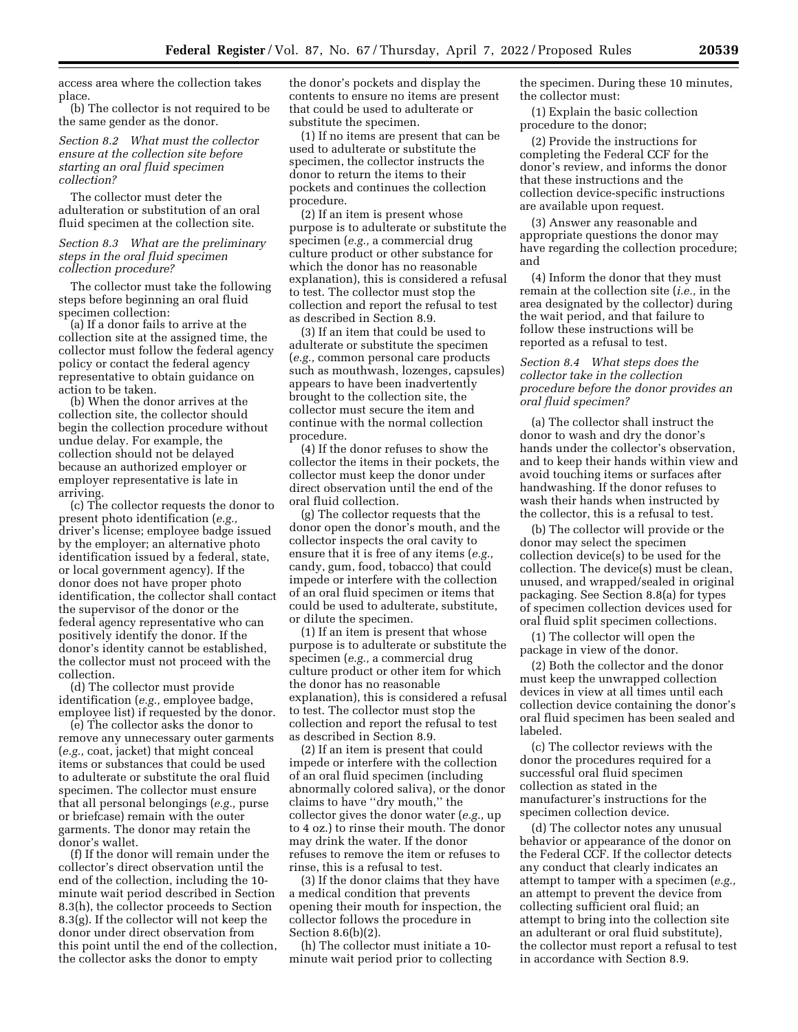access area where the collection takes place.

(b) The collector is not required to be the same gender as the donor.

*Section 8.2 What must the collector ensure at the collection site before starting an oral fluid specimen collection?*

The collector must deter the adulteration or substitution of an oral fluid specimen at the collection site.

*Section 8.3 What are the preliminary steps in the oral fluid specimen collection procedure?*

The collector must take the following steps before beginning an oral fluid specimen collection:

(a) If a donor fails to arrive at the collection site at the assigned time, the collector must follow the federal agency policy or contact the federal agency representative to obtain guidance on action to be taken.

(b) When the donor arrives at the collection site, the collector should begin the collection procedure without undue delay. For example, the collection should not be delayed because an authorized employer or employer representative is late in arriving.

(c) The collector requests the donor to present photo identification (*e.g.,* driver's license; employee badge issued by the employer; an alternative photo identification issued by a federal, state, or local government agency). If the donor does not have proper photo identification, the collector shall contact the supervisor of the donor or the federal agency representative who can positively identify the donor. If the donor's identity cannot be established, the collector must not proceed with the collection.

(d) The collector must provide identification (*e.g.,* employee badge, employee list) if requested by the donor.

(e) The collector asks the donor to remove any unnecessary outer garments (*e.g.,* coat, jacket) that might conceal items or substances that could be used to adulterate or substitute the oral fluid specimen. The collector must ensure that all personal belongings (*e.g.,* purse or briefcase) remain with the outer garments. The donor may retain the donor's wallet.

(f) If the donor will remain under the collector's direct observation until the end of the collection, including the 10-minute wait period described in Section 8.3(h), the collector proceeds to Section 8.3(g). If the collector will not keep the donor under direct observation from this point until the end of the collection, the collector asks the donor to empty the donor's pockets and display the contents to ensure no items are present that could be used to adulterate or substitute the specimen.

(1) If no items are present that can be used to adulterate or substitute the specimen, the collector instructs the donor to return the items to their pockets and continues the collection procedure.

(2) If an item is present whose purpose is to adulterate or substitute the specimen (*e.g.,* a commercial drug culture product or other substance for which the donor has no reasonable explanation), this is considered a refusal to test. The collector must stop the collection and report the refusal to test as described in Section 8.9.

(3) If an item that could be used to adulterate or substitute the specimen (*e.g.,* common personal care products such as mouthwash, lozenges, capsules) appears to have been inadvertently brought to the collection site, the collector must secure the item and continue with the normal collection procedure.

(4) If the donor refuses to show the collector the items in their pockets, the collector must keep the donor under direct observation until the end of the oral fluid collection.

(g) The collector requests that the donor open the donor's mouth, and the collector inspects the oral cavity to ensure that it is free of any items (*e.g.,* candy, gum, food, tobacco) that could impede or interfere with the collection of an oral fluid specimen or items that could be used to adulterate, substitute, or dilute the specimen.

(1) If an item is present that whose purpose is to adulterate or substitute the specimen (*e.g.,* a commercial drug culture product or other item for which the donor has no reasonable explanation), this is considered a refusal to test. The collector must stop the collection and report the refusal to test as described in Section 8.9.

(2) If an item is present that could impede or interfere with the collection of an oral fluid specimen (including abnormally colored saliva), or the donor claims to have "dry mouth," the collector gives the donor water (*e.g.,* up to 4 oz.) to rinse their mouth. The donor may drink the water. If the donor refuses to remove the item or refuses to rinse, this is a refusal to test.

(3) If the donor claims that they have a medical condition that prevents opening their mouth for inspection, the collector follows the procedure in Section 8.6(b)(2).

(h) The collector must initiate a 10-minute wait period prior to collecting the specimen. During these 10 minutes, the collector must:

(1) Explain the basic collection procedure to the donor;

(2) Provide the instructions for completing the Federal CCF for the donor's review, and informs the donor that these instructions and the collection device-specific instructions are available upon request.

(3) Answer any reasonable and appropriate questions the donor may have regarding the collection procedure; and

(4) Inform the donor that they must remain at the collection site (*i.e.,* in the area designated by the collector) during the wait period, and that failure to follow these instructions will be reported as a refusal to test.

*Section 8.4 What steps does the collector take in the collection procedure before the donor provides an oral fluid specimen?*

(a) The collector shall instruct the donor to wash and dry the donor's hands under the collector's observation, and to keep their hands within view and avoid touching items or surfaces after handwashing. If the donor refuses to wash their hands when instructed by the collector, this is a refusal to test.

(b) The collector will provide or the donor may select the specimen collection device(s) to be used for the collection. The device(s) must be clean, unused, and wrapped/sealed in original packaging. See Section 8.8(a) for types of specimen collection devices used for oral fluid split specimen collections.

(1) The collector will open the package in view of the donor.

(2) Both the collector and the donor must keep the unwrapped collection devices in view at all times until each collection device containing the donor's oral fluid specimen has been sealed and labeled.

(c) The collector reviews with the donor the procedures required for a successful oral fluid specimen collection as stated in the manufacturer's instructions for the specimen collection device.

(d) The collector notes any unusual behavior or appearance of the donor on the Federal CCF. If the collector detects any conduct that clearly indicates an attempt to tamper with a specimen (*e.g.,* an attempt to prevent the device from collecting sufficient oral fluid; an attempt to bring into the collection site an adulterant or oral fluid substitute), the collector must report a refusal to test in accordance with Section 8.9.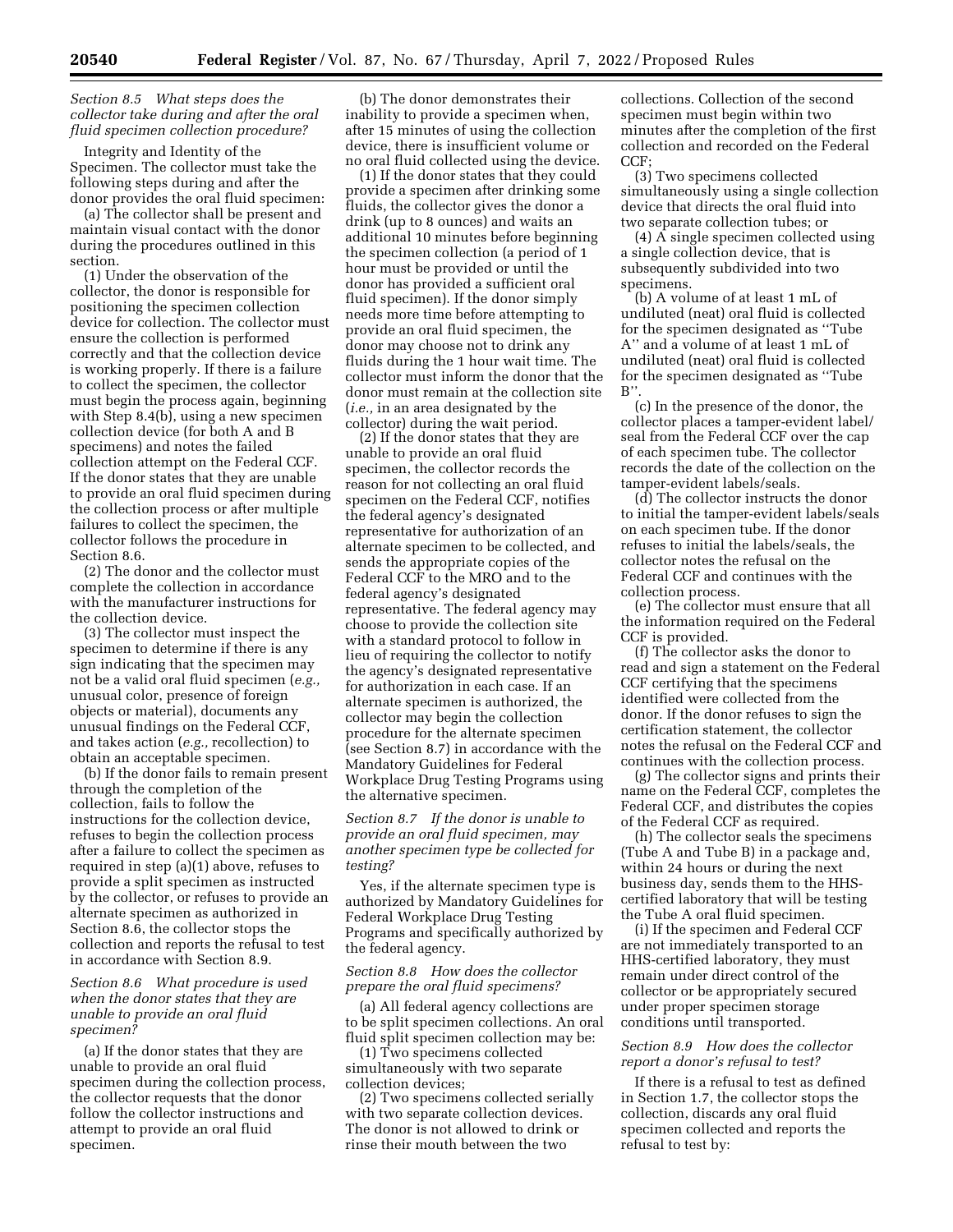### *Section 8.5 What steps does the collector take during and after the oral fluid specimen collection procedure?*

Integrity and Identity of the Specimen. The collector must take the following steps during and after the donor provides the oral fluid specimen:

(a) The collector shall be present and maintain visual contact with the donor during the procedures outlined in this section.

(1) Under the observation of the collector, the donor is responsible for positioning the specimen collection device for collection. The collector must ensure the collection is performed correctly and that the collection device is working properly. If there is a failure to collect the specimen, the collector must begin the process again, beginning with Step 8.4(b), using a new specimen collection device (for both A and B specimens) and notes the failed collection attempt on the Federal CCF. If the donor states that they are unable to provide an oral fluid specimen during the collection process or after multiple failures to collect the specimen, the collector follows the procedure in Section 8.6.

(2) The donor and the collector must complete the collection in accordance with the manufacturer instructions for the collection device.

(3) The collector must inspect the specimen to determine if there is any sign indicating that the specimen may not be a valid oral fluid specimen (*e.g.,* unusual color, presence of foreign objects or material), documents any unusual findings on the Federal CCF, and takes action (*e.g.,* recollection) to obtain an acceptable specimen.

(b) If the donor fails to remain present through the completion of the collection, fails to follow the instructions for the collection device, refuses to begin the collection process after a failure to collect the specimen as required in step (a)(1) above, refuses to provide a split specimen as instructed by the collector, or refuses to provide an alternate specimen as authorized in Section 8.6, the collector stops the collection and reports the refusal to test in accordance with Section 8.9.

### *Section 8.6 What procedure is used when the donor states that they are unable to provide an oral fluid specimen?*

(a) If the donor states that they are unable to provide an oral fluid specimen during the collection process, the collector requests that the donor follow the collector instructions and attempt to provide an oral fluid specimen.

(b) The donor demonstrates their inability to provide a specimen when, after 15 minutes of using the collection device, there is insufficient volume or no oral fluid collected using the device.

(1) If the donor states that they could provide a specimen after drinking some fluids, the collector gives the donor a drink (up to 8 ounces) and waits an additional 10 minutes before beginning the specimen collection (a period of 1 hour must be provided or until the donor has provided a sufficient oral fluid specimen). If the donor simply needs more time before attempting to provide an oral fluid specimen, the donor may choose not to drink any fluids during the 1 hour wait time. The collector must inform the donor that the donor must remain at the collection site (*i.e.,* in an area designated by the collector) during the wait period.

(2) If the donor states that they are unable to provide an oral fluid specimen, the collector records the reason for not collecting an oral fluid specimen on the Federal CCF, notifies the federal agency's designated representative for authorization of an alternate specimen to be collected, and sends the appropriate copies of the Federal CCF to the MRO and to the federal agency's designated representative. The federal agency may choose to provide the collection site with a standard protocol to follow in lieu of requiring the collector to notify the agency's designated representative for authorization in each case. If an alternate specimen is authorized, the collector may begin the collection procedure for the alternate specimen (see Section 8.7) in accordance with the Mandatory Guidelines for Federal Workplace Drug Testing Programs using the alternative specimen.

### *Section 8.7 If the donor is unable to provide an oral fluid specimen, may another specimen type be collected for testing?*

Yes, if the alternate specimen type is authorized by Mandatory Guidelines for Federal Workplace Drug Testing Programs and specifically authorized by the federal agency.

### *Section 8.8 How does the collector prepare the oral fluid specimens?*

(a) All federal agency collections are to be split specimen collections. An oral fluid split specimen collection may be:

(1) Two specimens collected simultaneously with two separate collection devices;

(2) Two specimens collected serially with two separate collection devices. The donor is not allowed to drink or rinse their mouth between the two collections. Collection of the second specimen must begin within two minutes after the completion of the first collection and recorded on the Federal CCF;

(3) Two specimens collected simultaneously using a single collection device that directs the oral fluid into two separate collection tubes; or

(4) A single specimen collected using a single collection device, that is subsequently subdivided into two specimens.

(b) A volume of at least 1 mL of undiluted (neat) oral fluid is collected for the specimen designated as "Tube A" and a volume of at least 1 mL of undiluted (neat) oral fluid is collected for the specimen designated as "Tube B".

(c) In the presence of the donor, the collector places a tamper-evident label/seal from the Federal CCF over the cap of each specimen tube. The collector records the date of the collection on the tamper-evident labels/seals.

(d) The collector instructs the donor to initial the tamper-evident labels/seals on each specimen tube. If the donor refuses to initial the labels/seals, the collector notes the refusal on the Federal CCF and continues with the collection process.

(e) The collector must ensure that all the information required on the Federal CCF is provided.

(f) The collector asks the donor to read and sign a statement on the Federal CCF certifying that the specimens identified were collected from the donor. If the donor refuses to sign the certification statement, the collector notes the refusal on the Federal CCF and continues with the collection process.

(g) The collector signs and prints their name on the Federal CCF, completes the Federal CCF, and distributes the copies of the Federal CCF as required.

(h) The collector seals the specimens (Tube A and Tube B) in a package and, within 24 hours or during the next business day, sends them to the HHS-certified laboratory that will be testing the Tube A oral fluid specimen.

(i) If the specimen and Federal CCF are not immediately transported to an HHS-certified laboratory, they must remain under direct control of the collector or be appropriately secured under proper specimen storage conditions until transported.

### *Section 8.9 How does the collector report a donor's refusal to test?*

If there is a refusal to test as defined in Section 1.7, the collector stops the collection, discards any oral fluid specimen collected and reports the refusal to test by: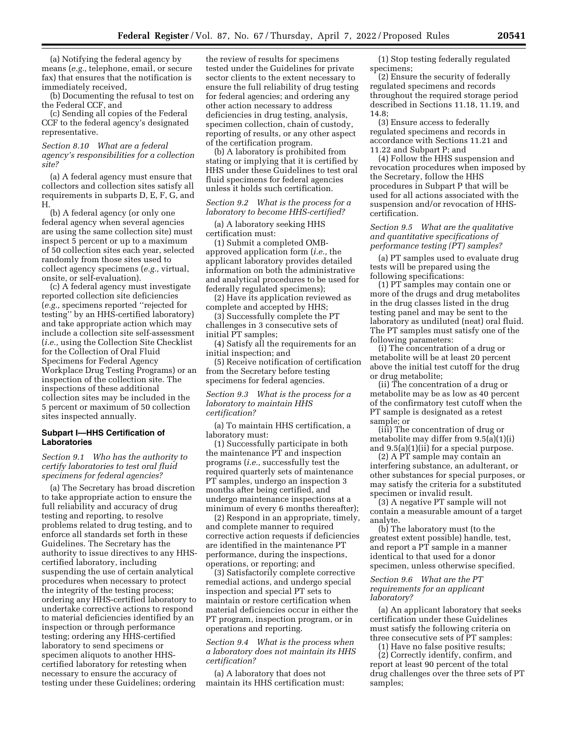(a) Notifying the federal agency by means (*e.g.,* telephone, email, or secure fax) that ensures that the notification is immediately received,

(b) Documenting the refusal to test on the Federal CCF, and

(c) Sending all copies of the Federal CCF to the federal agency's designated representative.

*Section 8.10 What are a federal agency's responsibilities for a collection site?*

(a) A federal agency must ensure that collectors and collection sites satisfy all requirements in subparts D, E, F, G, and H.

(b) A federal agency (or only one federal agency when several agencies are using the same collection site) must inspect 5 percent or up to a maximum of 50 collection sites each year, selected randomly from those sites used to collect agency specimens (*e.g.,* virtual, onsite, or self-evaluation).

(c) A federal agency must investigate reported collection site deficiencies (*e.g.,* specimens reported ''rejected for testing'' by an HHS-certified laboratory) and take appropriate action which may include a collection site self-assessment (*i.e.,* using the Collection Site Checklist for the Collection of Oral Fluid Specimens for Federal Agency Workplace Drug Testing Programs) or an inspection of the collection site. The inspections of these additional collection sites may be included in the 5 percent or maximum of 50 collection sites inspected annually.

## Subpart I—HHS Certification of Laboratories

*Section 9.1 Who has the authority to certify laboratories to test oral fluid specimens for federal agencies?*

(a) The Secretary has broad discretion to take appropriate action to ensure the full reliability and accuracy of drug testing and reporting, to resolve problems related to drug testing, and to enforce all standards set forth in these Guidelines. The Secretary has the authority to issue directives to any HHS-certified laboratory, including suspending the use of certain analytical procedures when necessary to protect the integrity of the testing process; ordering any HHS-certified laboratory to undertake corrective actions to respond to material deficiencies identified by an inspection or through performance testing; ordering any HHS-certified laboratory to send specimens or specimen aliquots to another HHS-certified laboratory for retesting when necessary to ensure the accuracy of testing under these Guidelines; ordering the review of results for specimens tested under the Guidelines for private sector clients to the extent necessary to ensure the full reliability of drug testing for federal agencies; and ordering any other action necessary to address deficiencies in drug testing, analysis, specimen collection, chain of custody, reporting of results, or any other aspect of the certification program.

(b) A laboratory is prohibited from stating or implying that it is certified by HHS under these Guidelines to test oral fluid specimens for federal agencies unless it holds such certification.

*Section 9.2 What is the process for a laboratory to become HHS-certified?*

(a) A laboratory seeking HHS certification must:

(1) Submit a completed OMB-approved application form (*i.e.,* the applicant laboratory provides detailed information on both the administrative and analytical procedures to be used for federally regulated specimens);

(2) Have its application reviewed as complete and accepted by HHS;

(3) Successfully complete the PT challenges in 3 consecutive sets of initial PT samples;

(4) Satisfy all the requirements for an initial inspection; and

(5) Receive notification of certification from the Secretary before testing specimens for federal agencies.

*Section 9.3 What is the process for a laboratory to maintain HHS certification?*

(a) To maintain HHS certification, a laboratory must:

(1) Successfully participate in both the maintenance PT and inspection programs (*i.e.,* successfully test the required quarterly sets of maintenance PT samples, undergo an inspection 3 months after being certified, and undergo maintenance inspections at a minimum of every 6 months thereafter);

(2) Respond in an appropriate, timely, and complete manner to required corrective action requests if deficiencies are identified in the maintenance PT performance, during the inspections, operations, or reporting; and

(3) Satisfactorily complete corrective remedial actions, and undergo special inspection and special PT sets to maintain or restore certification when material deficiencies occur in either the PT program, inspection program, or in operations and reporting.

*Section 9.4 What is the process when a laboratory does not maintain its HHS certification?*

(a) A laboratory that does not maintain its HHS certification must:

(1) Stop testing federally regulated specimens;

(2) Ensure the security of federally regulated specimens and records throughout the required storage period described in Sections 11.18, 11.19, and 14.8;

(3) Ensure access to federally regulated specimens and records in accordance with Sections 11.21 and 11.22 and Subpart P; and

(4) Follow the HHS suspension and revocation procedures when imposed by the Secretary, follow the HHS procedures in Subpart P that will be used for all actions associated with the suspension and/or revocation of HHS-certification.

*Section 9.5 What are the qualitative and quantitative specifications of performance testing (PT) samples?*

(a) PT samples used to evaluate drug tests will be prepared using the following specifications:

(1) PT samples may contain one or more of the drugs and drug metabolites in the drug classes listed in the drug testing panel and may be sent to the laboratory as undiluted (neat) oral fluid. The PT samples must satisfy one of the following parameters:

(i) The concentration of a drug or metabolite will be at least 20 percent above the initial test cutoff for the drug or drug metabolite;

(ii) The concentration of a drug or metabolite may be as low as 40 percent of the confirmatory test cutoff when the PT sample is designated as a retest sample; or

(iii) The concentration of drug or metabolite may differ from 9.5(a)(1)(i) and 9.5(a)(1)(ii) for a special purpose.

(2) A PT sample may contain an interfering substance, an adulterant, or other substances for special purposes, or may satisfy the criteria for a substituted specimen or invalid result.

(3) A negative PT sample will not contain a measurable amount of a target analyte.

(b) The laboratory must (to the greatest extent possible) handle, test, and report a PT sample in a manner identical to that used for a donor specimen, unless otherwise specified.

*Section 9.6 What are the PT requirements for an applicant laboratory?*

(a) An applicant laboratory that seeks certification under these Guidelines must satisfy the following criteria on three consecutive sets of PT samples:

(1) Have no false positive results;

(2) Correctly identify, confirm, and report at least 90 percent of the total drug challenges over the three sets of PT samples;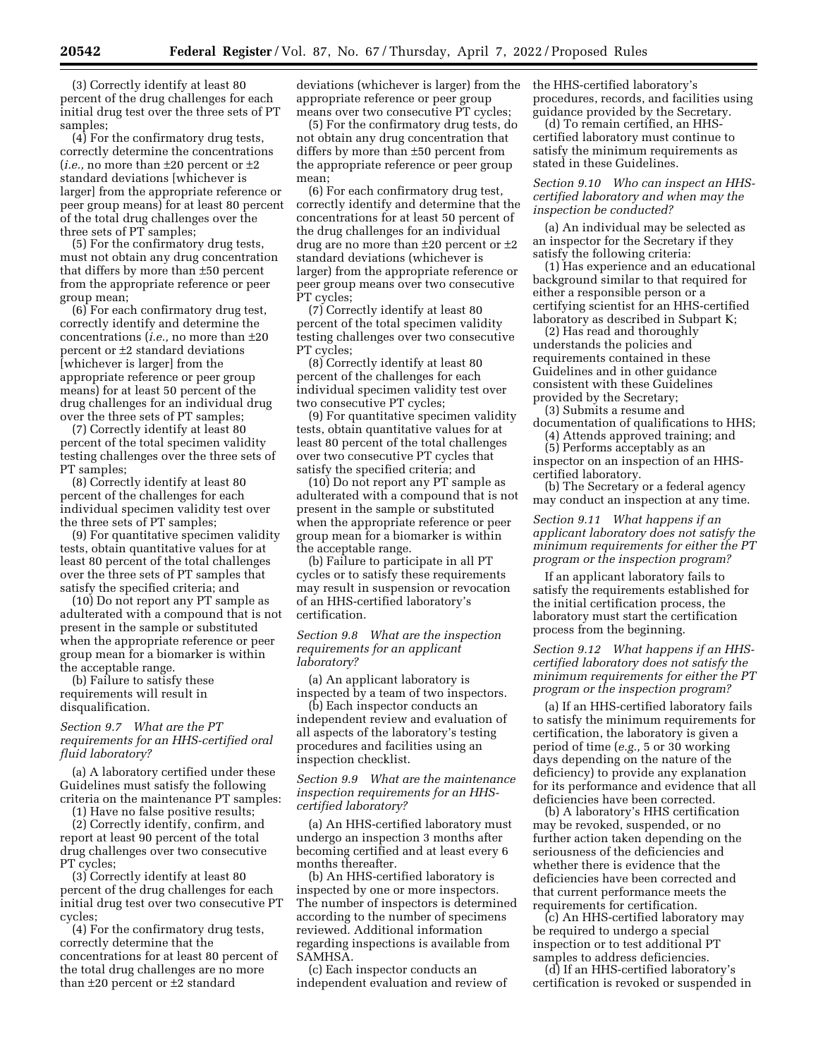(3) Correctly identify at least 80 percent of the drug challenges for each initial drug test over the three sets of PT samples;

(4) For the confirmatory drug tests, correctly determine the concentrations (*i.e.,* no more than ±20 percent or ±2 standard deviations [whichever is larger] from the appropriate reference or peer group means) for at least 80 percent of the total drug challenges over the three sets of PT samples;

(5) For the confirmatory drug tests, must not obtain any drug concentration that differs by more than ±50 percent from the appropriate reference or peer group mean;

(6) For each confirmatory drug test, correctly identify and determine the concentrations (*i.e.,* no more than ±20 percent or ±2 standard deviations [whichever is larger] from the appropriate reference or peer group means) for at least 50 percent of the drug challenges for an individual drug over the three sets of PT samples;

(7) Correctly identify at least 80 percent of the total specimen validity testing challenges over the three sets of PT samples;

(8) Correctly identify at least 80 percent of the challenges for each individual specimen validity test over the three sets of PT samples;

(9) For quantitative specimen validity tests, obtain quantitative values for at least 80 percent of the total challenges over the three sets of PT samples that satisfy the specified criteria; and

(10) Do not report any PT sample as adulterated with a compound that is not present in the sample or substituted when the appropriate reference or peer group mean for a biomarker is within the acceptable range.

(b) Failure to satisfy these requirements will result in disqualification.

*Section 9.7 What are the PT requirements for an HHS-certified oral fluid laboratory?*

(a) A laboratory certified under these Guidelines must satisfy the following criteria on the maintenance PT samples:

(1) Have no false positive results;

(2) Correctly identify, confirm, and report at least 90 percent of the total drug challenges over two consecutive PT cycles;

(3) Correctly identify at least 80 percent of the drug challenges for each initial drug test over two consecutive PT cycles;

(4) For the confirmatory drug tests, correctly determine that the concentrations for at least 80 percent of the total drug challenges are no more than ±20 percent or ±2 standard deviations (whichever is larger) from the appropriate reference or peer group means over two consecutive PT cycles;

(5) For the confirmatory drug tests, do not obtain any drug concentration that differs by more than ±50 percent from the appropriate reference or peer group mean;

(6) For each confirmatory drug test, correctly identify and determine that the concentrations for at least 50 percent of the drug challenges for an individual drug are no more than ±20 percent or ±2 standard deviations (whichever is larger) from the appropriate reference or peer group means over two consecutive PT cycles;

(7) Correctly identify at least 80 percent of the total specimen validity testing challenges over two consecutive PT cycles;

(8) Correctly identify at least 80 percent of the challenges for each individual specimen validity test over two consecutive PT cycles;

(9) For quantitative specimen validity tests, obtain quantitative values for at least 80 percent of the total challenges over two consecutive PT cycles that satisfy the specified criteria; and

(10) Do not report any PT sample as adulterated with a compound that is not present in the sample or substituted when the appropriate reference or peer group mean for a biomarker is within the acceptable range.

(b) Failure to participate in all PT cycles or to satisfy these requirements may result in suspension or revocation of an HHS-certified laboratory's certification.

*Section 9.8 What are the inspection requirements for an applicant laboratory?*

(a) An applicant laboratory is inspected by a team of two inspectors.

(b) Each inspector conducts an independent review and evaluation of all aspects of the laboratory's testing procedures and facilities using an inspection checklist.

*Section 9.9 What are the maintenance inspection requirements for an HHS-certified laboratory?*

(a) An HHS-certified laboratory must undergo an inspection 3 months after becoming certified and at least every 6 months thereafter.

(b) An HHS-certified laboratory is inspected by one or more inspectors. The number of inspectors is determined according to the number of specimens reviewed. Additional information regarding inspections is available from SAMHSA.

(c) Each inspector conducts an independent evaluation and review of the HHS-certified laboratory's procedures, records, and facilities using guidance provided by the Secretary.

(d) To remain certified, an HHS-certified laboratory must continue to satisfy the minimum requirements as stated in these Guidelines.

*Section 9.10 Who can inspect an HHS-certified laboratory and when may the inspection be conducted?*

(a) An individual may be selected as an inspector for the Secretary if they satisfy the following criteria:

(1) Has experience and an educational background similar to that required for either a responsible person or a certifying scientist for an HHS-certified laboratory as described in Subpart K;

(2) Has read and thoroughly understands the policies and requirements contained in these Guidelines and in other guidance consistent with these Guidelines provided by the Secretary;

(3) Submits a resume and documentation of qualifications to HHS;

(4) Attends approved training; and

(5) Performs acceptably as an inspector on an inspection of an HHS-certified laboratory.

(b) The Secretary or a federal agency may conduct an inspection at any time.

*Section 9.11 What happens if an applicant laboratory does not satisfy the minimum requirements for either the PT program or the inspection program?*

If an applicant laboratory fails to satisfy the requirements established for the initial certification process, the laboratory must start the certification process from the beginning.

*Section 9.12 What happens if an HHS-certified laboratory does not satisfy the minimum requirements for either the PT program or the inspection program?*

(a) If an HHS-certified laboratory fails to satisfy the minimum requirements for certification, the laboratory is given a period of time (*e.g.,* 5 or 30 working days depending on the nature of the deficiency) to provide any explanation for its performance and evidence that all deficiencies have been corrected.

(b) A laboratory's HHS certification may be revoked, suspended, or no further action taken depending on the seriousness of the deficiencies and whether there is evidence that the deficiencies have been corrected and that current performance meets the requirements for certification.

(c) An HHS-certified laboratory may be required to undergo a special inspection or to test additional PT samples to address deficiencies.

(d) If an HHS-certified laboratory's certification is revoked or suspended in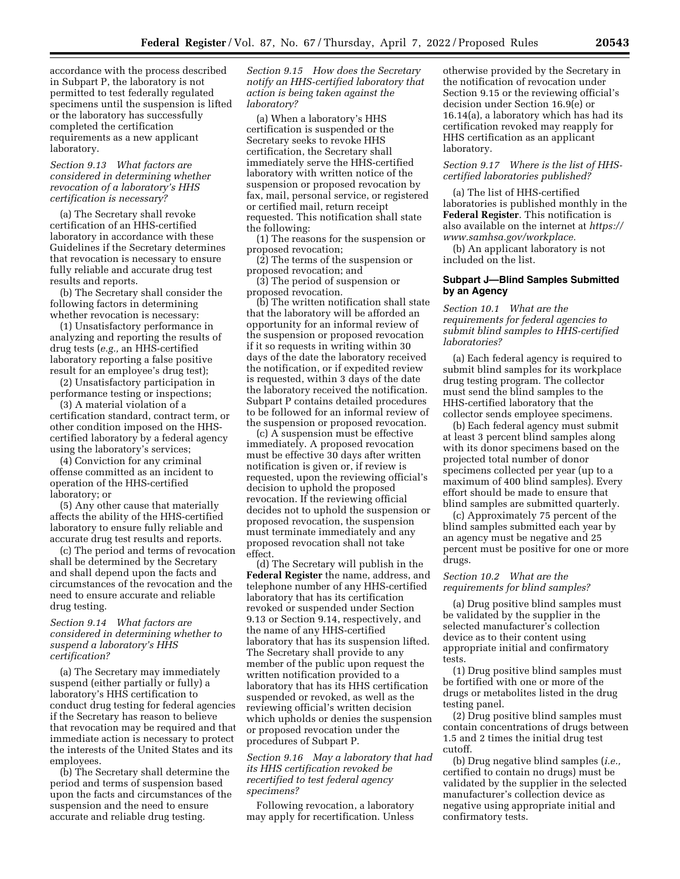accordance with the process described in Subpart P, the laboratory is not permitted to test federally regulated specimens until the suspension is lifted or the laboratory has successfully completed the certification requirements as a new applicant laboratory.

*Section 9.13 What factors are considered in determining whether revocation of a laboratory's HHS certification is necessary?*

(a) The Secretary shall revoke certification of an HHS-certified laboratory in accordance with these Guidelines if the Secretary determines that revocation is necessary to ensure fully reliable and accurate drug test results and reports.

(b) The Secretary shall consider the following factors in determining whether revocation is necessary:

(1) Unsatisfactory performance in analyzing and reporting the results of drug tests (*e.g.,* an HHS-certified laboratory reporting a false positive result for an employee's drug test);

(2) Unsatisfactory participation in performance testing or inspections;

(3) A material violation of a certification standard, contract term, or other condition imposed on the HHS-certified laboratory by a federal agency using the laboratory's services;

(4) Conviction for any criminal offense committed as an incident to operation of the HHS-certified laboratory; or

(5) Any other cause that materially affects the ability of the HHS-certified laboratory to ensure fully reliable and accurate drug test results and reports.

(c) The period and terms of revocation shall be determined by the Secretary and shall depend upon the facts and circumstances of the revocation and the need to ensure accurate and reliable drug testing.

*Section 9.14 What factors are considered in determining whether to suspend a laboratory's HHS certification?*

(a) The Secretary may immediately suspend (either partially or fully) a laboratory's HHS certification to conduct drug testing for federal agencies if the Secretary has reason to believe that revocation may be required and that immediate action is necessary to protect the interests of the United States and its employees.

(b) The Secretary shall determine the period and terms of suspension based upon the facts and circumstances of the suspension and the need to ensure accurate and reliable drug testing.

*Section 9.15 How does the Secretary notify an HHS-certified laboratory that action is being taken against the laboratory?*

(a) When a laboratory's HHS certification is suspended or the Secretary seeks to revoke HHS certification, the Secretary shall immediately serve the HHS-certified laboratory with written notice of the suspension or proposed revocation by fax, mail, personal service, or registered or certified mail, return receipt requested. This notification shall state the following:

(1) The reasons for the suspension or proposed revocation;

(2) The terms of the suspension or proposed revocation; and

(3) The period of suspension or proposed revocation.

(b) The written notification shall state that the laboratory will be afforded an opportunity for an informal review of the suspension or proposed revocation if it so requests in writing within 30 days of the date the laboratory received the notification, or if expedited review is requested, within 3 days of the date the laboratory received the notification. Subpart P contains detailed procedures to be followed for an informal review of the suspension or proposed revocation.

(c) A suspension must be effective immediately. A proposed revocation must be effective 30 days after written notification is given or, if review is requested, upon the reviewing official's decision to uphold the proposed revocation. If the reviewing official decides not to uphold the suspension or proposed revocation, the suspension must terminate immediately and any proposed revocation shall not take effect.

(d) The Secretary will publish in the **Federal Register** the name, address, and telephone number of any HHS-certified laboratory that has its certification revoked or suspended under Section 9.13 or Section 9.14, respectively, and the name of any HHS-certified laboratory that has its suspension lifted. The Secretary shall provide to any member of the public upon request the written notification provided to a laboratory that has its HHS certification suspended or revoked, as well as the reviewing official's written decision which upholds or denies the suspension or proposed revocation under the procedures of Subpart P.

*Section 9.16 May a laboratory that had its HHS certification revoked be recertified to test federal agency specimens?*

Following revocation, a laboratory may apply for recertification. Unless otherwise provided by the Secretary in the notification of revocation under Section 9.15 or the reviewing official's decision under Section 16.9(e) or 16.14(a), a laboratory which has had its certification revoked may reapply for HHS certification as an applicant laboratory.

*Section 9.17 Where is the list of HHS-certified laboratories published?*

(a) The list of HHS-certified laboratories is published monthly in the **Federal Register**. This notification is also available on the internet at *https://www.samhsa.gov/workplace.*

(b) An applicant laboratory is not included on the list.

## Subpart J—Blind Samples Submitted by an Agency

*Section 10.1 What are the requirements for federal agencies to submit blind samples to HHS-certified laboratories?*

(a) Each federal agency is required to submit blind samples for its workplace drug testing program. The collector must send the blind samples to the HHS-certified laboratory that the collector sends employee specimens.

(b) Each federal agency must submit at least 3 percent blind samples along with its donor specimens based on the projected total number of donor specimens collected per year (up to a maximum of 400 blind samples). Every effort should be made to ensure that blind samples are submitted quarterly.

(c) Approximately 75 percent of the blind samples submitted each year by an agency must be negative and 25 percent must be positive for one or more drugs.

*Section 10.2 What are the requirements for blind samples?*

(a) Drug positive blind samples must be validated by the supplier in the selected manufacturer's collection device as to their content using appropriate initial and confirmatory tests.

(1) Drug positive blind samples must be fortified with one or more of the drugs or metabolites listed in the drug testing panel.

(2) Drug positive blind samples must contain concentrations of drugs between 1.5 and 2 times the initial drug test cutoff.

(b) Drug negative blind samples (*i.e.,* certified to contain no drugs) must be validated by the supplier in the selected manufacturer's collection device as negative using appropriate initial and confirmatory tests.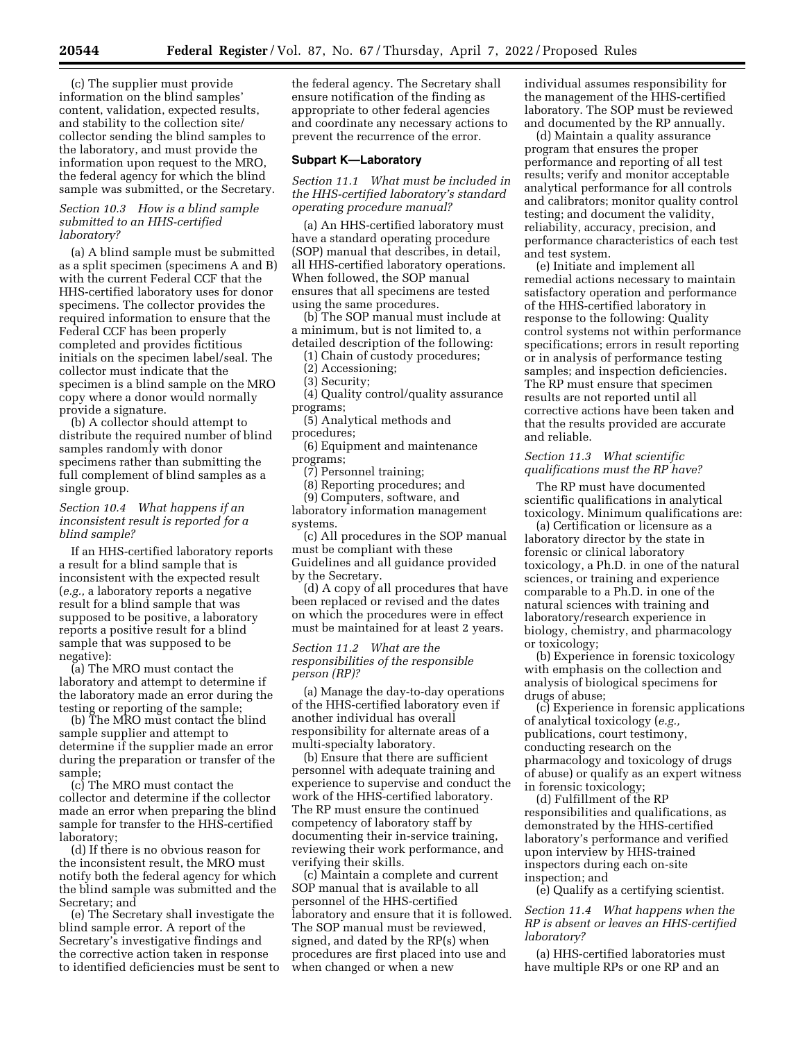(c) The supplier must provide information on the blind samples' content, validation, expected results, and stability to the collection site/collector sending the blind samples to the laboratory, and must provide the information upon request to the MRO, the federal agency for which the blind sample was submitted, or the Secretary.

*Section 10.3 How is a blind sample submitted to an HHS-certified laboratory?*

(a) A blind sample must be submitted as a split specimen (specimens A and B) with the current Federal CCF that the HHS-certified laboratory uses for donor specimens. The collector provides the required information to ensure that the Federal CCF has been properly completed and provides fictitious initials on the specimen label/seal. The collector must indicate that the specimen is a blind sample on the MRO copy where a donor would normally provide a signature.

(b) A collector should attempt to distribute the required number of blind samples randomly with donor specimens rather than submitting the full complement of blind samples as a single group.

*Section 10.4 What happens if an inconsistent result is reported for a blind sample?*

If an HHS-certified laboratory reports a result for a blind sample that is inconsistent with the expected result (*e.g.,* a laboratory reports a negative result for a blind sample that was supposed to be positive, a laboratory reports a positive result for a blind sample that was supposed to be negative):

(a) The MRO must contact the laboratory and attempt to determine if the laboratory made an error during the testing or reporting of the sample;

(b) The MRO must contact the blind sample supplier and attempt to determine if the supplier made an error during the preparation or transfer of the sample;

(c) The MRO must contact the collector and determine if the collector made an error when preparing the blind sample for transfer to the HHS-certified laboratory;

(d) If there is no obvious reason for the inconsistent result, the MRO must notify both the federal agency for which the blind sample was submitted and the Secretary; and

(e) The Secretary shall investigate the blind sample error. A report of the Secretary's investigative findings and the corrective action taken in response to identified deficiencies must be sent to the federal agency. The Secretary shall ensure notification of the finding as appropriate to other federal agencies and coordinate any necessary actions to prevent the recurrence of the error.

## Subpart K—Laboratory

*Section 11.1 What must be included in the HHS-certified laboratory's standard operating procedure manual?*

(a) An HHS-certified laboratory must have a standard operating procedure (SOP) manual that describes, in detail, all HHS-certified laboratory operations. When followed, the SOP manual ensures that all specimens are tested using the same procedures.

(b) The SOP manual must include at a minimum, but is not limited to, a detailed description of the following:

(1) Chain of custody procedures;

(2) Accessioning;

(3) Security;

(4) Quality control/quality assurance programs;

(5) Analytical methods and procedures;

(6) Equipment and maintenance programs;

(7) Personnel training;

(8) Reporting procedures; and

(9) Computers, software, and laboratory information management systems.

(c) All procedures in the SOP manual must be compliant with these Guidelines and all guidance provided by the Secretary.

(d) A copy of all procedures that have been replaced or revised and the dates on which the procedures were in effect must be maintained for at least 2 years.

*Section 11.2 What are the responsibilities of the responsible person (RP)?*

(a) Manage the day-to-day operations of the HHS-certified laboratory even if another individual has overall responsibility for alternate areas of a multi-specialty laboratory.

(b) Ensure that there are sufficient personnel with adequate training and experience to supervise and conduct the work of the HHS-certified laboratory. The RP must ensure the continued competency of laboratory staff by documenting their in-service training, reviewing their work performance, and verifying their skills.

(c) Maintain a complete and current SOP manual that is available to all personnel of the HHS-certified laboratory and ensure that it is followed. The SOP manual must be reviewed, signed, and dated by the RP(s) when procedures are first placed into use and when changed or when a new individual assumes responsibility for the management of the HHS-certified laboratory. The SOP must be reviewed and documented by the RP annually.

(d) Maintain a quality assurance program that ensures the proper performance and reporting of all test results; verify and monitor acceptable analytical performance for all controls and calibrators; monitor quality control testing; and document the validity, reliability, accuracy, precision, and performance characteristics of each test and test system.

(e) Initiate and implement all remedial actions necessary to maintain satisfactory operation and performance of the HHS-certified laboratory in response to the following: Quality control systems not within performance specifications; errors in result reporting or in analysis of performance testing samples; and inspection deficiencies. The RP must ensure that specimen results are not reported until all corrective actions have been taken and that the results provided are accurate and reliable.

*Section 11.3 What scientific qualifications must the RP have?*

The RP must have documented scientific qualifications in analytical toxicology. Minimum qualifications are:

(a) Certification or licensure as a laboratory director by the state in forensic or clinical laboratory toxicology, a Ph.D. in one of the natural sciences, or training and experience comparable to a Ph.D. in one of the natural sciences with training and laboratory/research experience in biology, chemistry, and pharmacology or toxicology;

(b) Experience in forensic toxicology with emphasis on the collection and analysis of biological specimens for drugs of abuse;

(c) Experience in forensic applications of analytical toxicology (*e.g.,* publications, court testimony, conducting research on the pharmacology and toxicology of drugs of abuse) or qualify as an expert witness in forensic toxicology;

(d) Fulfillment of the RP responsibilities and qualifications, as demonstrated by the HHS-certified laboratory's performance and verified upon interview by HHS-trained inspectors during each on-site inspection; and

(e) Qualify as a certifying scientist.

*Section 11.4 What happens when the RP is absent or leaves an HHS-certified laboratory?*

(a) HHS-certified laboratories must have multiple RPs or one RP and an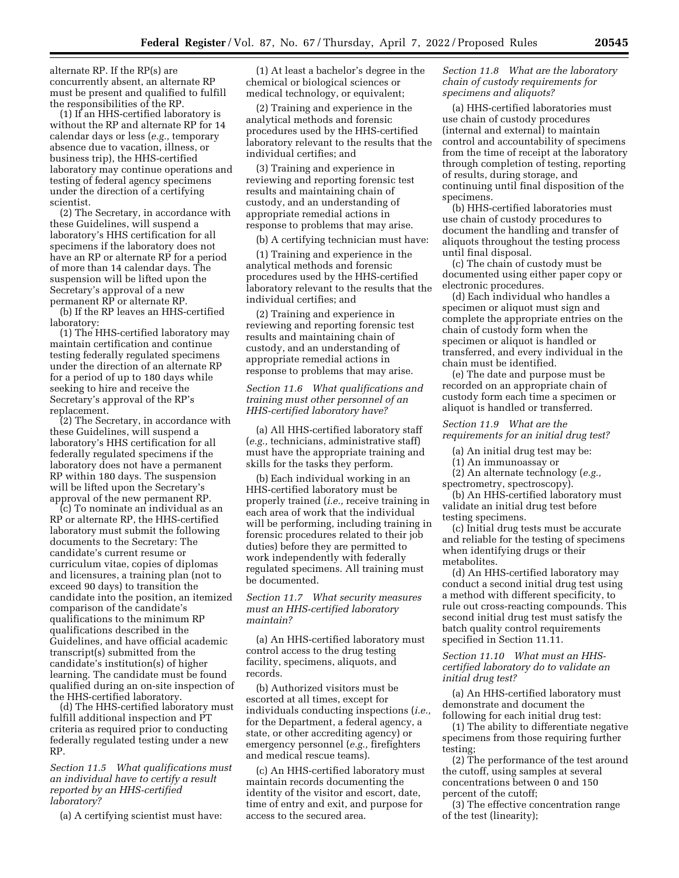alternate RP. If the RP(s) are concurrently absent, an alternate RP must be present and qualified to fulfill the responsibilities of the RP.

(1) If an HHS-certified laboratory is without the RP and alternate RP for 14 calendar days or less (*e.g.,* temporary absence due to vacation, illness, or business trip), the HHS-certified laboratory may continue operations and testing of federal agency specimens under the direction of a certifying scientist.

(2) The Secretary, in accordance with these Guidelines, will suspend a laboratory's HHS certification for all specimens if the laboratory does not have an RP or alternate RP for a period of more than 14 calendar days. The suspension will be lifted upon the Secretary's approval of a new permanent RP or alternate RP.

(b) If the RP leaves an HHS-certified laboratory:

(1) The HHS-certified laboratory may maintain certification and continue testing federally regulated specimens under the direction of an alternate RP for a period of up to 180 days while seeking to hire and receive the Secretary's approval of the RP's replacement.

(2) The Secretary, in accordance with these Guidelines, will suspend a laboratory's HHS certification for all federally regulated specimens if the laboratory does not have a permanent RP within 180 days. The suspension will be lifted upon the Secretary's approval of the new permanent RP.

(c) To nominate an individual as an RP or alternate RP, the HHS-certified laboratory must submit the following documents to the Secretary: The candidate's current resume or curriculum vitae, copies of diplomas and licensures, a training plan (not to exceed 90 days) to transition the candidate into the position, an itemized comparison of the candidate's qualifications to the minimum RP qualifications described in the Guidelines, and have official academic transcript(s) submitted from the candidate's institution(s) of higher learning. The candidate must be found qualified during an on-site inspection of the HHS-certified laboratory.

(d) The HHS-certified laboratory must fulfill additional inspection and PT criteria as required prior to conducting federally regulated testing under a new RP.

*Section 11.5 What qualifications must an individual have to certify a result reported by an HHS-certified laboratory?*

(a) A certifying scientist must have:

(1) At least a bachelor's degree in the chemical or biological sciences or medical technology, or equivalent;

(2) Training and experience in the analytical methods and forensic procedures used by the HHS-certified laboratory relevant to the results that the individual certifies; and

(3) Training and experience in reviewing and reporting forensic test results and maintaining chain of custody, and an understanding of appropriate remedial actions in response to problems that may arise.

(b) A certifying technician must have:

(1) Training and experience in the analytical methods and forensic procedures used by the HHS-certified laboratory relevant to the results that the individual certifies; and

(2) Training and experience in reviewing and reporting forensic test results and maintaining chain of custody, and an understanding of appropriate remedial actions in response to problems that may arise.

*Section 11.6 What qualifications and training must other personnel of an HHS-certified laboratory have?*

(a) All HHS-certified laboratory staff (*e.g.,* technicians, administrative staff) must have the appropriate training and skills for the tasks they perform.

(b) Each individual working in an HHS-certified laboratory must be properly trained (*i.e.,* receive training in each area of work that the individual will be performing, including training in forensic procedures related to their job duties) before they are permitted to work independently with federally regulated specimens. All training must be documented.

*Section 11.7 What security measures must an HHS-certified laboratory maintain?*

(a) An HHS-certified laboratory must control access to the drug testing facility, specimens, aliquots, and records.

(b) Authorized visitors must be escorted at all times, except for individuals conducting inspections (*i.e.,* for the Department, a federal agency, a state, or other accrediting agency) or emergency personnel (*e.g.,* firefighters and medical rescue teams).

(c) An HHS-certified laboratory must maintain records documenting the identity of the visitor and escort, date, time of entry and exit, and purpose for access to the secured area.

*Section 11.8 What are the laboratory chain of custody requirements for specimens and aliquots?*

(a) HHS-certified laboratories must use chain of custody procedures (internal and external) to maintain control and accountability of specimens from the time of receipt at the laboratory through completion of testing, reporting of results, during storage, and continuing until final disposition of the specimens.

(b) HHS-certified laboratories must use chain of custody procedures to document the handling and transfer of aliquots throughout the testing process until final disposal.

(c) The chain of custody must be documented using either paper copy or electronic procedures.

(d) Each individual who handles a specimen or aliquot must sign and complete the appropriate entries on the chain of custody form when the specimen or aliquot is handled or transferred, and every individual in the chain must be identified.

(e) The date and purpose must be recorded on an appropriate chain of custody form each time a specimen or aliquot is handled or transferred.

*Section 11.9 What are the requirements for an initial drug test?*

(a) An initial drug test may be:

(1) An immunoassay or

(2) An alternate technology (*e.g.,* spectrometry, spectroscopy).

(b) An HHS-certified laboratory must validate an initial drug test before testing specimens.

(c) Initial drug tests must be accurate and reliable for the testing of specimens when identifying drugs or their metabolites.

(d) An HHS-certified laboratory may conduct a second initial drug test using a method with different specificity, to rule out cross-reacting compounds. This second initial drug test must satisfy the batch quality control requirements specified in Section 11.11.

*Section 11.10 What must an HHS-certified laboratory do to validate an initial drug test?*

(a) An HHS-certified laboratory must demonstrate and document the following for each initial drug test:

(1) The ability to differentiate negative specimens from those requiring further testing;

(2) The performance of the test around the cutoff, using samples at several concentrations between 0 and 150 percent of the cutoff;

(3) The effective concentration range of the test (linearity);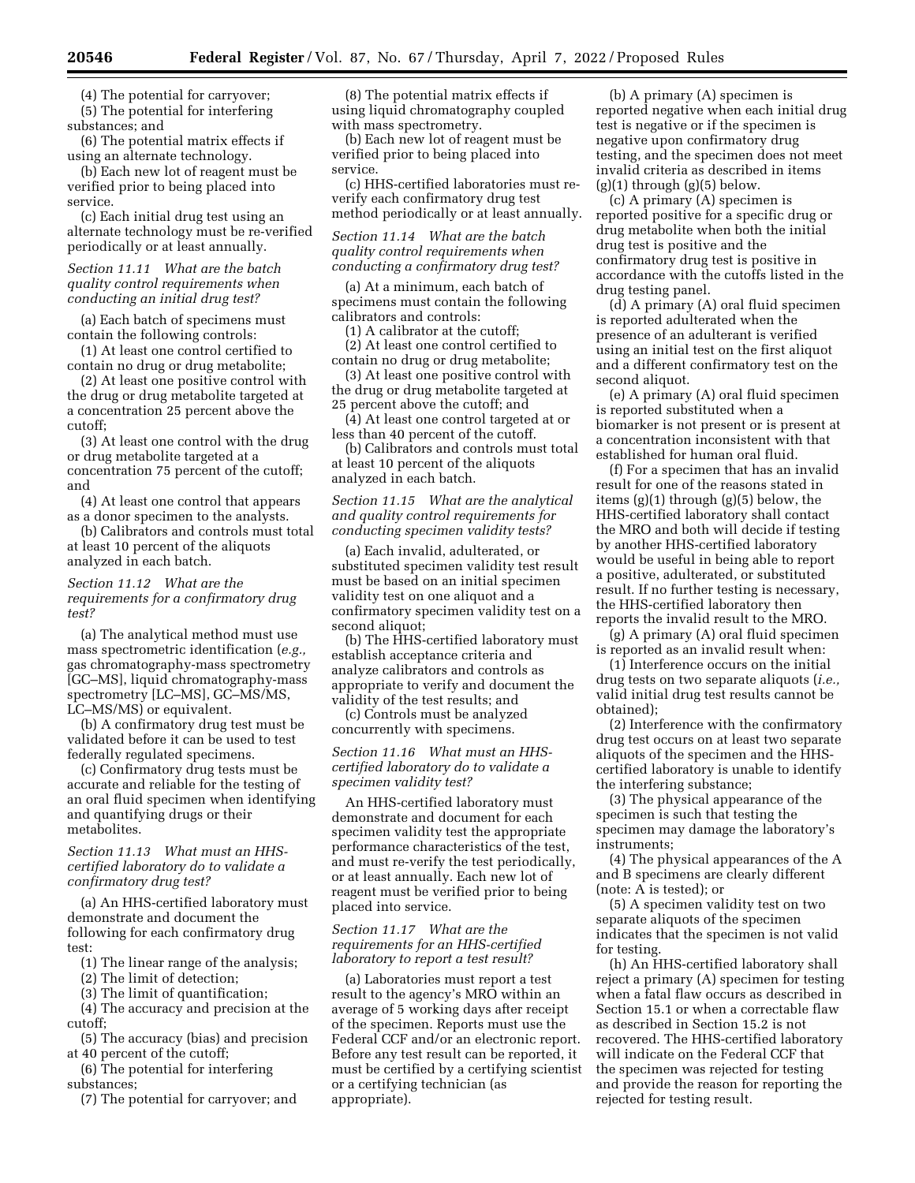(4) The potential for carryover;

(5) The potential for interfering substances; and

(6) The potential matrix effects if using an alternate technology.

(b) Each new lot of reagent must be verified prior to being placed into service.

(c) Each initial drug test using an alternate technology must be re-verified periodically or at least annually.

*Section 11.11 What are the batch quality control requirements when conducting an initial drug test?*

(a) Each batch of specimens must contain the following controls:

(1) At least one control certified to contain no drug or drug metabolite;

(2) At least one positive control with the drug or drug metabolite targeted at a concentration 25 percent above the cutoff;

(3) At least one control with the drug or drug metabolite targeted at a concentration 75 percent of the cutoff; and

(4) At least one control that appears as a donor specimen to the analysts.

(b) Calibrators and controls must total at least 10 percent of the aliquots analyzed in each batch.

*Section 11.12 What are the requirements for a confirmatory drug test?*

(a) The analytical method must use mass spectrometric identification (*e.g.,* gas chromatography-mass spectrometry [GC–MS], liquid chromatography-mass spectrometry [LC–MS], GC–MS/MS, LC–MS/MS) or equivalent.

(b) A confirmatory drug test must be validated before it can be used to test federally regulated specimens.

(c) Confirmatory drug tests must be accurate and reliable for the testing of an oral fluid specimen when identifying and quantifying drugs or their metabolites.

*Section 11.13 What must an HHS-certified laboratory do to validate a confirmatory drug test?*

(a) An HHS-certified laboratory must demonstrate and document the following for each confirmatory drug test:

(1) The linear range of the analysis;

(2) The limit of detection;

(3) The limit of quantification;

(4) The accuracy and precision at the cutoff;

(5) The accuracy (bias) and precision at 40 percent of the cutoff;

(6) The potential for interfering substances;

(7) The potential for carryover; and

(8) The potential matrix effects if using liquid chromatography coupled with mass spectrometry.

(b) Each new lot of reagent must be verified prior to being placed into service.

(c) HHS-certified laboratories must re-verify each confirmatory drug test method periodically or at least annually.

*Section 11.14 What are the batch quality control requirements when conducting a confirmatory drug test?*

(a) At a minimum, each batch of specimens must contain the following calibrators and controls:

(1) A calibrator at the cutoff;

(2) At least one control certified to contain no drug or drug metabolite;

(3) At least one positive control with the drug or drug metabolite targeted at 25 percent above the cutoff; and

(4) At least one control targeted at or less than 40 percent of the cutoff.

(b) Calibrators and controls must total at least 10 percent of the aliquots analyzed in each batch.

*Section 11.15 What are the analytical and quality control requirements for conducting specimen validity tests?*

(a) Each invalid, adulterated, or substituted specimen validity test result must be based on an initial specimen validity test on one aliquot and a confirmatory specimen validity test on a second aliquot;

(b) The HHS-certified laboratory must establish acceptance criteria and analyze calibrators and controls as appropriate to verify and document the validity of the test results; and

(c) Controls must be analyzed concurrently with specimens.

*Section 11.16 What must an HHS-certified laboratory do to validate a specimen validity test?*

An HHS-certified laboratory must demonstrate and document for each specimen validity test the appropriate performance characteristics of the test, and must re-verify the test periodically, or at least annually. Each new lot of reagent must be verified prior to being placed into service.

*Section 11.17 What are the requirements for an HHS-certified laboratory to report a test result?*

(a) Laboratories must report a test result to the agency's MRO within an average of 5 working days after receipt of the specimen. Reports must use the Federal CCF and/or an electronic report. Before any test result can be reported, it must be certified by a certifying scientist or a certifying technician (as appropriate).

(b) A primary (A) specimen is reported negative when each initial drug test is negative or if the specimen is negative upon confirmatory drug testing, and the specimen does not meet invalid criteria as described in items (g)(1) through (g)(5) below.

(c) A primary (A) specimen is reported positive for a specific drug or drug metabolite when both the initial drug test is positive and the confirmatory drug test is positive in accordance with the cutoffs listed in the drug testing panel.

(d) A primary (A) oral fluid specimen is reported adulterated when the presence of an adulterant is verified using an initial test on the first aliquot and a different confirmatory test on the second aliquot.

(e) A primary (A) oral fluid specimen is reported substituted when a biomarker is not present or is present at a concentration inconsistent with that established for human oral fluid.

(f) For a specimen that has an invalid result for one of the reasons stated in items (g)(1) through (g)(5) below, the HHS-certified laboratory shall contact the MRO and both will decide if testing by another HHS-certified laboratory would be useful in being able to report a positive, adulterated, or substituted result. If no further testing is necessary, the HHS-certified laboratory then reports the invalid result to the MRO.

(g) A primary (A) oral fluid specimen is reported as an invalid result when:

(1) Interference occurs on the initial drug tests on two separate aliquots (*i.e.,* valid initial drug test results cannot be obtained);

(2) Interference with the confirmatory drug test occurs on at least two separate aliquots of the specimen and the HHS-certified laboratory is unable to identify the interfering substance;

(3) The physical appearance of the specimen is such that testing the specimen may damage the laboratory's instruments;

(4) The physical appearances of the A and B specimens are clearly different (note: A is tested); or

(5) A specimen validity test on two separate aliquots of the specimen indicates that the specimen is not valid for testing.

(h) An HHS-certified laboratory shall reject a primary (A) specimen for testing when a fatal flaw occurs as described in Section 15.1 or when a correctable flaw as described in Section 15.2 is not recovered. The HHS-certified laboratory will indicate on the Federal CCF that the specimen was rejected for testing and provide the reason for reporting the rejected for testing result.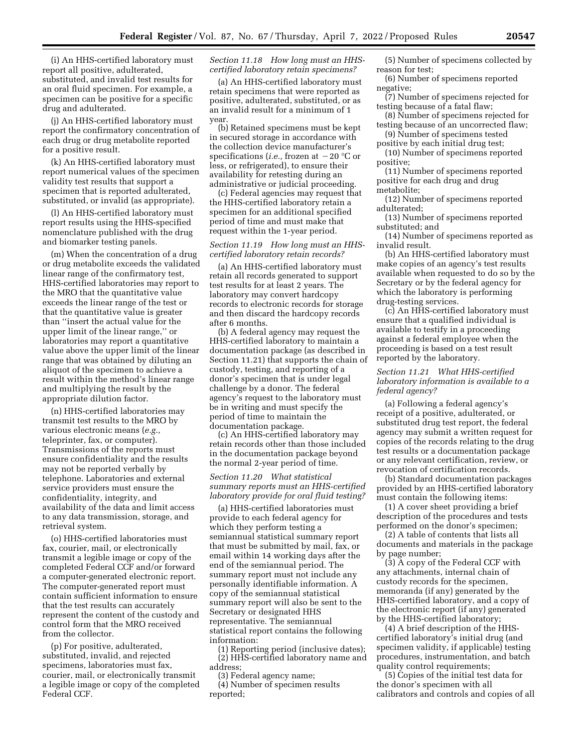(i) An HHS-certified laboratory must report all positive, adulterated, substituted, and invalid test results for an oral fluid specimen. For example, a specimen can be positive for a specific drug and adulterated.

(j) An HHS-certified laboratory must report the confirmatory concentration of each drug or drug metabolite reported for a positive result.

(k) An HHS-certified laboratory must report numerical values of the specimen validity test results that support a specimen that is reported adulterated, substituted, or invalid (as appropriate).

(l) An HHS-certified laboratory must report results using the HHS-specified nomenclature published with the drug and biomarker testing panels.

(m) When the concentration of a drug or drug metabolite exceeds the validated linear range of the confirmatory test, HHS-certified laboratories may report to the MRO that the quantitative value exceeds the linear range of the test or that the quantitative value is greater than "insert the actual value for the upper limit of the linear range," or laboratories may report a quantitative value above the upper limit of the linear range that was obtained by diluting an aliquot of the specimen to achieve a result within the method's linear range and multiplying the result by the appropriate dilution factor.

(n) HHS-certified laboratories may transmit test results to the MRO by various electronic means (*e.g.,* teleprinter, fax, or computer). Transmissions of the reports must ensure confidentiality and the results may not be reported verbally by telephone. Laboratories and external service providers must ensure the confidentiality, integrity, and availability of the data and limit access to any data transmission, storage, and retrieval system.

(o) HHS-certified laboratories must fax, courier, mail, or electronically transmit a legible image or copy of the completed Federal CCF and/or forward a computer-generated electronic report. The computer-generated report must contain sufficient information to ensure that the test results can accurately represent the content of the custody and control form that the MRO received from the collector.

(p) For positive, adulterated, substituted, invalid, and rejected specimens, laboratories must fax, courier, mail, or electronically transmit a legible image or copy of the completed Federal CCF.

*Section 11.18 How long must an HHS-certified laboratory retain specimens?*

(a) An HHS-certified laboratory must retain specimens that were reported as positive, adulterated, substituted, or as an invalid result for a minimum of 1 year.

(b) Retained specimens must be kept in secured storage in accordance with the collection device manufacturer's specifications (*i.e.,* frozen at −20 °C or less, or refrigerated), to ensure their availability for retesting during an administrative or judicial proceeding.

(c) Federal agencies may request that the HHS-certified laboratory retain a specimen for an additional specified period of time and must make that request within the 1-year period.

*Section 11.19 How long must an HHS-certified laboratory retain records?*

(a) An HHS-certified laboratory must retain all records generated to support test results for at least 2 years. The laboratory may convert hardcopy records to electronic records for storage and then discard the hardcopy records after 6 months.

(b) A federal agency may request the HHS-certified laboratory to maintain a documentation package (as described in Section 11.21) that supports the chain of custody, testing, and reporting of a donor's specimen that is under legal challenge by a donor. The federal agency's request to the laboratory must be in writing and must specify the period of time to maintain the documentation package.

(c) An HHS-certified laboratory may retain records other than those included in the documentation package beyond the normal 2-year period of time.

*Section 11.20 What statistical summary reports must an HHS-certified laboratory provide for oral fluid testing?*

(a) HHS-certified laboratories must provide to each federal agency for which they perform testing a semiannual statistical summary report that must be submitted by mail, fax, or email within 14 working days after the end of the semiannual period. The summary report must not include any personally identifiable information. A copy of the semiannual statistical summary report will also be sent to the Secretary or designated HHS representative. The semiannual statistical report contains the following information:

(1) Reporting period (inclusive dates);
(2) HHS-certified laboratory name and address;
(3) Federal agency name;
(4) Number of specimen results reported;
(5) Number of specimens collected by reason for test;
(6) Number of specimens reported negative;
(7) Number of specimens rejected for testing because of a fatal flaw;
(8) Number of specimens rejected for testing because of an uncorrected flaw;
(9) Number of specimens tested positive by each initial drug test;
(10) Number of specimens reported positive;
(11) Number of specimens reported positive for each drug and drug metabolite;
(12) Number of specimens reported adulterated;
(13) Number of specimens reported substituted; and
(14) Number of specimens reported as invalid result.

(b) An HHS-certified laboratory must make copies of an agency's test results available when requested to do so by the Secretary or by the federal agency for which the laboratory is performing drug-testing services.

(c) An HHS-certified laboratory must ensure that a qualified individual is available to testify in a proceeding against a federal employee when the proceeding is based on a test result reported by the laboratory.

*Section 11.21 What HHS-certified laboratory information is available to a federal agency?*

(a) Following a federal agency's receipt of a positive, adulterated, or substituted drug test report, the federal agency may submit a written request for copies of the records relating to the drug test results or a documentation package or any relevant certification, review, or revocation of certification records.

(b) Standard documentation packages provided by an HHS-certified laboratory must contain the following items:

(1) A cover sheet providing a brief description of the procedures and tests performed on the donor's specimen;
(2) A table of contents that lists all documents and materials in the package by page number;
(3) A copy of the Federal CCF with any attachments, internal chain of custody records for the specimen, memoranda (if any) generated by the HHS-certified laboratory, and a copy of the electronic report (if any) generated by the HHS-certified laboratory;
(4) A brief description of the HHS-certified laboratory's initial drug (and specimen validity, if applicable) testing procedures, instrumentation, and batch quality control requirements;
(5) Copies of the initial test data for the donor's specimen with all calibrators and controls and copies of all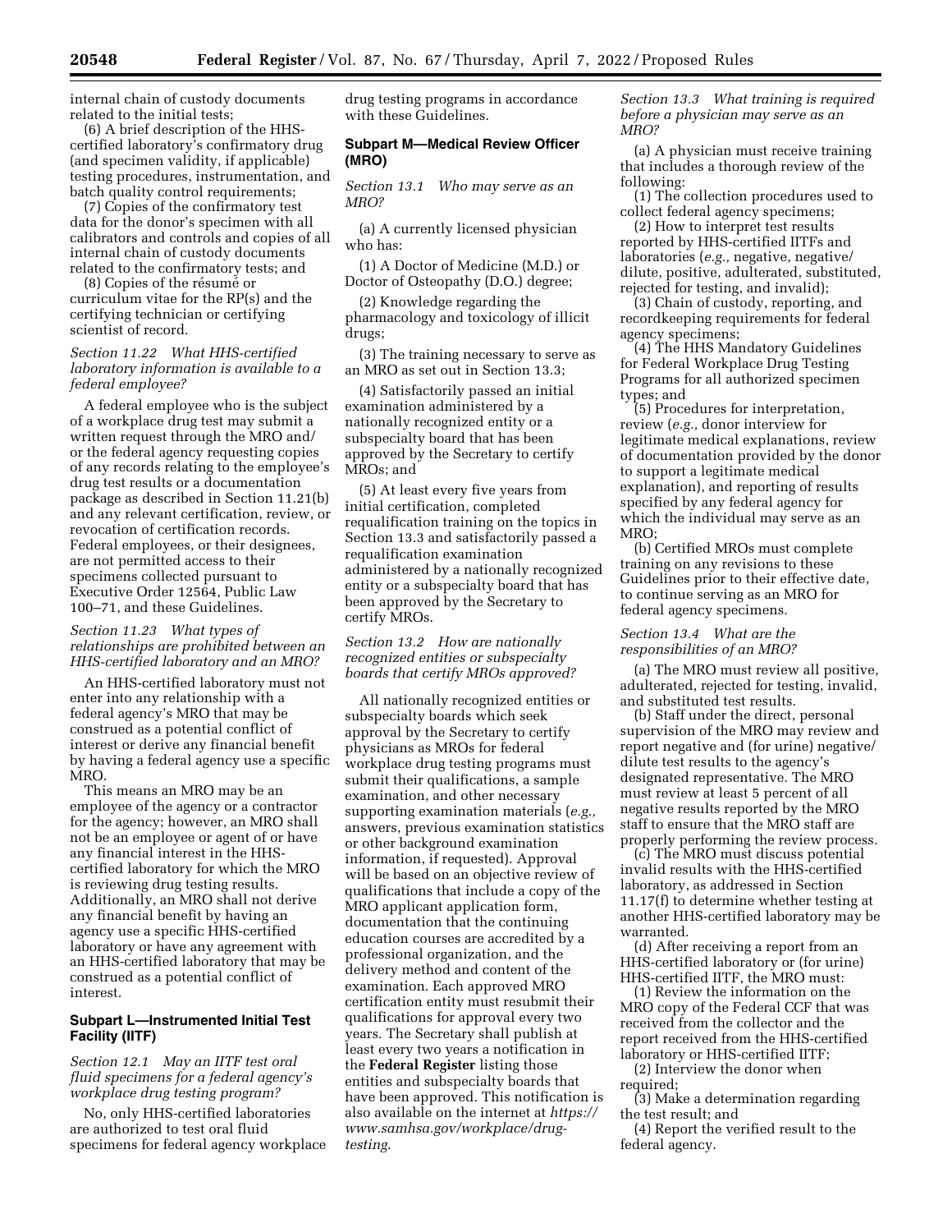internal chain of custody documents related to the initial tests;

(6) A brief description of the HHS-certified laboratory's confirmatory drug (and specimen validity, if applicable) testing procedures, instrumentation, and batch quality control requirements;

(7) Copies of the confirmatory test data for the donor's specimen with all calibrators and controls and copies of all internal chain of custody documents related to the confirmatory tests; and

(8) Copies of the résumé or curriculum vitae for the RP(s) and the certifying technician or certifying scientist of record.

*Section 11.22 What HHS-certified laboratory information is available to a federal employee?*

A federal employee who is the subject of a workplace drug test may submit a written request through the MRO and/or the federal agency requesting copies of any records relating to the employee's drug test results or a documentation package as described in Section 11.21(b) and any relevant certification, review, or revocation of certification records. Federal employees, or their designees, are not permitted access to their specimens collected pursuant to Executive Order 12564, Public Law 100–71, and these Guidelines.

*Section 11.23 What types of relationships are prohibited between an HHS-certified laboratory and an MRO?*

An HHS-certified laboratory must not enter into any relationship with a federal agency's MRO that may be construed as a potential conflict of interest or derive any financial benefit by having a federal agency use a specific MRO.

This means an MRO may be an employee of the agency or a contractor for the agency; however, an MRO shall not be an employee or agent of or have any financial interest in the HHS-certified laboratory for which the MRO is reviewing drug testing results. Additionally, an MRO shall not derive any financial benefit by having an agency use a specific HHS-certified laboratory or have any agreement with an HHS-certified laboratory that may be construed as a potential conflict of interest.

## Subpart L—Instrumented Initial Test Facility (IITF)

*Section 12.1 May an IITF test oral fluid specimens for a federal agency's workplace drug testing program?*

No, only HHS-certified laboratories are authorized to test oral fluid specimens for federal agency workplace drug testing programs in accordance with these Guidelines.

## Subpart M—Medical Review Officer (MRO)

*Section 13.1 Who may serve as an MRO?*

(a) A currently licensed physician who has:

(1) A Doctor of Medicine (M.D.) or Doctor of Osteopathy (D.O.) degree;

(2) Knowledge regarding the pharmacology and toxicology of illicit drugs;

(3) The training necessary to serve as an MRO as set out in Section 13.3;

(4) Satisfactorily passed an initial examination administered by a nationally recognized entity or a subspecialty board that has been approved by the Secretary to certify MROs; and

(5) At least every five years from initial certification, completed requalification training on the topics in Section 13.3 and satisfactorily passed a requalification examination administered by a nationally recognized entity or a subspecialty board that has been approved by the Secretary to certify MROs.

*Section 13.2 How are nationally recognized entities or subspecialty boards that certify MROs approved?*

All nationally recognized entities or subspecialty boards which seek approval by the Secretary to certify physicians as MROs for federal workplace drug testing programs must submit their qualifications, a sample examination, and other necessary supporting examination materials (*e.g.,* answers, previous examination statistics or other background examination information, if requested). Approval will be based on an objective review of qualifications that include a copy of the MRO applicant application form, documentation that the continuing education courses are accredited by a professional organization, and the delivery method and content of the examination. Each approved MRO certification entity must resubmit their qualifications for approval every two years. The Secretary shall publish at least every two years a notification in the **Federal Register** listing those entities and subspecialty boards that have been approved. This notification is also available on the internet at *https://www.samhsa.gov/workplace/drug-testing.*

*Section 13.3 What training is required before a physician may serve as an MRO?*

(a) A physician must receive training that includes a thorough review of the following:

(1) The collection procedures used to collect federal agency specimens;

(2) How to interpret test results reported by HHS-certified IITFs and laboratories (*e.g.,* negative, negative/dilute, positive, adulterated, substituted, rejected for testing, and invalid);

(3) Chain of custody, reporting, and recordkeeping requirements for federal agency specimens;

(4) The HHS Mandatory Guidelines for Federal Workplace Drug Testing Programs for all authorized specimen types; and

(5) Procedures for interpretation, review (*e.g.,* donor interview for legitimate medical explanations, review of documentation provided by the donor to support a legitimate medical explanation), and reporting of results specified by any federal agency for which the individual may serve as an MRO;

(b) Certified MROs must complete training on any revisions to these Guidelines prior to their effective date, to continue serving as an MRO for federal agency specimens.

*Section 13.4 What are the responsibilities of an MRO?*

(a) The MRO must review all positive, adulterated, rejected for testing, invalid, and substituted test results.

(b) Staff under the direct, personal supervision of the MRO may review and report negative and (for urine) negative/dilute test results to the agency's designated representative. The MRO must review at least 5 percent of all negative results reported by the MRO staff to ensure that the MRO staff are properly performing the review process.

(c) The MRO must discuss potential invalid results with the HHS-certified laboratory, as addressed in Section 11.17(f) to determine whether testing at another HHS-certified laboratory may be warranted.

(d) After receiving a report from an HHS-certified laboratory or (for urine) HHS-certified IITF, the MRO must:

(1) Review the information on the MRO copy of the Federal CCF that was received from the collector and the report received from the HHS-certified laboratory or HHS-certified IITF;

(2) Interview the donor when required;

(3) Make a determination regarding the test result; and

(4) Report the verified result to the federal agency.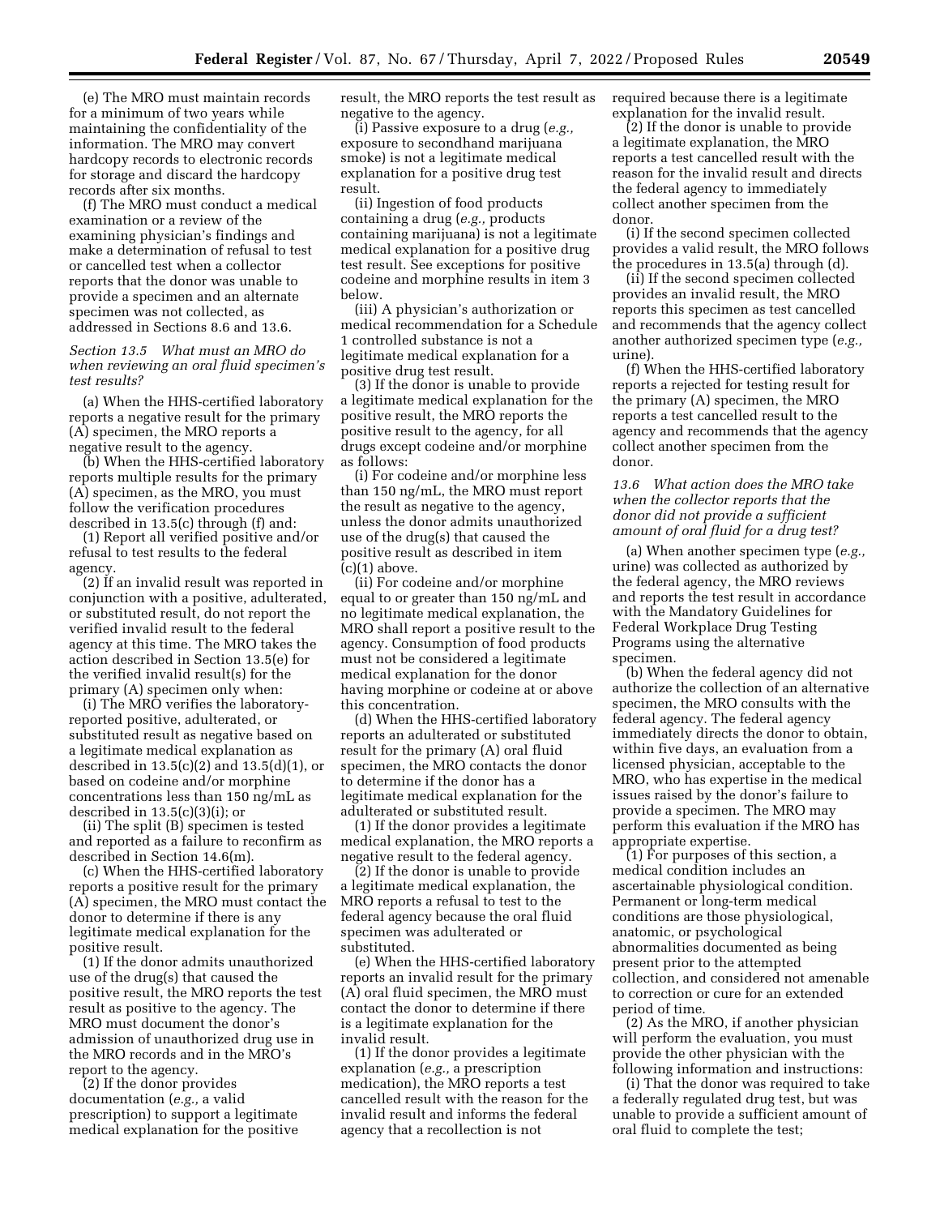(e) The MRO must maintain records for a minimum of two years while maintaining the confidentiality of the information. The MRO may convert hardcopy records to electronic records for storage and discard the hardcopy records after six months.

(f) The MRO must conduct a medical examination or a review of the examining physician's findings and make a determination of refusal to test or cancelled test when a collector reports that the donor was unable to provide a specimen and an alternate specimen was not collected, as addressed in Sections 8.6 and 13.6.

### *Section 13.5 What must an MRO do when reviewing an oral fluid specimen's test results?*

(a) When the HHS-certified laboratory reports a negative result for the primary (A) specimen, the MRO reports a negative result to the agency.

(b) When the HHS-certified laboratory reports multiple results for the primary (A) specimen, as the MRO, you must follow the verification procedures described in 13.5(c) through (f) and:

(1) Report all verified positive and/or refusal to test results to the federal agency.

(2) If an invalid result was reported in conjunction with a positive, adulterated, or substituted result, do not report the verified invalid result to the federal agency at this time. The MRO takes the action described in Section 13.5(e) for the verified invalid result(s) for the primary (A) specimen only when:

(i) The MRO verifies the laboratory-reported positive, adulterated, or substituted result as negative based on a legitimate medical explanation as described in 13.5(c)(2) and 13.5(d)(1), or based on codeine and/or morphine concentrations less than 150 ng/mL as described in 13.5(c)(3)(i); or

(ii) The split (B) specimen is tested and reported as a failure to reconfirm as described in Section 14.6(m).

(c) When the HHS-certified laboratory reports a positive result for the primary (A) specimen, the MRO must contact the donor to determine if there is any legitimate medical explanation for the positive result.

(1) If the donor admits unauthorized use of the drug(s) that caused the positive result, the MRO reports the test result as positive to the agency. The MRO must document the donor's admission of unauthorized drug use in the MRO records and in the MRO's report to the agency.

(2) If the donor provides documentation (*e.g.,* a valid prescription) to support a legitimate medical explanation for the positive result, the MRO reports the test result as negative to the agency.

(i) Passive exposure to a drug (*e.g.,* exposure to secondhand marijuana smoke) is not a legitimate medical explanation for a positive drug test result.

(ii) Ingestion of food products containing a drug (*e.g.,* products containing marijuana) is not a legitimate medical explanation for a positive drug test result. See exceptions for positive codeine and morphine results in item 3 below.

(iii) A physician's authorization or medical recommendation for a Schedule 1 controlled substance is not a legitimate medical explanation for a positive drug test result.

(3) If the donor is unable to provide a legitimate medical explanation for the positive result, the MRO reports the positive result to the agency, for all drugs except codeine and/or morphine as follows:

(i) For codeine and/or morphine less than 150 ng/mL, the MRO must report the result as negative to the agency, unless the donor admits unauthorized use of the drug(s) that caused the positive result as described in item (c)(1) above.

(ii) For codeine and/or morphine equal to or greater than 150 ng/mL and no legitimate medical explanation, the MRO shall report a positive result to the agency. Consumption of food products must not be considered a legitimate medical explanation for the donor having morphine or codeine at or above this concentration.

(d) When the HHS-certified laboratory reports an adulterated or substituted result for the primary (A) oral fluid specimen, the MRO contacts the donor to determine if the donor has a legitimate medical explanation for the adulterated or substituted result.

(1) If the donor provides a legitimate medical explanation, the MRO reports a negative result to the federal agency.

(2) If the donor is unable to provide a legitimate medical explanation, the MRO reports a refusal to test to the federal agency because the oral fluid specimen was adulterated or substituted.

(e) When the HHS-certified laboratory reports an invalid result for the primary (A) oral fluid specimen, the MRO must contact the donor to determine if there is a legitimate explanation for the invalid result.

(1) If the donor provides a legitimate explanation (*e.g.,* a prescription medication), the MRO reports a test cancelled result with the reason for the invalid result and informs the federal agency that a recollection is not required because there is a legitimate explanation for the invalid result.

(2) If the donor is unable to provide a legitimate explanation, the MRO reports a test cancelled result with the reason for the invalid result and directs the federal agency to immediately collect another specimen from the donor.

(i) If the second specimen collected provides a valid result, the MRO follows the procedures in 13.5(a) through (d).

(ii) If the second specimen collected provides an invalid result, the MRO reports this specimen as test cancelled and recommends that the agency collect another authorized specimen type (*e.g.,* urine).

(f) When the HHS-certified laboratory reports a rejected for testing result for the primary (A) specimen, the MRO reports a test cancelled result to the agency and recommends that the agency collect another specimen from the donor.

### *13.6 What action does the MRO take when the collector reports that the donor did not provide a sufficient amount of oral fluid for a drug test?*

(a) When another specimen type (*e.g.,* urine) was collected as authorized by the federal agency, the MRO reviews and reports the test result in accordance with the Mandatory Guidelines for Federal Workplace Drug Testing Programs using the alternative specimen.

(b) When the federal agency did not authorize the collection of an alternative specimen, the MRO consults with the federal agency. The federal agency immediately directs the donor to obtain, within five days, an evaluation from a licensed physician, acceptable to the MRO, who has expertise in the medical issues raised by the donor's failure to provide a specimen. The MRO may perform this evaluation if the MRO has appropriate expertise.

(1) For purposes of this section, a medical condition includes an ascertainable physiological condition. Permanent or long-term medical conditions are those physiological, anatomic, or psychological abnormalities documented as being present prior to the attempted collection, and considered not amenable to correction or cure for an extended period of time.

(2) As the MRO, if another physician will perform the evaluation, you must provide the other physician with the following information and instructions:

(i) That the donor was required to take a federally regulated drug test, but was unable to provide a sufficient amount of oral fluid to complete the test;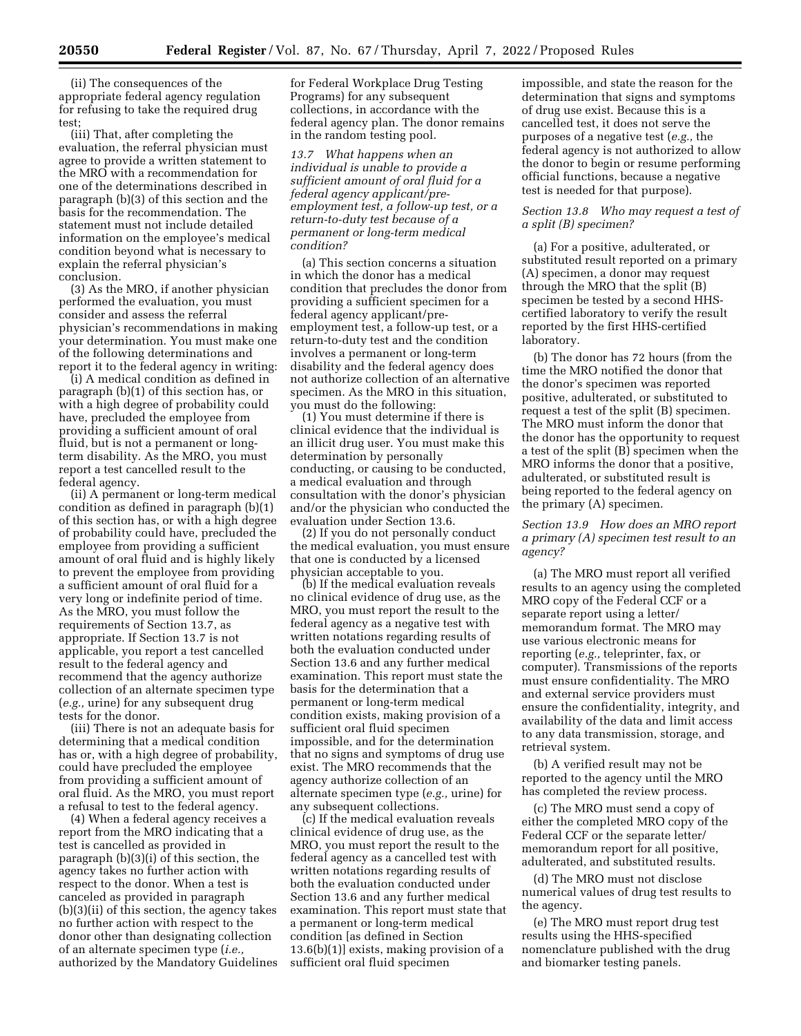(ii) The consequences of the appropriate federal agency regulation for refusing to take the required drug test;

(iii) That, after completing the evaluation, the referral physician must agree to provide a written statement to the MRO with a recommendation for one of the determinations described in paragraph (b)(3) of this section and the basis for the recommendation. The statement must not include detailed information on the employee's medical condition beyond what is necessary to explain the referral physician's conclusion.

(3) As the MRO, if another physician performed the evaluation, you must consider and assess the referral physician's recommendations in making your determination. You must make one of the following determinations and report it to the federal agency in writing:

(i) A medical condition as defined in paragraph (b)(1) of this section has, or with a high degree of probability could have, precluded the employee from providing a sufficient amount of oral fluid, but is not a permanent or long-term disability. As the MRO, you must report a test cancelled result to the federal agency.

(ii) A permanent or long-term medical condition as defined in paragraph (b)(1) of this section has, or with a high degree of probability could have, precluded the employee from providing a sufficient amount of oral fluid and is highly likely to prevent the employee from providing a sufficient amount of oral fluid for a very long or indefinite period of time. As the MRO, you must follow the requirements of Section 13.7, as appropriate. If Section 13.7 is not applicable, you report a test cancelled result to the federal agency and recommend that the agency authorize collection of an alternate specimen type (*e.g.,* urine) for any subsequent drug tests for the donor.

(iii) There is not an adequate basis for determining that a medical condition has or, with a high degree of probability, could have precluded the employee from providing a sufficient amount of oral fluid. As the MRO, you must report a refusal to test to the federal agency.

(4) When a federal agency receives a report from the MRO indicating that a test is cancelled as provided in paragraph (b)(3)(i) of this section, the agency takes no further action with respect to the donor. When a test is canceled as provided in paragraph (b)(3)(ii) of this section, the agency takes no further action with respect to the donor other than designating collection of an alternate specimen type (*i.e.,* authorized by the Mandatory Guidelines for Federal Workplace Drug Testing Programs) for any subsequent collections, in accordance with the federal agency plan. The donor remains in the random testing pool.

*13.7 What happens when an individual is unable to provide a sufficient amount of oral fluid for a federal agency applicant/pre-employment test, a follow-up test, or a return-to-duty test because of a permanent or long-term medical condition?*

(a) This section concerns a situation in which the donor has a medical condition that precludes the donor from providing a sufficient specimen for a federal agency applicant/pre-employment test, a follow-up test, or a return-to-duty test and the condition involves a permanent or long-term disability and the federal agency does not authorize collection of an alternative specimen. As the MRO in this situation, you must do the following:

(1) You must determine if there is clinical evidence that the individual is an illicit drug user. You must make this determination by personally conducting, or causing to be conducted, a medical evaluation and through consultation with the donor's physician and/or the physician who conducted the evaluation under Section 13.6.

(2) If you do not personally conduct the medical evaluation, you must ensure that one is conducted by a licensed physician acceptable to you.

(b) If the medical evaluation reveals no clinical evidence of drug use, as the MRO, you must report the result to the federal agency as a negative test with written notations regarding results of both the evaluation conducted under Section 13.6 and any further medical examination. This report must state the basis for the determination that a permanent or long-term medical condition exists, making provision of a sufficient oral fluid specimen impossible, and for the determination that no signs and symptoms of drug use exist. The MRO recommends that the agency authorize collection of an alternate specimen type (*e.g.,* urine) for any subsequent collections.

(c) If the medical evaluation reveals clinical evidence of drug use, as the MRO, you must report the result to the federal agency as a cancelled test with written notations regarding results of both the evaluation conducted under Section 13.6 and any further medical examination. This report must state that a permanent or long-term medical condition [as defined in Section 13.6(b)(1)] exists, making provision of a sufficient oral fluid specimen impossible, and state the reason for the determination that signs and symptoms of drug use exist. Because this is a cancelled test, it does not serve the purposes of a negative test (*e.g.,* the federal agency is not authorized to allow the donor to begin or resume performing official functions, because a negative test is needed for that purpose).

*Section 13.8 Who may request a test of a split (B) specimen?*

(a) For a positive, adulterated, or substituted result reported on a primary (A) specimen, a donor may request through the MRO that the split (B) specimen be tested by a second HHS-certified laboratory to verify the result reported by the first HHS-certified laboratory.

(b) The donor has 72 hours (from the time the MRO notified the donor that the donor's specimen was reported positive, adulterated, or substituted to request a test of the split (B) specimen. The MRO must inform the donor that the donor has the opportunity to request a test of the split (B) specimen when the MRO informs the donor that a positive, adulterated, or substituted result is being reported to the federal agency on the primary (A) specimen.

*Section 13.9 How does an MRO report a primary (A) specimen test result to an agency?*

(a) The MRO must report all verified results to an agency using the completed MRO copy of the Federal CCF or a separate report using a letter/memorandum format. The MRO may use various electronic means for reporting (*e.g.,* teleprinter, fax, or computer). Transmissions of the reports must ensure confidentiality. The MRO and external service providers must ensure the confidentiality, integrity, and availability of the data and limit access to any data transmission, storage, and retrieval system.

(b) A verified result may not be reported to the agency until the MRO has completed the review process.

(c) The MRO must send a copy of either the completed MRO copy of the Federal CCF or the separate letter/memorandum report for all positive, adulterated, and substituted results.

(d) The MRO must not disclose numerical values of drug test results to the agency.

(e) The MRO must report drug test results using the HHS-specified nomenclature published with the drug and biomarker testing panels.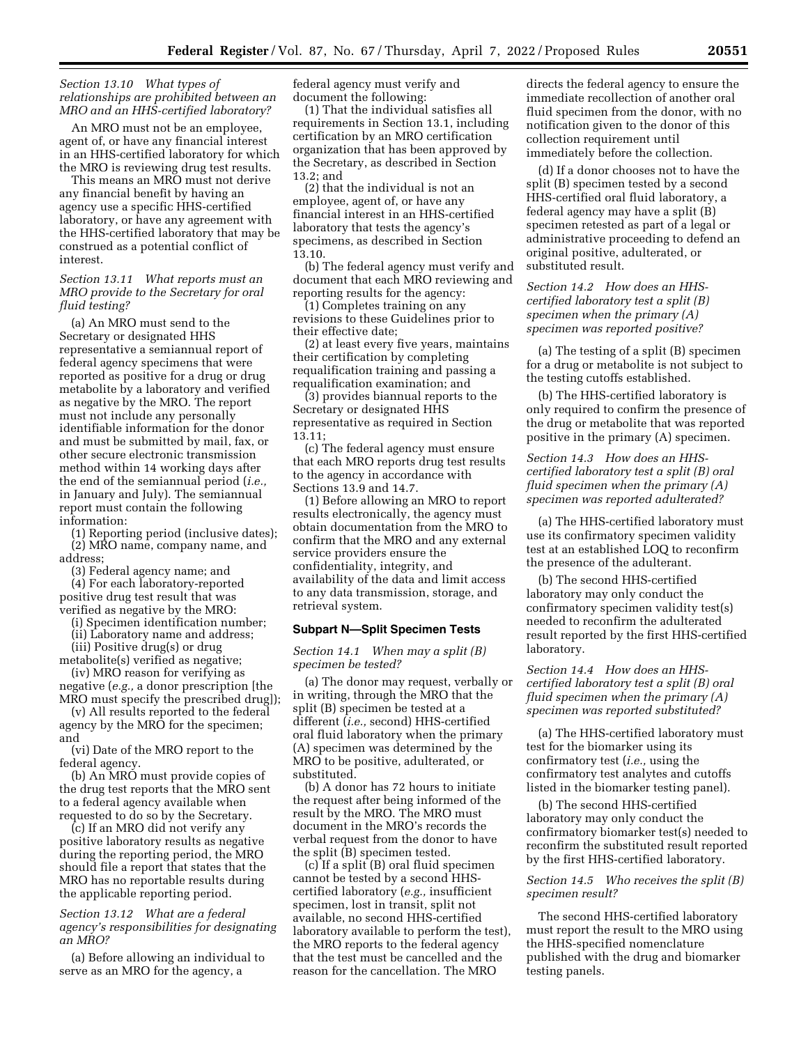*Section 13.10 What types of relationships are prohibited between an MRO and an HHS-certified laboratory?*

An MRO must not be an employee, agent of, or have any financial interest in an HHS-certified laboratory for which the MRO is reviewing drug test results.

This means an MRO must not derive any financial benefit by having an agency use a specific HHS-certified laboratory, or have any agreement with the HHS-certified laboratory that may be construed as a potential conflict of interest.

*Section 13.11 What reports must an MRO provide to the Secretary for oral fluid testing?*

(a) An MRO must send to the Secretary or designated HHS representative a semiannual report of federal agency specimens that were reported as positive for a drug or drug metabolite by a laboratory and verified as negative by the MRO. The report must not include any personally identifiable information for the donor and must be submitted by mail, fax, or other secure electronic transmission method within 14 working days after the end of the semiannual period (*i.e.,* in January and July). The semiannual report must contain the following information:

(1) Reporting period (inclusive dates);

(2) MRO name, company name, and address;

(3) Federal agency name; and

(4) For each laboratory-reported positive drug test result that was verified as negative by the MRO:

(i) Specimen identification number;

(ii) Laboratory name and address;

(iii) Positive drug(s) or drug metabolite(s) verified as negative;

(iv) MRO reason for verifying as negative (*e.g.,* a donor prescription [the MRO must specify the prescribed drug]);

(v) All results reported to the federal agency by the MRO for the specimen; and

(vi) Date of the MRO report to the federal agency.

(b) An MRO must provide copies of the drug test reports that the MRO sent to a federal agency available when requested to do so by the Secretary.

(c) If an MRO did not verify any positive laboratory results as negative during the reporting period, the MRO should file a report that states that the MRO has no reportable results during the applicable reporting period.

*Section 13.12 What are a federal agency's responsibilities for designating an MRO?*

(a) Before allowing an individual to serve as an MRO for the agency, a federal agency must verify and document the following:

(1) That the individual satisfies all requirements in Section 13.1, including certification by an MRO certification organization that has been approved by the Secretary, as described in Section 13.2; and

(2) that the individual is not an employee, agent of, or have any financial interest in an HHS-certified laboratory that tests the agency's specimens, as described in Section 13.10.

(b) The federal agency must verify and document that each MRO reviewing and reporting results for the agency:

(1) Completes training on any revisions to these Guidelines prior to their effective date;

(2) at least every five years, maintains their certification by completing requalification training and passing a requalification examination; and

(3) provides biannual reports to the Secretary or designated HHS representative as required in Section 13.11;

(c) The federal agency must ensure that each MRO reports drug test results to the agency in accordance with Sections 13.9 and 14.7.

(1) Before allowing an MRO to report results electronically, the agency must obtain documentation from the MRO to confirm that the MRO and any external service providers ensure the confidentiality, integrity, and availability of the data and limit access to any data transmission, storage, and retrieval system.

## Subpart N—Split Specimen Tests

*Section 14.1 When may a split (B) specimen be tested?*

(a) The donor may request, verbally or in writing, through the MRO that the split (B) specimen be tested at a different (*i.e.,* second) HHS-certified oral fluid laboratory when the primary (A) specimen was determined by the MRO to be positive, adulterated, or substituted.

(b) A donor has 72 hours to initiate the request after being informed of the result by the MRO. The MRO must document in the MRO's records the verbal request from the donor to have the split (B) specimen tested.

(c) If a split (B) oral fluid specimen cannot be tested by a second HHS-certified laboratory (*e.g.,* insufficient specimen, lost in transit, split not available, no second HHS-certified laboratory available to perform the test), the MRO reports to the federal agency that the test must be cancelled and the reason for the cancellation. The MRO directs the federal agency to ensure the immediate recollection of another oral fluid specimen from the donor, with no notification given to the donor of this collection requirement until immediately before the collection.

(d) If a donor chooses not to have the split (B) specimen tested by a second HHS-certified oral fluid laboratory, a federal agency may have a split (B) specimen retested as part of a legal or administrative proceeding to defend an original positive, adulterated, or substituted result.

*Section 14.2 How does an HHS-certified laboratory test a split (B) specimen when the primary (A) specimen was reported positive?*

(a) The testing of a split (B) specimen for a drug or metabolite is not subject to the testing cutoffs established.

(b) The HHS-certified laboratory is only required to confirm the presence of the drug or metabolite that was reported positive in the primary (A) specimen.

*Section 14.3 How does an HHS-certified laboratory test a split (B) oral fluid specimen when the primary (A) specimen was reported adulterated?*

(a) The HHS-certified laboratory must use its confirmatory specimen validity test at an established LOQ to reconfirm the presence of the adulterant.

(b) The second HHS-certified laboratory may only conduct the confirmatory specimen validity test(s) needed to reconfirm the adulterated result reported by the first HHS-certified laboratory.

*Section 14.4 How does an HHS-certified laboratory test a split (B) oral fluid specimen when the primary (A) specimen was reported substituted?*

(a) The HHS-certified laboratory must test for the biomarker using its confirmatory test (*i.e.,* using the confirmatory test analytes and cutoffs listed in the biomarker testing panel).

(b) The second HHS-certified laboratory may only conduct the confirmatory biomarker test(s) needed to reconfirm the substituted result reported by the first HHS-certified laboratory.

*Section 14.5 Who receives the split (B) specimen result?*

The second HHS-certified laboratory must report the result to the MRO using the HHS-specified nomenclature published with the drug and biomarker testing panels.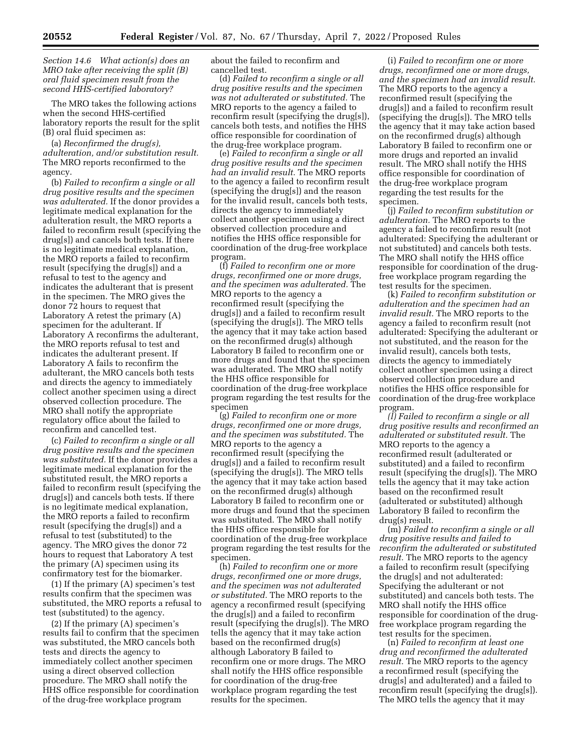*Section 14.6 What action(s) does an MRO take after receiving the split (B) oral fluid specimen result from the second HHS-certified laboratory?*

The MRO takes the following actions when the second HHS-certified laboratory reports the result for the split (B) oral fluid specimen as:

(a) *Reconfirmed the drug(s), adulteration, and/or substitution result.* The MRO reports reconfirmed to the agency.

(b) *Failed to reconfirm a single or all drug positive results and the specimen was adulterated.* If the donor provides a legitimate medical explanation for the adulteration result, the MRO reports a failed to reconfirm result (specifying the drug[s]) and cancels both tests. If there is no legitimate medical explanation, the MRO reports a failed to reconfirm result (specifying the drug[s]) and a refusal to test to the agency and indicates the adulterant that is present in the specimen. The MRO gives the donor 72 hours to request that Laboratory A retest the primary (A) specimen for the adulterant. If Laboratory A reconfirms the adulterant, the MRO reports refusal to test and indicates the adulterant present. If Laboratory A fails to reconfirm the adulterant, the MRO cancels both tests and directs the agency to immediately collect another specimen using a direct observed collection procedure. The MRO shall notify the appropriate regulatory office about the failed to reconfirm and cancelled test.

(c) *Failed to reconfirm a single or all drug positive results and the specimen was substituted.* If the donor provides a legitimate medical explanation for the substituted result, the MRO reports a failed to reconfirm result (specifying the drug[s]) and cancels both tests. If there is no legitimate medical explanation, the MRO reports a failed to reconfirm result (specifying the drug[s]) and a refusal to test (substituted) to the agency. The MRO gives the donor 72 hours to request that Laboratory A test the primary (A) specimen using its confirmatory test for the biomarker.

(1) If the primary (A) specimen's test results confirm that the specimen was substituted, the MRO reports a refusal to test (substituted) to the agency.

(2) If the primary (A) specimen's results fail to confirm that the specimen was substituted, the MRO cancels both tests and directs the agency to immediately collect another specimen using a direct observed collection procedure. The MRO shall notify the HHS office responsible for coordination of the drug-free workplace program about the failed to reconfirm and cancelled test.

(d) *Failed to reconfirm a single or all drug positive results and the specimen was not adulterated or substituted.* The MRO reports to the agency a failed to reconfirm result (specifying the drug[s]), cancels both tests, and notifies the HHS office responsible for coordination of the drug-free workplace program.

(e) *Failed to reconfirm a single or all drug positive results and the specimen had an invalid result.* The MRO reports to the agency a failed to reconfirm result (specifying the drug[s]) and the reason for the invalid result, cancels both tests, directs the agency to immediately collect another specimen using a direct observed collection procedure and notifies the HHS office responsible for coordination of the drug-free workplace program.

(f) *Failed to reconfirm one or more drugs, reconfirmed one or more drugs, and the specimen was adulterated.* The MRO reports to the agency a reconfirmed result (specifying the drug[s]) and a failed to reconfirm result (specifying the drug[s]). The MRO tells the agency that it may take action based on the reconfirmed drug(s) although Laboratory B failed to reconfirm one or more drugs and found that the specimen was adulterated. The MRO shall notify the HHS office responsible for coordination of the drug-free workplace program regarding the test results for the specimen

(g) *Failed to reconfirm one or more drugs, reconfirmed one or more drugs, and the specimen was substituted.* The MRO reports to the agency a reconfirmed result (specifying the drug[s]) and a failed to reconfirm result (specifying the drug[s]). The MRO tells the agency that it may take action based on the reconfirmed drug(s) although Laboratory B failed to reconfirm one or more drugs and found that the specimen was substituted. The MRO shall notify the HHS office responsible for coordination of the drug-free workplace program regarding the test results for the specimen.

(h) *Failed to reconfirm one or more drugs, reconfirmed one or more drugs, and the specimen was not adulterated or substituted.* The MRO reports to the agency a reconfirmed result (specifying the drug[s]) and a failed to reconfirm result (specifying the drug[s]). The MRO tells the agency that it may take action based on the reconfirmed drug(s) although Laboratory B failed to reconfirm one or more drugs. The MRO shall notify the HHS office responsible for coordination of the drug-free workplace program regarding the test results for the specimen.

(i) *Failed to reconfirm one or more drugs, reconfirmed one or more drugs, and the specimen had an invalid result.* The MRO reports to the agency a reconfirmed result (specifying the drug[s]) and a failed to reconfirm result (specifying the drug[s]). The MRO tells the agency that it may take action based on the reconfirmed drug(s) although Laboratory B failed to reconfirm one or more drugs and reported an invalid result. The MRO shall notify the HHS office responsible for coordination of the drug-free workplace program regarding the test results for the specimen.

(j) *Failed to reconfirm substitution or adulteration.* The MRO reports to the agency a failed to reconfirm result (not adulterated: Specifying the adulterant or not substituted) and cancels both tests. The MRO shall notify the HHS office responsible for coordination of the drug-free workplace program regarding the test results for the specimen.

(k) *Failed to reconfirm substitution or adulteration and the specimen had an invalid result.* The MRO reports to the agency a failed to reconfirm result (not adulterated: Specifying the adulterant or not substituted, and the reason for the invalid result), cancels both tests, directs the agency to immediately collect another specimen using a direct observed collection procedure and notifies the HHS office responsible for coordination of the drug-free workplace program.

*(l) Failed to reconfirm a single or all drug positive results and reconfirmed an adulterated or substituted result.* The MRO reports to the agency a reconfirmed result (adulterated or substituted) and a failed to reconfirm result (specifying the drug[s]). The MRO tells the agency that it may take action based on the reconfirmed result (adulterated or substituted) although Laboratory B failed to reconfirm the drug(s) result.

(m) *Failed to reconfirm a single or all drug positive results and failed to reconfirm the adulterated or substituted result.* The MRO reports to the agency a failed to reconfirm result (specifying the drug[s] and not adulterated: Specifying the adulterant or not substituted) and cancels both tests. The MRO shall notify the HHS office responsible for coordination of the drug-free workplace program regarding the test results for the specimen.

(n) *Failed to reconfirm at least one drug and reconfirmed the adulterated result.* The MRO reports to the agency a reconfirmed result (specifying the drug[s] and adulterated) and a failed to reconfirm result (specifying the drug[s]). The MRO tells the agency that it may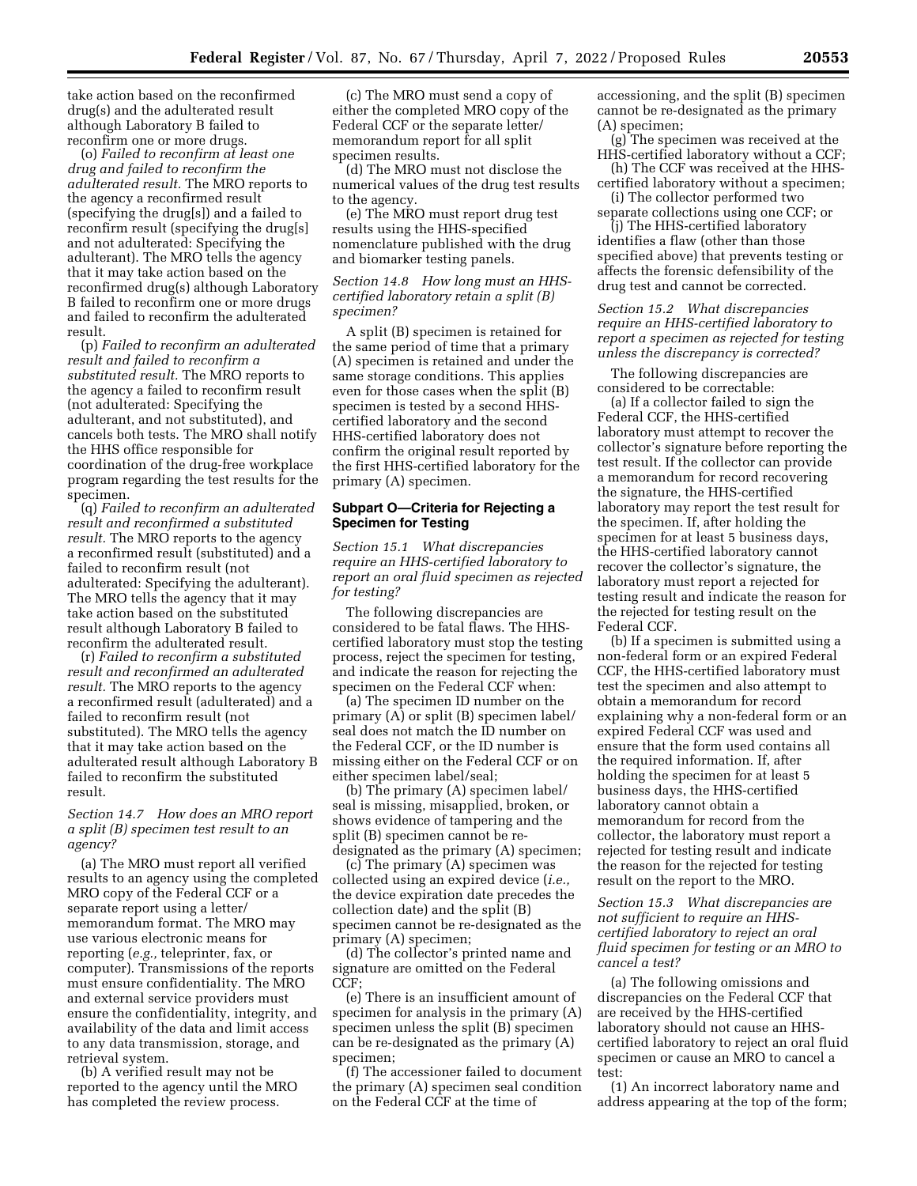take action based on the reconfirmed drug(s) and the adulterated result although Laboratory B failed to reconfirm one or more drugs.

(o) *Failed to reconfirm at least one drug and failed to reconfirm the adulterated result.* The MRO reports to the agency a reconfirmed result (specifying the drug[s]) and a failed to reconfirm result (specifying the drug[s] and not adulterated: Specifying the adulterant). The MRO tells the agency that it may take action based on the reconfirmed drug(s) although Laboratory B failed to reconfirm one or more drugs and failed to reconfirm the adulterated result.

(p) *Failed to reconfirm an adulterated result and failed to reconfirm a substituted result.* The MRO reports to the agency a failed to reconfirm result (not adulterated: Specifying the adulterant, and not substituted), and cancels both tests. The MRO shall notify the HHS office responsible for coordination of the drug-free workplace program regarding the test results for the specimen.

(q) *Failed to reconfirm an adulterated result and reconfirmed a substituted result.* The MRO reports to the agency a reconfirmed result (substituted) and a failed to reconfirm result (not adulterated: Specifying the adulterant). The MRO tells the agency that it may take action based on the substituted result although Laboratory B failed to reconfirm the adulterated result.

(r) *Failed to reconfirm a substituted result and reconfirmed an adulterated result.* The MRO reports to the agency a reconfirmed result (adulterated) and a failed to reconfirm result (not substituted). The MRO tells the agency that it may take action based on the adulterated result although Laboratory B failed to reconfirm the substituted result.

*Section 14.7 How does an MRO report a split (B) specimen test result to an agency?*

(a) The MRO must report all verified results to an agency using the completed MRO copy of the Federal CCF or a separate report using a letter/memorandum format. The MRO may use various electronic means for reporting (*e.g.,* teleprinter, fax, or computer). Transmissions of the reports must ensure confidentiality. The MRO and external service providers must ensure the confidentiality, integrity, and availability of the data and limit access to any data transmission, storage, and retrieval system.

(b) A verified result may not be reported to the agency until the MRO has completed the review process.

(c) The MRO must send a copy of either the completed MRO copy of the Federal CCF or the separate letter/memorandum report for all split specimen results.

(d) The MRO must not disclose the numerical values of the drug test results to the agency.

(e) The MRO must report drug test results using the HHS-specified nomenclature published with the drug and biomarker testing panels.

*Section 14.8 How long must an HHS-certified laboratory retain a split (B) specimen?*

A split (B) specimen is retained for the same period of time that a primary (A) specimen is retained and under the same storage conditions. This applies even for those cases when the split (B) specimen is tested by a second HHS-certified laboratory and the second HHS-certified laboratory does not confirm the original result reported by the first HHS-certified laboratory for the primary (A) specimen.

## Subpart O—Criteria for Rejecting a Specimen for Testing

*Section 15.1 What discrepancies require an HHS-certified laboratory to report an oral fluid specimen as rejected for testing?*

The following discrepancies are considered to be fatal flaws. The HHS-certified laboratory must stop the testing process, reject the specimen for testing, and indicate the reason for rejecting the specimen on the Federal CCF when:

(a) The specimen ID number on the primary (A) or split (B) specimen label/seal does not match the ID number on the Federal CCF, or the ID number is missing either on the Federal CCF or on either specimen label/seal;

(b) The primary (A) specimen label/seal is missing, misapplied, broken, or shows evidence of tampering and the split (B) specimen cannot be re-designated as the primary (A) specimen;

(c) The primary (A) specimen was collected using an expired device (*i.e.,* the device expiration date precedes the collection date) and the split (B) specimen cannot be re-designated as the primary (A) specimen;

(d) The collector's printed name and signature are omitted on the Federal CCF;

(e) There is an insufficient amount of specimen for analysis in the primary (A) specimen unless the split (B) specimen can be re-designated as the primary (A) specimen;

(f) The accessioner failed to document the primary (A) specimen seal condition on the Federal CCF at the time of accessioning, and the split (B) specimen cannot be re-designated as the primary (A) specimen;

(g) The specimen was received at the HHS-certified laboratory without a CCF;

(h) The CCF was received at the HHS-certified laboratory without a specimen;

(i) The collector performed two separate collections using one CCF; or

(j) The HHS-certified laboratory identifies a flaw (other than those specified above) that prevents testing or affects the forensic defensibility of the drug test and cannot be corrected.

*Section 15.2 What discrepancies require an HHS-certified laboratory to report a specimen as rejected for testing unless the discrepancy is corrected?*

The following discrepancies are considered to be correctable:

(a) If a collector failed to sign the Federal CCF, the HHS-certified laboratory must attempt to recover the collector's signature before reporting the test result. If the collector can provide a memorandum for record recovering the signature, the HHS-certified laboratory may report the test result for the specimen. If, after holding the specimen for at least 5 business days, the HHS-certified laboratory cannot recover the collector's signature, the laboratory must report a rejected for testing result and indicate the reason for the rejected for testing result on the Federal CCF.

(b) If a specimen is submitted using a non-federal form or an expired Federal CCF, the HHS-certified laboratory must test the specimen and also attempt to obtain a memorandum for record explaining why a non-federal form or an expired Federal CCF was used and ensure that the form used contains all the required information. If, after holding the specimen for at least 5 business days, the HHS-certified laboratory cannot obtain a memorandum for record from the collector, the laboratory must report a rejected for testing result and indicate the reason for the rejected for testing result on the report to the MRO.

*Section 15.3 What discrepancies are not sufficient to require an HHS-certified laboratory to reject an oral fluid specimen for testing or an MRO to cancel a test?*

(a) The following omissions and discrepancies on the Federal CCF that are received by the HHS-certified laboratory should not cause an HHS-certified laboratory to reject an oral fluid specimen or cause an MRO to cancel a test:

(1) An incorrect laboratory name and address appearing at the top of the form;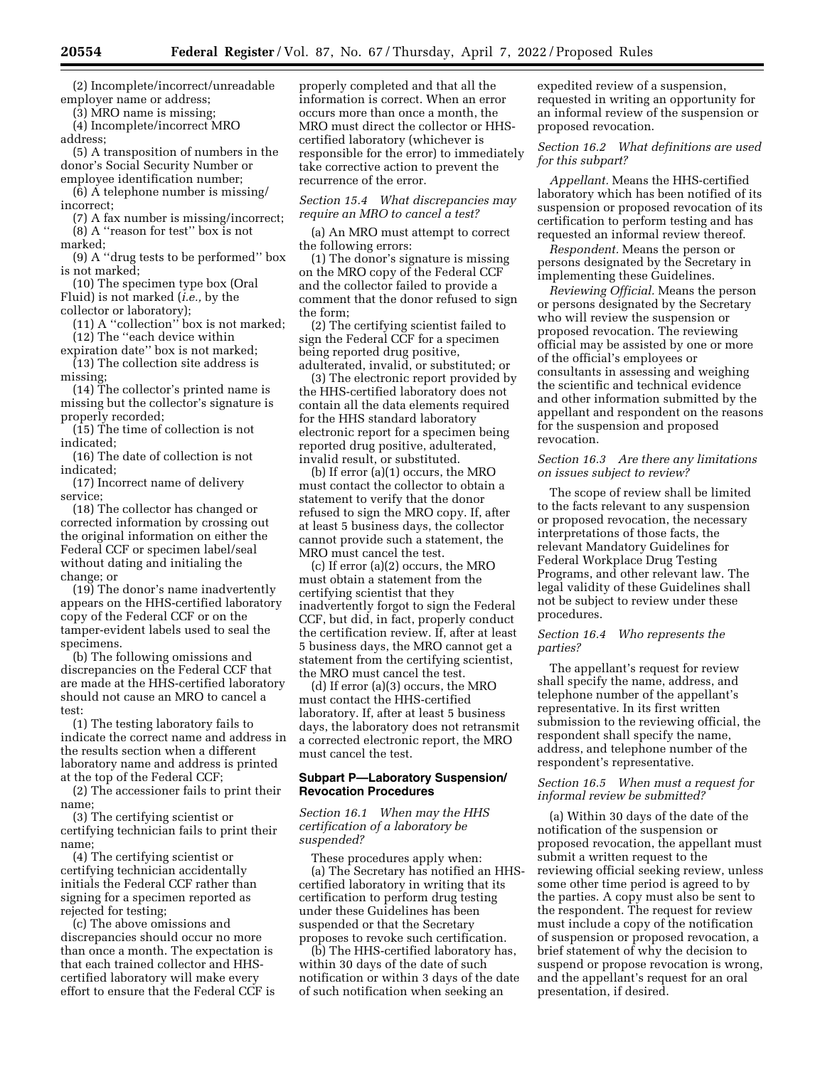(2) Incomplete/incorrect/unreadable employer name or address;

(3) MRO name is missing;

(4) Incomplete/incorrect MRO address;

(5) A transposition of numbers in the donor's Social Security Number or employee identification number;

(6) A telephone number is missing/incorrect;

(7) A fax number is missing/incorrect;

(8) A ''reason for test'' box is not marked;

(9) A ''drug tests to be performed'' box is not marked;

(10) The specimen type box (Oral Fluid) is not marked (*i.e.,* by the collector or laboratory);

(11) A ''collection'' box is not marked;

(12) The ''each device within expiration date'' box is not marked;

(13) The collection site address is missing;

(14) The collector's printed name is missing but the collector's signature is properly recorded;

(15) The time of collection is not indicated;

(16) The date of collection is not indicated;

(17) Incorrect name of delivery service;

(18) The collector has changed or corrected information by crossing out the original information on either the Federal CCF or specimen label/seal without dating and initialing the change; or

(19) The donor's name inadvertently appears on the HHS-certified laboratory copy of the Federal CCF or on the tamper-evident labels used to seal the specimens.

(b) The following omissions and discrepancies on the Federal CCF that are made at the HHS-certified laboratory should not cause an MRO to cancel a test:

(1) The testing laboratory fails to indicate the correct name and address in the results section when a different laboratory name and address is printed at the top of the Federal CCF;

(2) The accessioner fails to print their name;

(3) The certifying scientist or certifying technician fails to print their name;

(4) The certifying scientist or certifying technician accidentally initials the Federal CCF rather than signing for a specimen reported as rejected for testing;

(c) The above omissions and discrepancies should occur no more than once a month. The expectation is that each trained collector and HHS-certified laboratory will make every effort to ensure that the Federal CCF is properly completed and that all the information is correct. When an error occurs more than once a month, the MRO must direct the collector or HHS-certified laboratory (whichever is responsible for the error) to immediately take corrective action to prevent the recurrence of the error.

*Section 15.4 What discrepancies may require an MRO to cancel a test?*

(a) An MRO must attempt to correct the following errors:

(1) The donor's signature is missing on the MRO copy of the Federal CCF and the collector failed to provide a comment that the donor refused to sign the form;

(2) The certifying scientist failed to sign the Federal CCF for a specimen being reported drug positive, adulterated, invalid, or substituted; or

(3) The electronic report provided by the HHS-certified laboratory does not contain all the data elements required for the HHS standard laboratory electronic report for a specimen being reported drug positive, adulterated, invalid result, or substituted.

(b) If error (a)(1) occurs, the MRO must contact the collector to obtain a statement to verify that the donor refused to sign the MRO copy. If, after at least 5 business days, the collector cannot provide such a statement, the MRO must cancel the test.

(c) If error (a)(2) occurs, the MRO must obtain a statement from the certifying scientist that they inadvertently forgot to sign the Federal CCF, but did, in fact, properly conduct the certification review. If, after at least 5 business days, the MRO cannot get a statement from the certifying scientist, the MRO must cancel the test.

(d) If error (a)(3) occurs, the MRO must contact the HHS-certified laboratory. If, after at least 5 business days, the laboratory does not retransmit a corrected electronic report, the MRO must cancel the test.

## Subpart P—Laboratory Suspension/Revocation Procedures

*Section 16.1 When may the HHS certification of a laboratory be suspended?*

These procedures apply when:

(a) The Secretary has notified an HHS-certified laboratory in writing that its certification to perform drug testing under these Guidelines has been suspended or that the Secretary proposes to revoke such certification.

(b) The HHS-certified laboratory has, within 30 days of the date of such notification or within 3 days of the date of such notification when seeking an expedited review of a suspension, requested in writing an opportunity for an informal review of the suspension or proposed revocation.

*Section 16.2 What definitions are used for this subpart?*

*Appellant.* Means the HHS-certified laboratory which has been notified of its suspension or proposed revocation of its certification to perform testing and has requested an informal review thereof.

*Respondent.* Means the person or persons designated by the Secretary in implementing these Guidelines.

*Reviewing Official.* Means the person or persons designated by the Secretary who will review the suspension or proposed revocation. The reviewing official may be assisted by one or more of the official's employees or consultants in assessing and weighing the scientific and technical evidence and other information submitted by the appellant and respondent on the reasons for the suspension and proposed revocation.

*Section 16.3 Are there any limitations on issues subject to review?*

The scope of review shall be limited to the facts relevant to any suspension or proposed revocation, the necessary interpretations of those facts, the relevant Mandatory Guidelines for Federal Workplace Drug Testing Programs, and other relevant law. The legal validity of these Guidelines shall not be subject to review under these procedures.

*Section 16.4 Who represents the parties?*

The appellant's request for review shall specify the name, address, and telephone number of the appellant's representative. In its first written submission to the reviewing official, the respondent shall specify the name, address, and telephone number of the respondent's representative.

*Section 16.5 When must a request for informal review be submitted?*

(a) Within 30 days of the date of the notification of the suspension or proposed revocation, the appellant must submit a written request to the reviewing official seeking review, unless some other time period is agreed to by the parties. A copy must also be sent to the respondent. The request for review must include a copy of the notification of suspension or proposed revocation, a brief statement of why the decision to suspend or propose revocation is wrong, and the appellant's request for an oral presentation, if desired.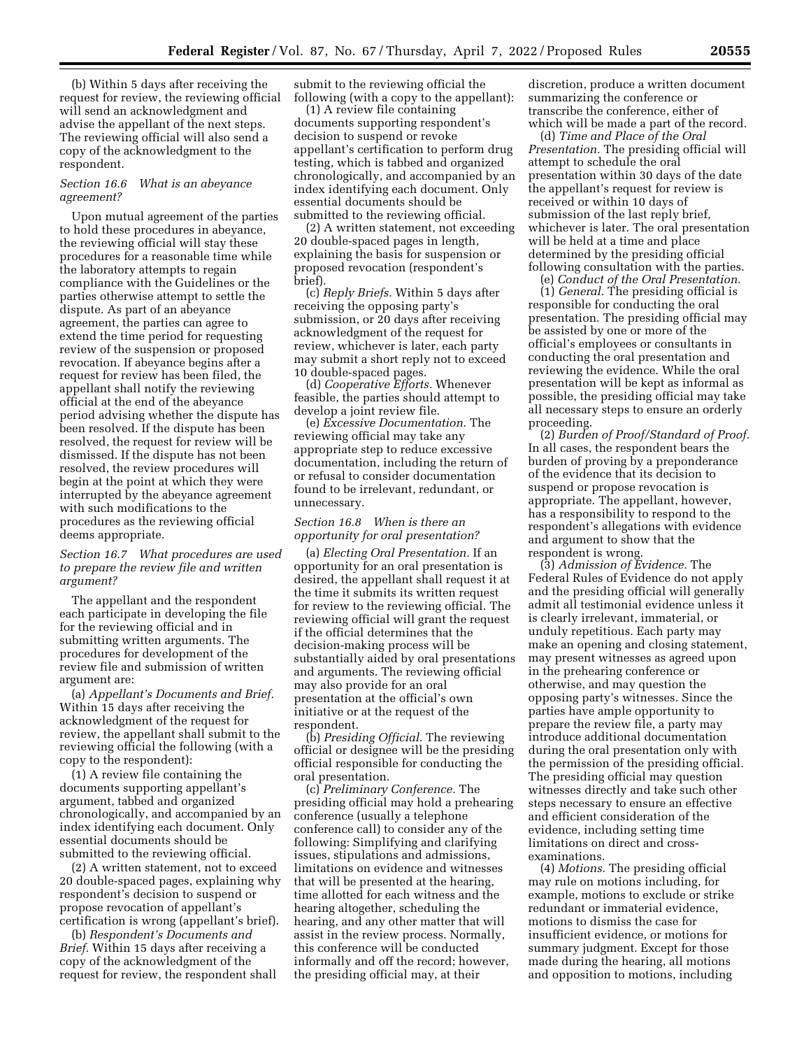(b) Within 5 days after receiving the request for review, the reviewing official will send an acknowledgment and advise the appellant of the next steps. The reviewing official will also send a copy of the acknowledgment to the respondent.

*Section 16.6 What is an abeyance agreement?*

Upon mutual agreement of the parties to hold these procedures in abeyance, the reviewing official will stay these procedures for a reasonable time while the laboratory attempts to regain compliance with the Guidelines or the parties otherwise attempt to settle the dispute. As part of an abeyance agreement, the parties can agree to extend the time period for requesting review of the suspension or proposed revocation. If abeyance begins after a request for review has been filed, the appellant shall notify the reviewing official at the end of the abeyance period advising whether the dispute has been resolved. If the dispute has been resolved, the request for review will be dismissed. If the dispute has not been resolved, the review procedures will begin at the point at which they were interrupted by the abeyance agreement with such modifications to the procedures as the reviewing official deems appropriate.

*Section 16.7 What procedures are used to prepare the review file and written argument?*

The appellant and the respondent each participate in developing the file for the reviewing official and in submitting written arguments. The procedures for development of the review file and submission of written argument are:

(a) *Appellant's Documents and Brief.* Within 15 days after receiving the acknowledgment of the request for review, the appellant shall submit to the reviewing official the following (with a copy to the respondent):

(1) A review file containing the documents supporting appellant's argument, tabbed and organized chronologically, and accompanied by an index identifying each document. Only essential documents should be submitted to the reviewing official.

(2) A written statement, not to exceed 20 double-spaced pages, explaining why respondent's decision to suspend or propose revocation of appellant's certification is wrong (appellant's brief).

(b) *Respondent's Documents and Brief.* Within 15 days after receiving a copy of the acknowledgment of the request for review, the respondent shall submit to the reviewing official the following (with a copy to the appellant):

(1) A review file containing documents supporting respondent's decision to suspend or revoke appellant's certification to perform drug testing, which is tabbed and organized chronologically, and accompanied by an index identifying each document. Only essential documents should be submitted to the reviewing official.

(2) A written statement, not exceeding 20 double-spaced pages in length, explaining the basis for suspension or proposed revocation (respondent's brief).

(c) *Reply Briefs.* Within 5 days after receiving the opposing party's submission, or 20 days after receiving acknowledgment of the request for review, whichever is later, each party may submit a short reply not to exceed 10 double-spaced pages.

(d) *Cooperative Efforts.* Whenever feasible, the parties should attempt to develop a joint review file.

(e) *Excessive Documentation.* The reviewing official may take any appropriate step to reduce excessive documentation, including the return of or refusal to consider documentation found to be irrelevant, redundant, or unnecessary.

*Section 16.8 When is there an opportunity for oral presentation?*

(a) *Electing Oral Presentation.* If an opportunity for an oral presentation is desired, the appellant shall request it at the time it submits its written request for review to the reviewing official. The reviewing official will grant the request if the official determines that the decision-making process will be substantially aided by oral presentations and arguments. The reviewing official may also provide for an oral presentation at the official's own initiative or at the request of the respondent.

(b) *Presiding Official.* The reviewing official or designee will be the presiding official responsible for conducting the oral presentation.

(c) *Preliminary Conference.* The presiding official may hold a prehearing conference (usually a telephone conference call) to consider any of the following: Simplifying and clarifying issues, stipulations and admissions, limitations on evidence and witnesses that will be presented at the hearing, time allotted for each witness and the hearing altogether, scheduling the hearing, and any other matter that will assist in the review process. Normally, this conference will be conducted informally and off the record; however, the presiding official may, at their discretion, produce a written document summarizing the conference or transcribe the conference, either of which will be made a part of the record.

(d) *Time and Place of the Oral Presentation.* The presiding official will attempt to schedule the oral presentation within 30 days of the date the appellant's request for review is received or within 10 days of submission of the last reply brief, whichever is later. The oral presentation will be held at a time and place determined by the presiding official following consultation with the parties.

(e) *Conduct of the Oral Presentation.*

(1) *General.* The presiding official is responsible for conducting the oral presentation. The presiding official may be assisted by one or more of the official's employees or consultants in conducting the oral presentation and reviewing the evidence. While the oral presentation will be kept as informal as possible, the presiding official may take all necessary steps to ensure an orderly proceeding.

(2) *Burden of Proof/Standard of Proof.* In all cases, the respondent bears the burden of proving by a preponderance of the evidence that its decision to suspend or propose revocation is appropriate. The appellant, however, has a responsibility to respond to the respondent's allegations with evidence and argument to show that the respondent is wrong.

(3) *Admission of Evidence.* The Federal Rules of Evidence do not apply and the presiding official will generally admit all testimonial evidence unless it is clearly irrelevant, immaterial, or unduly repetitious. Each party may make an opening and closing statement, may present witnesses as agreed upon in the prehearing conference or otherwise, and may question the opposing party's witnesses. Since the parties have ample opportunity to prepare the review file, a party may introduce additional documentation during the oral presentation only with the permission of the presiding official. The presiding official may question witnesses directly and take such other steps necessary to ensure an effective and efficient consideration of the evidence, including setting time limitations on direct and cross-examinations.

(4) *Motions.* The presiding official may rule on motions including, for example, motions to exclude or strike redundant or immaterial evidence, motions to dismiss the case for insufficient evidence, or motions for summary judgment. Except for those made during the hearing, all motions and opposition to motions, including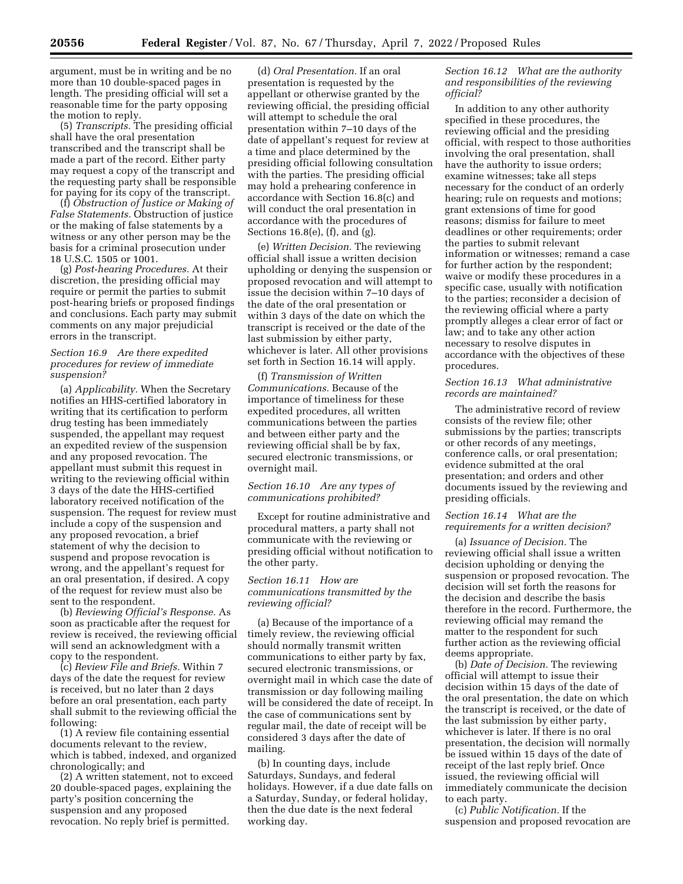argument, must be in writing and be no more than 10 double-spaced pages in length. The presiding official will set a reasonable time for the party opposing the motion to reply.

(5) *Transcripts.* The presiding official shall have the oral presentation transcribed and the transcript shall be made a part of the record. Either party may request a copy of the transcript and the requesting party shall be responsible for paying for its copy of the transcript.

(f) *Obstruction of Justice or Making of False Statements.* Obstruction of justice or the making of false statements by a witness or any other person may be the basis for a criminal prosecution under 18 U.S.C. 1505 or 1001.

(g) *Post-hearing Procedures.* At their discretion, the presiding official may require or permit the parties to submit post-hearing briefs or proposed findings and conclusions. Each party may submit comments on any major prejudicial errors in the transcript.

### *Section 16.9 Are there expedited procedures for review of immediate suspension?*

(a) *Applicability.* When the Secretary notifies an HHS-certified laboratory in writing that its certification to perform drug testing has been immediately suspended, the appellant may request an expedited review of the suspension and any proposed revocation. The appellant must submit this request in writing to the reviewing official within 3 days of the date the HHS-certified laboratory received notification of the suspension. The request for review must include a copy of the suspension and any proposed revocation, a brief statement of why the decision to suspend and propose revocation is wrong, and the appellant's request for an oral presentation, if desired. A copy of the request for review must also be sent to the respondent.

(b) *Reviewing Official's Response.* As soon as practicable after the request for review is received, the reviewing official will send an acknowledgment with a copy to the respondent.

(c) *Review File and Briefs.* Within 7 days of the date the request for review is received, but no later than 2 days before an oral presentation, each party shall submit to the reviewing official the following:

(1) A review file containing essential documents relevant to the review, which is tabbed, indexed, and organized chronologically; and

(2) A written statement, not to exceed 20 double-spaced pages, explaining the party's position concerning the suspension and any proposed revocation. No reply brief is permitted.

(d) *Oral Presentation.* If an oral presentation is requested by the appellant or otherwise granted by the reviewing official, the presiding official will attempt to schedule the oral presentation within 7–10 days of the date of appellant's request for review at a time and place determined by the presiding official following consultation with the parties. The presiding official may hold a prehearing conference in accordance with Section 16.8(c) and will conduct the oral presentation in accordance with the procedures of Sections 16.8(e), (f), and (g).

(e) *Written Decision.* The reviewing official shall issue a written decision upholding or denying the suspension or proposed revocation and will attempt to issue the decision within 7–10 days of the date of the oral presentation or within 3 days of the date on which the transcript is received or the date of the last submission by either party, whichever is later. All other provisions set forth in Section 16.14 will apply.

(f) *Transmission of Written Communications.* Because of the importance of timeliness for these expedited procedures, all written communications between the parties and between either party and the reviewing official shall be by fax, secured electronic transmissions, or overnight mail.

### *Section 16.10 Are any types of communications prohibited?*

Except for routine administrative and procedural matters, a party shall not communicate with the reviewing or presiding official without notification to the other party.

### *Section 16.11 How are communications transmitted by the reviewing official?*

(a) Because of the importance of a timely review, the reviewing official should normally transmit written communications to either party by fax, secured electronic transmissions, or overnight mail in which case the date of transmission or day following mailing will be considered the date of receipt. In the case of communications sent by regular mail, the date of receipt will be considered 3 days after the date of mailing.

(b) In counting days, include Saturdays, Sundays, and federal holidays. However, if a due date falls on a Saturday, Sunday, or federal holiday, then the due date is the next federal working day.

### *Section 16.12 What are the authority and responsibilities of the reviewing official?*

In addition to any other authority specified in these procedures, the reviewing official and the presiding official, with respect to those authorities involving the oral presentation, shall have the authority to issue orders; examine witnesses; take all steps necessary for the conduct of an orderly hearing; rule on requests and motions; grant extensions of time for good reasons; dismiss for failure to meet deadlines or other requirements; order the parties to submit relevant information or witnesses; remand a case for further action by the respondent; waive or modify these procedures in a specific case, usually with notification to the parties; reconsider a decision of the reviewing official where a party promptly alleges a clear error of fact or law; and to take any other action necessary to resolve disputes in accordance with the objectives of these procedures.

### *Section 16.13 What administrative records are maintained?*

The administrative record of review consists of the review file; other submissions by the parties; transcripts or other records of any meetings, conference calls, or oral presentation; evidence submitted at the oral presentation; and orders and other documents issued by the reviewing and presiding officials.

### *Section 16.14 What are the requirements for a written decision?*

(a) *Issuance of Decision.* The reviewing official shall issue a written decision upholding or denying the suspension or proposed revocation. The decision will set forth the reasons for the decision and describe the basis therefore in the record. Furthermore, the reviewing official may remand the matter to the respondent for such further action as the reviewing official deems appropriate.

(b) *Date of Decision.* The reviewing official will attempt to issue their decision within 15 days of the date of the oral presentation, the date on which the transcript is received, or the date of the last submission by either party, whichever is later. If there is no oral presentation, the decision will normally be issued within 15 days of the date of receipt of the last reply brief. Once issued, the reviewing official will immediately communicate the decision to each party.

(c) *Public Notification.* If the suspension and proposed revocation are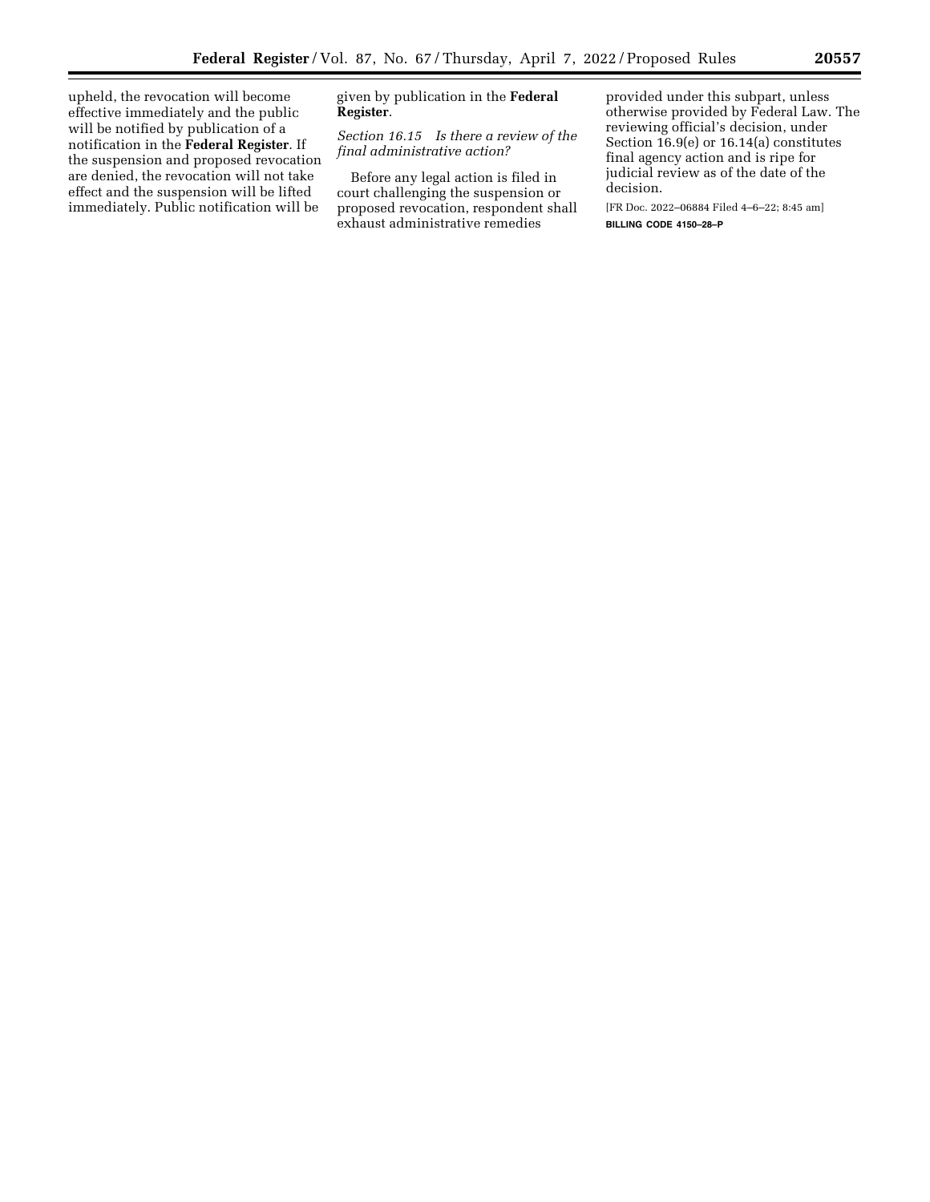upheld, the revocation will become effective immediately and the public will be notified by publication of a notification in the **Federal Register**. If the suspension and proposed revocation are denied, the revocation will not take effect and the suspension will be lifted immediately. Public notification will be given by publication in the **Federal Register**.

*Section 16.15 Is there a review of the final administrative action?*

Before any legal action is filed in court challenging the suspension or proposed revocation, respondent shall exhaust administrative remedies provided under this subpart, unless otherwise provided by Federal Law. The reviewing official's decision, under Section 16.9(e) or 16.14(a) constitutes final agency action and is ripe for judicial review as of the date of the decision.

[FR Doc. 2022–06884 Filed 4–6–22; 8:45 am]

**BILLING CODE 4150–28–P**